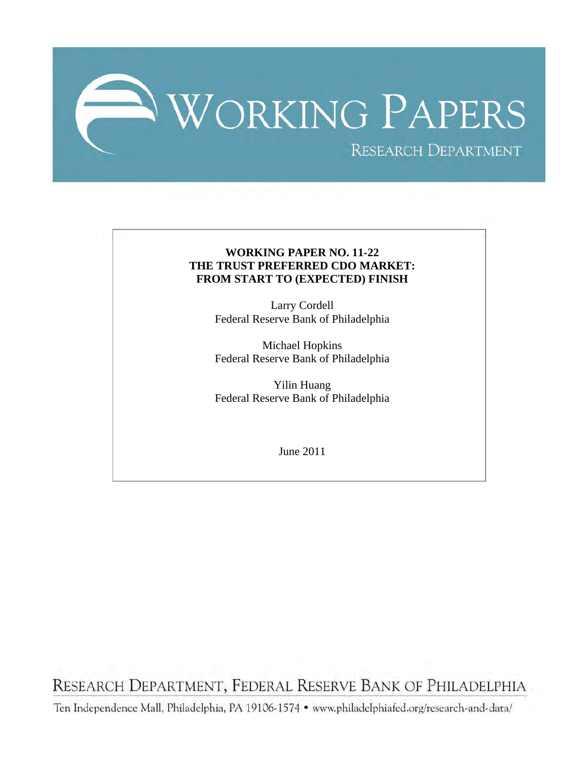# WORKING PAPERS

RESEARCH DEPARTMENT

**WORKING PAPER NO. 11-22**
**THE TRUST PREFERRED CDO MARKET:**
**FROM START TO (EXPECTED) FINISH**

Larry Cordell
Federal Reserve Bank of Philadelphia

Michael Hopkins
Federal Reserve Bank of Philadelphia

Yilin Huang
Federal Reserve Bank of Philadelphia

June 2011

RESEARCH DEPARTMENT, FEDERAL RESERVE BANK OF PHILADELPHIA

Ten Independence Mall, Philadelphia, PA 19106-1574 • www.philadelphiafed.org/research-and-data/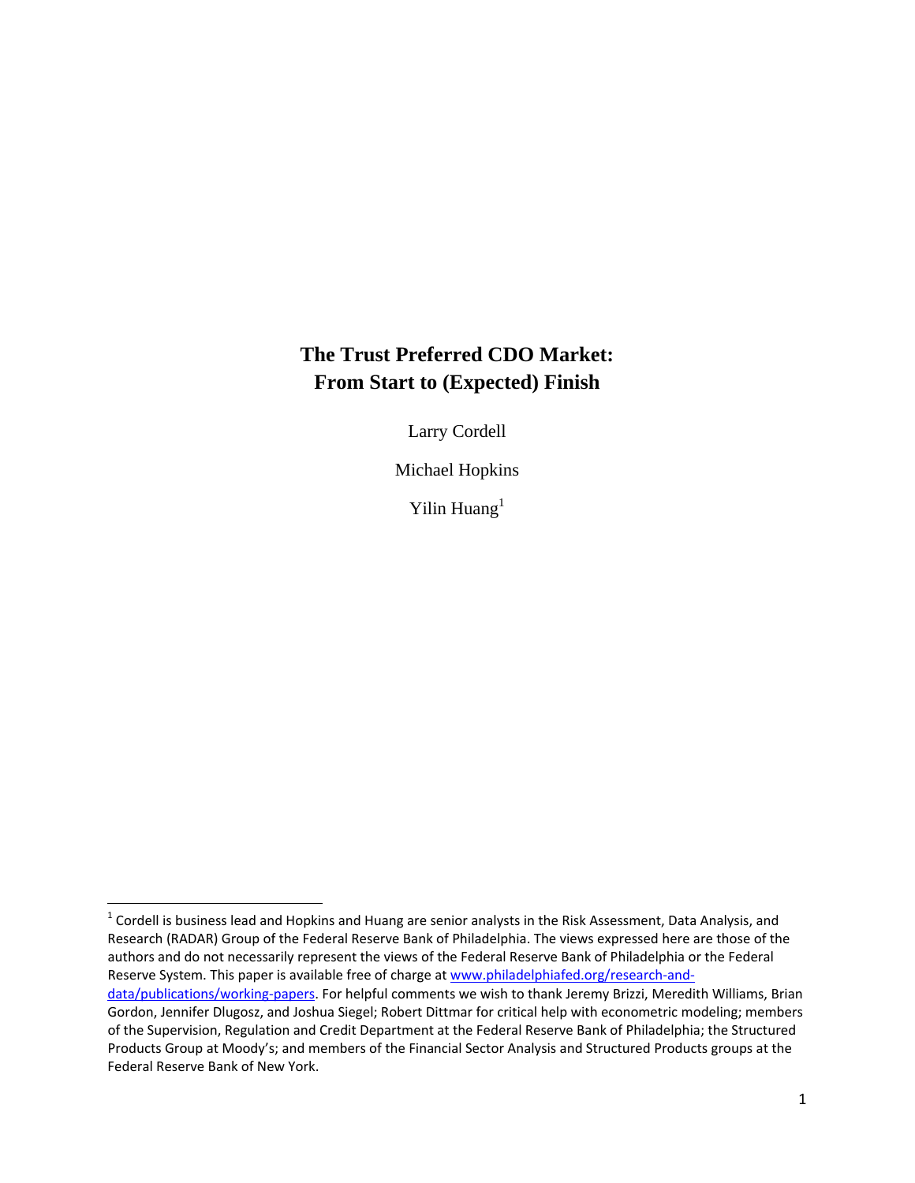# The Trust Preferred CDO Market: From Start to (Expected) Finish

Larry Cordell

Michael Hopkins

Yilin Huang[1]

[1] Cordell is business lead and Hopkins and Huang are senior analysts in the Risk Assessment, Data Analysis, and Research (RADAR) Group of the Federal Reserve Bank of Philadelphia. The views expressed here are those of the authors and do not necessarily represent the views of the Federal Reserve Bank of Philadelphia or the Federal Reserve System. This paper is available free of charge at www.philadelphiafed.org/research-and-data/publications/working-papers. For helpful comments we wish to thank Jeremy Brizzi, Meredith Williams, Brian Gordon, Jennifer Dlugosz, and Joshua Siegel; Robert Dittmar for critical help with econometric modeling; members of the Supervision, Regulation and Credit Department at the Federal Reserve Bank of Philadelphia; the Structured Products Group at Moody's; and members of the Financial Sector Analysis and Structured Products groups at the Federal Reserve Bank of New York.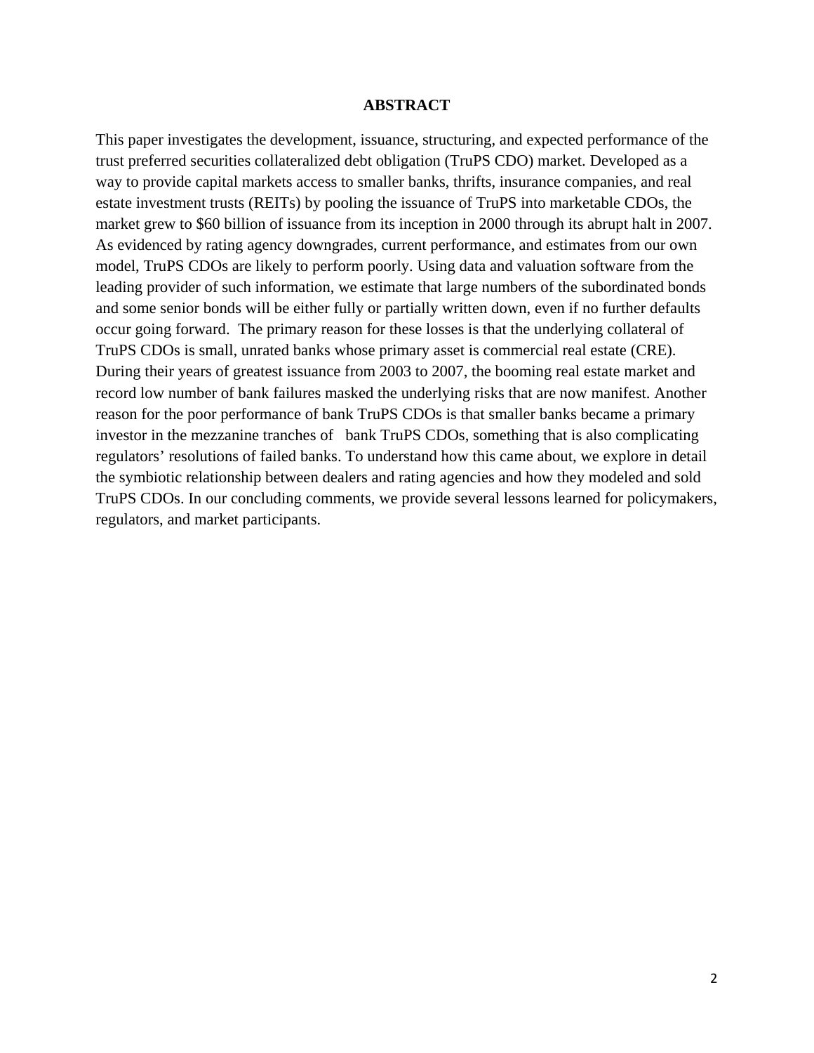## ABSTRACT

This paper investigates the development, issuance, structuring, and expected performance of the trust preferred securities collateralized debt obligation (TruPS CDO) market. Developed as a way to provide capital markets access to smaller banks, thrifts, insurance companies, and real estate investment trusts (REITs) by pooling the issuance of TruPS into marketable CDOs, the market grew to $60 billion of issuance from its inception in 2000 through its abrupt halt in 2007. As evidenced by rating agency downgrades, current performance, and estimates from our own model, TruPS CDOs are likely to perform poorly. Using data and valuation software from the leading provider of such information, we estimate that large numbers of the subordinated bonds and some senior bonds will be either fully or partially written down, even if no further defaults occur going forward. The primary reason for these losses is that the underlying collateral of TruPS CDOs is small, unrated banks whose primary asset is commercial real estate (CRE). During their years of greatest issuance from 2003 to 2007, the booming real estate market and record low number of bank failures masked the underlying risks that are now manifest. Another reason for the poor performance of bank TruPS CDOs is that smaller banks became a primary investor in the mezzanine tranches of bank TruPS CDOs, something that is also complicating regulators' resolutions of failed banks. To understand how this came about, we explore in detail the symbiotic relationship between dealers and rating agencies and how they modeled and sold TruPS CDOs. In our concluding comments, we provide several lessons learned for policymakers, regulators, and market participants.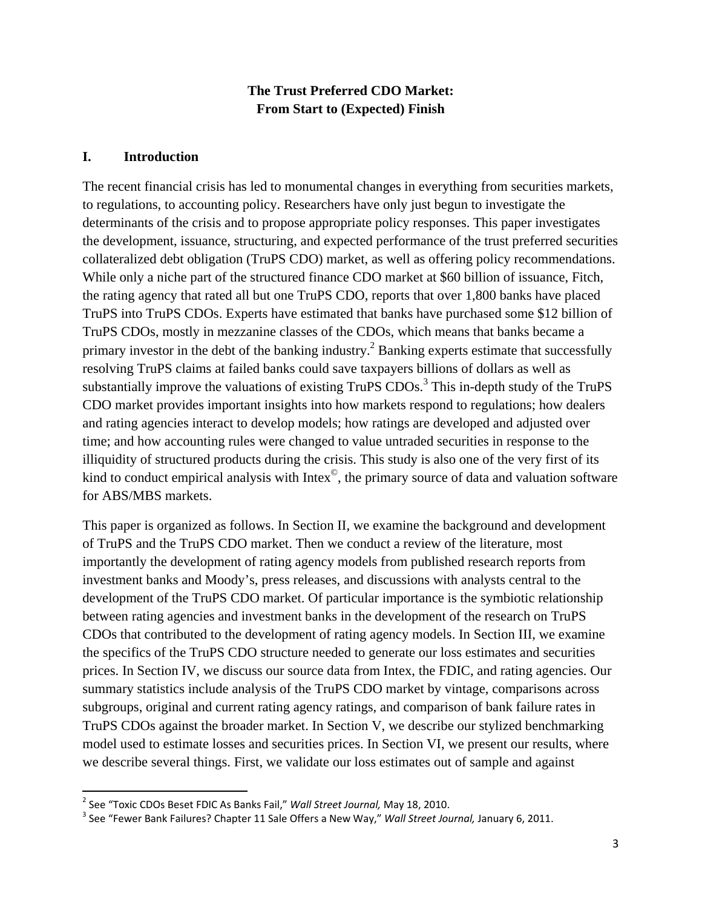**The Trust Preferred CDO Market:**
**From Start to (Expected) Finish**

## I. Introduction

The recent financial crisis has led to monumental changes in everything from securities markets, to regulations, to accounting policy. Researchers have only just begun to investigate the determinants of the crisis and to propose appropriate policy responses. This paper investigates the development, issuance, structuring, and expected performance of the trust preferred securities collateralized debt obligation (TruPS CDO) market, as well as offering policy recommendations. While only a niche part of the structured finance CDO market at $60 billion of issuance, Fitch, the rating agency that rated all but one TruPS CDO, reports that over 1,800 banks have placed TruPS into TruPS CDOs. Experts have estimated that banks have purchased some $12 billion of TruPS CDOs, mostly in mezzanine classes of the CDOs, which means that banks became a primary investor in the debt of the banking industry.[2] Banking experts estimate that successfully resolving TruPS claims at failed banks could save taxpayers billions of dollars as well as substantially improve the valuations of existing TruPS CDOs.[3] This in-depth study of the TruPS CDO market provides important insights into how markets respond to regulations; how dealers and rating agencies interact to develop models; how ratings are developed and adjusted over time; and how accounting rules were changed to value untraded securities in response to the illiquidity of structured products during the crisis. This study is also one of the very first of its kind to conduct empirical analysis with Intex©, the primary source of data and valuation software for ABS/MBS markets.

This paper is organized as follows. In Section II, we examine the background and development of TruPS and the TruPS CDO market. Then we conduct a review of the literature, most importantly the development of rating agency models from published research reports from investment banks and Moody's, press releases, and discussions with analysts central to the development of the TruPS CDO market. Of particular importance is the symbiotic relationship between rating agencies and investment banks in the development of the research on TruPS CDOs that contributed to the development of rating agency models. In Section III, we examine the specifics of the TruPS CDO structure needed to generate our loss estimates and securities prices. In Section IV, we discuss our source data from Intex, the FDIC, and rating agencies. Our summary statistics include analysis of the TruPS CDO market by vintage, comparisons across subgroups, original and current rating agency ratings, and comparison of bank failure rates in TruPS CDOs against the broader market. In Section V, we describe our stylized benchmarking model used to estimate losses and securities prices. In Section VI, we present our results, where we describe several things. First, we validate our loss estimates out of sample and against

---

[2] See "Toxic CDOs Beset FDIC As Banks Fail," *Wall Street Journal,* May 18, 2010.

[3] See "Fewer Bank Failures? Chapter 11 Sale Offers a New Way," *Wall Street Journal,* January 6, 2011.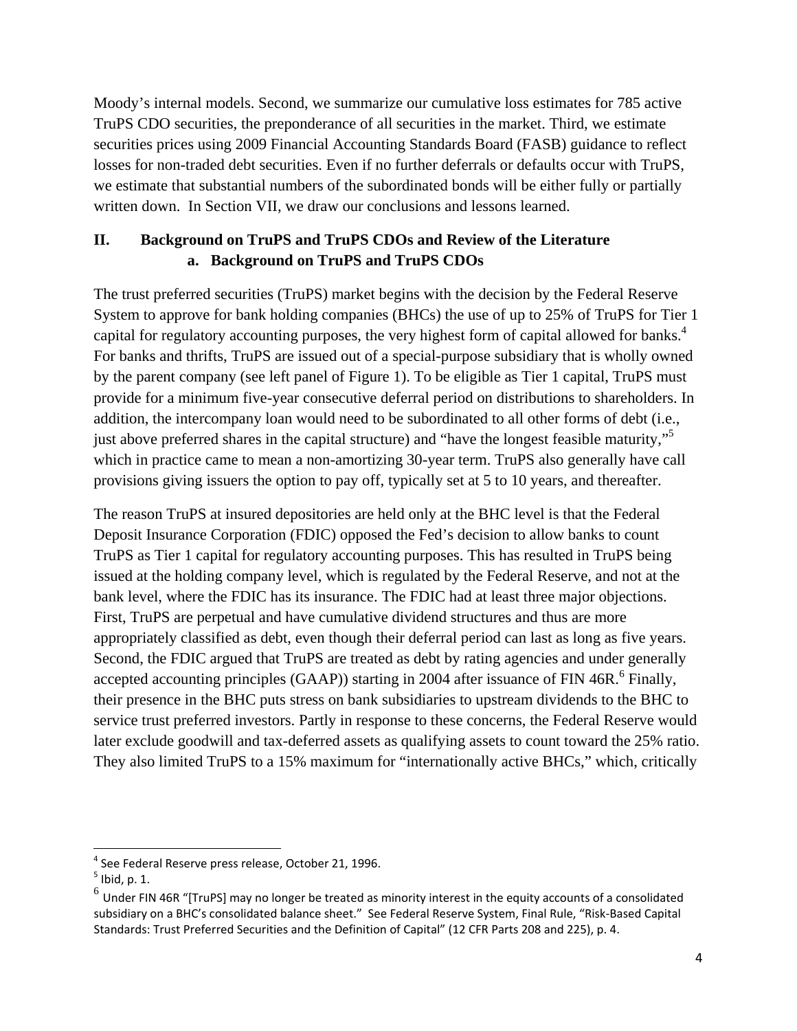Moody's internal models. Second, we summarize our cumulative loss estimates for 785 active TruPS CDO securities, the preponderance of all securities in the market. Third, we estimate securities prices using 2009 Financial Accounting Standards Board (FASB) guidance to reflect losses for non-traded debt securities. Even if no further deferrals or defaults occur with TruPS, we estimate that substantial numbers of the subordinated bonds will be either fully or partially written down. In Section VII, we draw our conclusions and lessons learned.

## II. Background on TruPS and TruPS CDOs and Review of the Literature

### a. Background on TruPS and TruPS CDOs

The trust preferred securities (TruPS) market begins with the decision by the Federal Reserve System to approve for bank holding companies (BHCs) the use of up to 25% of TruPS for Tier 1 capital for regulatory accounting purposes, the very highest form of capital allowed for banks.[4] For banks and thrifts, TruPS are issued out of a special-purpose subsidiary that is wholly owned by the parent company (see left panel of Figure 1). To be eligible as Tier 1 capital, TruPS must provide for a minimum five-year consecutive deferral period on distributions to shareholders. In addition, the intercompany loan would need to be subordinated to all other forms of debt (i.e., just above preferred shares in the capital structure) and "have the longest feasible maturity,"[5] which in practice came to mean a non-amortizing 30-year term. TruPS also generally have call provisions giving issuers the option to pay off, typically set at 5 to 10 years, and thereafter.

The reason TruPS at insured depositories are held only at the BHC level is that the Federal Deposit Insurance Corporation (FDIC) opposed the Fed's decision to allow banks to count TruPS as Tier 1 capital for regulatory accounting purposes. This has resulted in TruPS being issued at the holding company level, which is regulated by the Federal Reserve, and not at the bank level, where the FDIC has its insurance. The FDIC had at least three major objections. First, TruPS are perpetual and have cumulative dividend structures and thus are more appropriately classified as debt, even though their deferral period can last as long as five years. Second, the FDIC argued that TruPS are treated as debt by rating agencies and under generally accepted accounting principles (GAAP)) starting in 2004 after issuance of FIN 46R.[6] Finally, their presence in the BHC puts stress on bank subsidiaries to upstream dividends to the BHC to service trust preferred investors. Partly in response to these concerns, the Federal Reserve would later exclude goodwill and tax-deferred assets as qualifying assets to count toward the 25% ratio. They also limited TruPS to a 15% maximum for "internationally active BHCs," which, critically

---

[4] See Federal Reserve press release, October 21, 1996.

[5] Ibid, p. 1.

[6] Under FIN 46R "[TruPS] may no longer be treated as minority interest in the equity accounts of a consolidated subsidiary on a BHC's consolidated balance sheet." See Federal Reserve System, Final Rule, "Risk-Based Capital Standards: Trust Preferred Securities and the Definition of Capital" (12 CFR Parts 208 and 225), p. 4.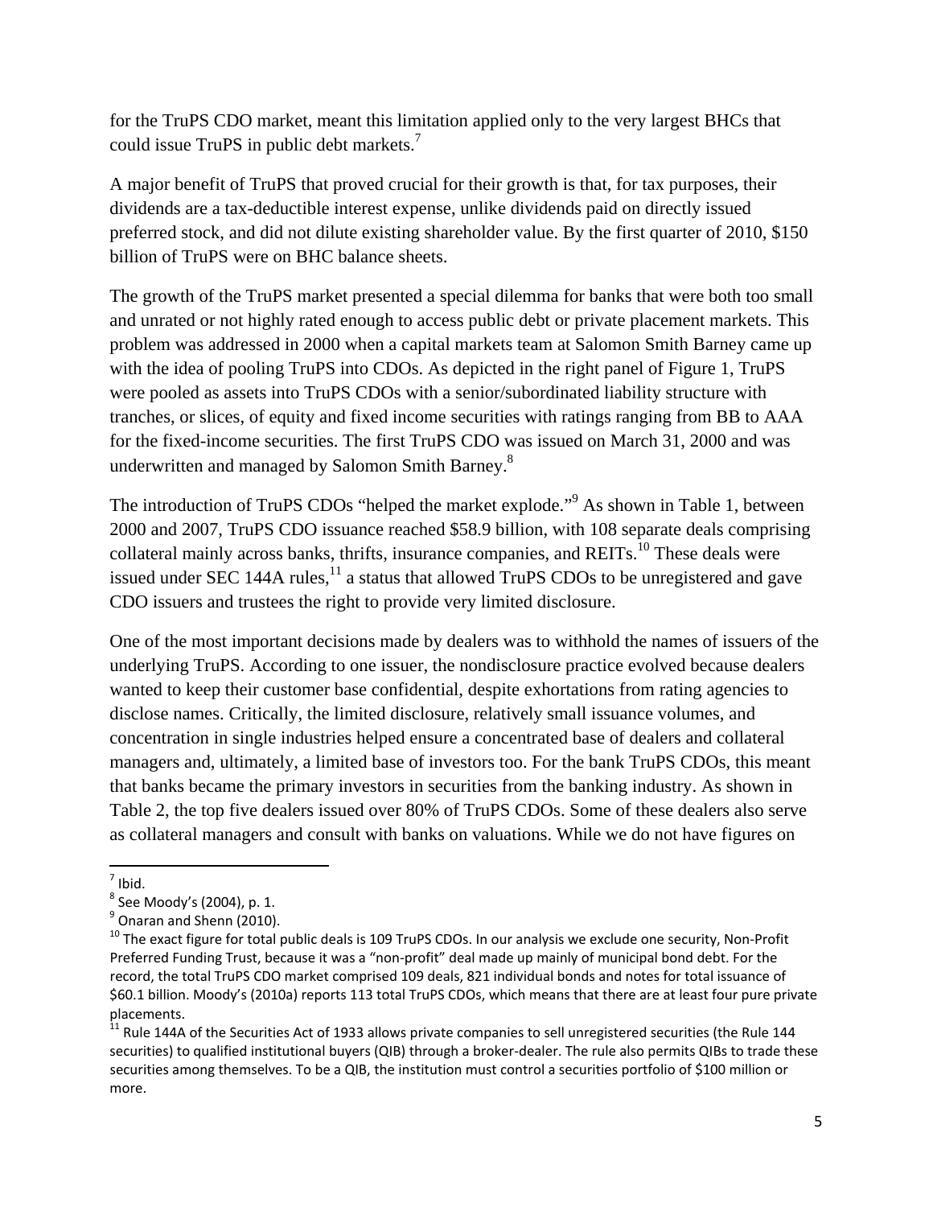for the TruPS CDO market, meant this limitation applied only to the very largest BHCs that could issue TruPS in public debt markets.[7]

A major benefit of TruPS that proved crucial for their growth is that, for tax purposes, their dividends are a tax-deductible interest expense, unlike dividends paid on directly issued preferred stock, and did not dilute existing shareholder value. By the first quarter of 2010, $150 billion of TruPS were on BHC balance sheets.

The growth of the TruPS market presented a special dilemma for banks that were both too small and unrated or not highly rated enough to access public debt or private placement markets. This problem was addressed in 2000 when a capital markets team at Salomon Smith Barney came up with the idea of pooling TruPS into CDOs. As depicted in the right panel of Figure 1, TruPS were pooled as assets into TruPS CDOs with a senior/subordinated liability structure with tranches, or slices, of equity and fixed income securities with ratings ranging from BB to AAA for the fixed-income securities. The first TruPS CDO was issued on March 31, 2000 and was underwritten and managed by Salomon Smith Barney.[8]

The introduction of TruPS CDOs "helped the market explode."[9] As shown in Table 1, between 2000 and 2007, TruPS CDO issuance reached $58.9 billion, with 108 separate deals comprising collateral mainly across banks, thrifts, insurance companies, and REITs.[10] These deals were issued under SEC 144A rules,[11] a status that allowed TruPS CDOs to be unregistered and gave CDO issuers and trustees the right to provide very limited disclosure.

One of the most important decisions made by dealers was to withhold the names of issuers of the underlying TruPS. According to one issuer, the nondisclosure practice evolved because dealers wanted to keep their customer base confidential, despite exhortations from rating agencies to disclose names. Critically, the limited disclosure, relatively small issuance volumes, and concentration in single industries helped ensure a concentrated base of dealers and collateral managers and, ultimately, a limited base of investors too. For the bank TruPS CDOs, this meant that banks became the primary investors in securities from the banking industry. As shown in Table 2, the top five dealers issued over 80% of TruPS CDOs. Some of these dealers also serve as collateral managers and consult with banks on valuations. While we do not have figures on

[7] Ibid.

[8] See Moody's (2004), p. 1.

[9] Onaran and Shenn (2010).

[10] The exact figure for total public deals is 109 TruPS CDOs. In our analysis we exclude one security, Non-Profit Preferred Funding Trust, because it was a "non-profit" deal made up mainly of municipal bond debt. For the record, the total TruPS CDO market comprised 109 deals, 821 individual bonds and notes for total issuance of $60.1 billion. Moody's (2010a) reports 113 total TruPS CDOs, which means that there are at least four pure private placements.

[11] Rule 144A of the Securities Act of 1933 allows private companies to sell unregistered securities (the Rule 144 securities) to qualified institutional buyers (QIB) through a broker-dealer. The rule also permits QIBs to trade these securities among themselves. To be a QIB, the institution must control a securities portfolio of $100 million or more.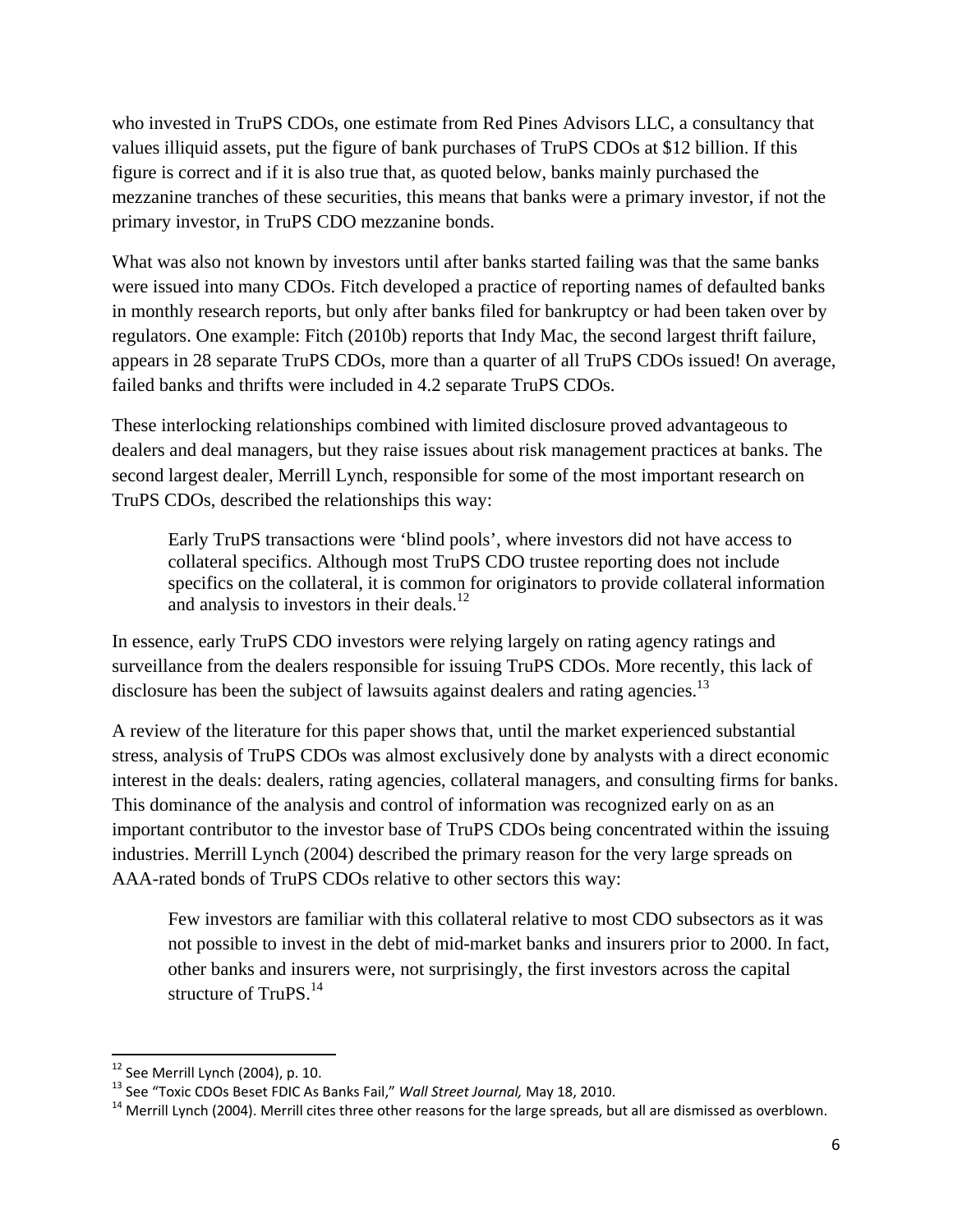who invested in TruPS CDOs, one estimate from Red Pines Advisors LLC, a consultancy that values illiquid assets, put the figure of bank purchases of TruPS CDOs at $12 billion. If this figure is correct and if it is also true that, as quoted below, banks mainly purchased the mezzanine tranches of these securities, this means that banks were a primary investor, if not the primary investor, in TruPS CDO mezzanine bonds.

What was also not known by investors until after banks started failing was that the same banks were issued into many CDOs. Fitch developed a practice of reporting names of defaulted banks in monthly research reports, but only after banks filed for bankruptcy or had been taken over by regulators. One example: Fitch (2010b) reports that Indy Mac, the second largest thrift failure, appears in 28 separate TruPS CDOs, more than a quarter of all TruPS CDOs issued! On average, failed banks and thrifts were included in 4.2 separate TruPS CDOs.

These interlocking relationships combined with limited disclosure proved advantageous to dealers and deal managers, but they raise issues about risk management practices at banks. The second largest dealer, Merrill Lynch, responsible for some of the most important research on TruPS CDOs, described the relationships this way:

> Early TruPS transactions were 'blind pools', where investors did not have access to collateral specifics. Although most TruPS CDO trustee reporting does not include specifics on the collateral, it is common for originators to provide collateral information and analysis to investors in their deals.[12]

In essence, early TruPS CDO investors were relying largely on rating agency ratings and surveillance from the dealers responsible for issuing TruPS CDOs. More recently, this lack of disclosure has been the subject of lawsuits against dealers and rating agencies.[13]

A review of the literature for this paper shows that, until the market experienced substantial stress, analysis of TruPS CDOs was almost exclusively done by analysts with a direct economic interest in the deals: dealers, rating agencies, collateral managers, and consulting firms for banks. This dominance of the analysis and control of information was recognized early on as an important contributor to the investor base of TruPS CDOs being concentrated within the issuing industries. Merrill Lynch (2004) described the primary reason for the very large spreads on AAA-rated bonds of TruPS CDOs relative to other sectors this way:

> Few investors are familiar with this collateral relative to most CDO subsectors as it was not possible to invest in the debt of mid-market banks and insurers prior to 2000. In fact, other banks and insurers were, not surprisingly, the first investors across the capital structure of TruPS.[14]

---

[12] See Merrill Lynch (2004), p. 10.

[13] See "Toxic CDOs Beset FDIC As Banks Fail," *Wall Street Journal,* May 18, 2010.

[14] Merrill Lynch (2004). Merrill cites three other reasons for the large spreads, but all are dismissed as overblown.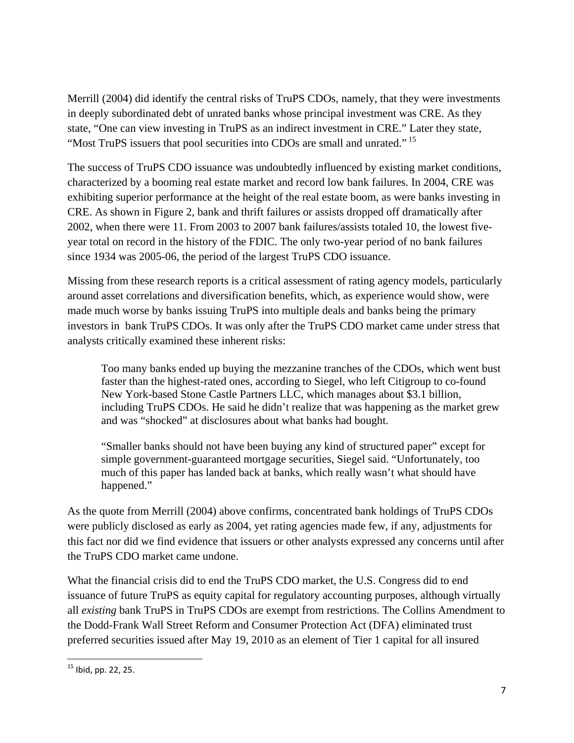Merrill (2004) did identify the central risks of TruPS CDOs, namely, that they were investments in deeply subordinated debt of unrated banks whose principal investment was CRE. As they state, "One can view investing in TruPS as an indirect investment in CRE." Later they state, "Most TruPS issuers that pool securities into CDOs are small and unrated." [15]

The success of TruPS CDO issuance was undoubtedly influenced by existing market conditions, characterized by a booming real estate market and record low bank failures. In 2004, CRE was exhibiting superior performance at the height of the real estate boom, as were banks investing in CRE. As shown in Figure 2, bank and thrift failures or assists dropped off dramatically after 2002, when there were 11. From 2003 to 2007 bank failures/assists totaled 10, the lowest five-year total on record in the history of the FDIC. The only two-year period of no bank failures since 1934 was 2005-06, the period of the largest TruPS CDO issuance.

Missing from these research reports is a critical assessment of rating agency models, particularly around asset correlations and diversification benefits, which, as experience would show, were made much worse by banks issuing TruPS into multiple deals and banks being the primary investors in bank TruPS CDOs. It was only after the TruPS CDO market came under stress that analysts critically examined these inherent risks:

> Too many banks ended up buying the mezzanine tranches of the CDOs, which went bust faster than the highest-rated ones, according to Siegel, who left Citigroup to co-found New York-based Stone Castle Partners LLC, which manages about $3.1 billion, including TruPS CDOs. He said he didn't realize that was happening as the market grew and was "shocked" at disclosures about what banks had bought.
>
> "Smaller banks should not have been buying any kind of structured paper" except for simple government-guaranteed mortgage securities, Siegel said. "Unfortunately, too much of this paper has landed back at banks, which really wasn't what should have happened."

As the quote from Merrill (2004) above confirms, concentrated bank holdings of TruPS CDOs were publicly disclosed as early as 2004, yet rating agencies made few, if any, adjustments for this fact nor did we find evidence that issuers or other analysts expressed any concerns until after the TruPS CDO market came undone.

What the financial crisis did to end the TruPS CDO market, the U.S. Congress did to end issuance of future TruPS as equity capital for regulatory accounting purposes, although virtually all *existing* bank TruPS in TruPS CDOs are exempt from restrictions. The Collins Amendment to the Dodd-Frank Wall Street Reform and Consumer Protection Act (DFA) eliminated trust preferred securities issued after May 19, 2010 as an element of Tier 1 capital for all insured

[15] Ibid, pp. 22, 25.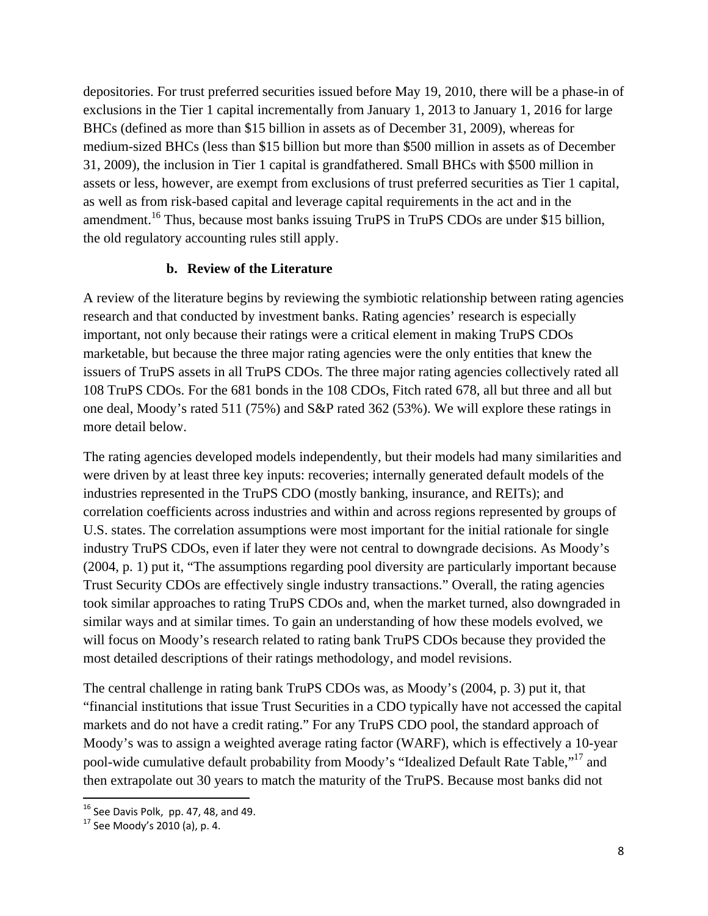depositories. For trust preferred securities issued before May 19, 2010, there will be a phase-in of exclusions in the Tier 1 capital incrementally from January 1, 2013 to January 1, 2016 for large BHCs (defined as more than \$15 billion in assets as of December 31, 2009), whereas for medium-sized BHCs (less than \$15 billion but more than \$500 million in assets as of December 31, 2009), the inclusion in Tier 1 capital is grandfathered. Small BHCs with \$500 million in assets or less, however, are exempt from exclusions of trust preferred securities as Tier 1 capital, as well as from risk-based capital and leverage capital requirements in the act and in the amendment.[16] Thus, because most banks issuing TruPS in TruPS CDOs are under \$15 billion, the old regulatory accounting rules still apply.

### b. Review of the Literature

A review of the literature begins by reviewing the symbiotic relationship between rating agencies research and that conducted by investment banks. Rating agencies' research is especially important, not only because their ratings were a critical element in making TruPS CDOs marketable, but because the three major rating agencies were the only entities that knew the issuers of TruPS assets in all TruPS CDOs. The three major rating agencies collectively rated all 108 TruPS CDOs. For the 681 bonds in the 108 CDOs, Fitch rated 678, all but three and all but one deal, Moody's rated 511 (75%) and S&P rated 362 (53%). We will explore these ratings in more detail below.

The rating agencies developed models independently, but their models had many similarities and were driven by at least three key inputs: recoveries; internally generated default models of the industries represented in the TruPS CDO (mostly banking, insurance, and REITs); and correlation coefficients across industries and within and across regions represented by groups of U.S. states. The correlation assumptions were most important for the initial rationale for single industry TruPS CDOs, even if later they were not central to downgrade decisions. As Moody's (2004, p. 1) put it, "The assumptions regarding pool diversity are particularly important because Trust Security CDOs are effectively single industry transactions." Overall, the rating agencies took similar approaches to rating TruPS CDOs and, when the market turned, also downgraded in similar ways and at similar times. To gain an understanding of how these models evolved, we will focus on Moody's research related to rating bank TruPS CDOs because they provided the most detailed descriptions of their ratings methodology, and model revisions.

The central challenge in rating bank TruPS CDOs was, as Moody's (2004, p. 3) put it, that "financial institutions that issue Trust Securities in a CDO typically have not accessed the capital markets and do not have a credit rating." For any TruPS CDO pool, the standard approach of Moody's was to assign a weighted average rating factor (WARF), which is effectively a 10-year pool-wide cumulative default probability from Moody's "Idealized Default Rate Table,"[17] and then extrapolate out 30 years to match the maturity of the TruPS. Because most banks did not

[16] See Davis Polk, pp. 47, 48, and 49.

[17] See Moody's 2010 (a), p. 4.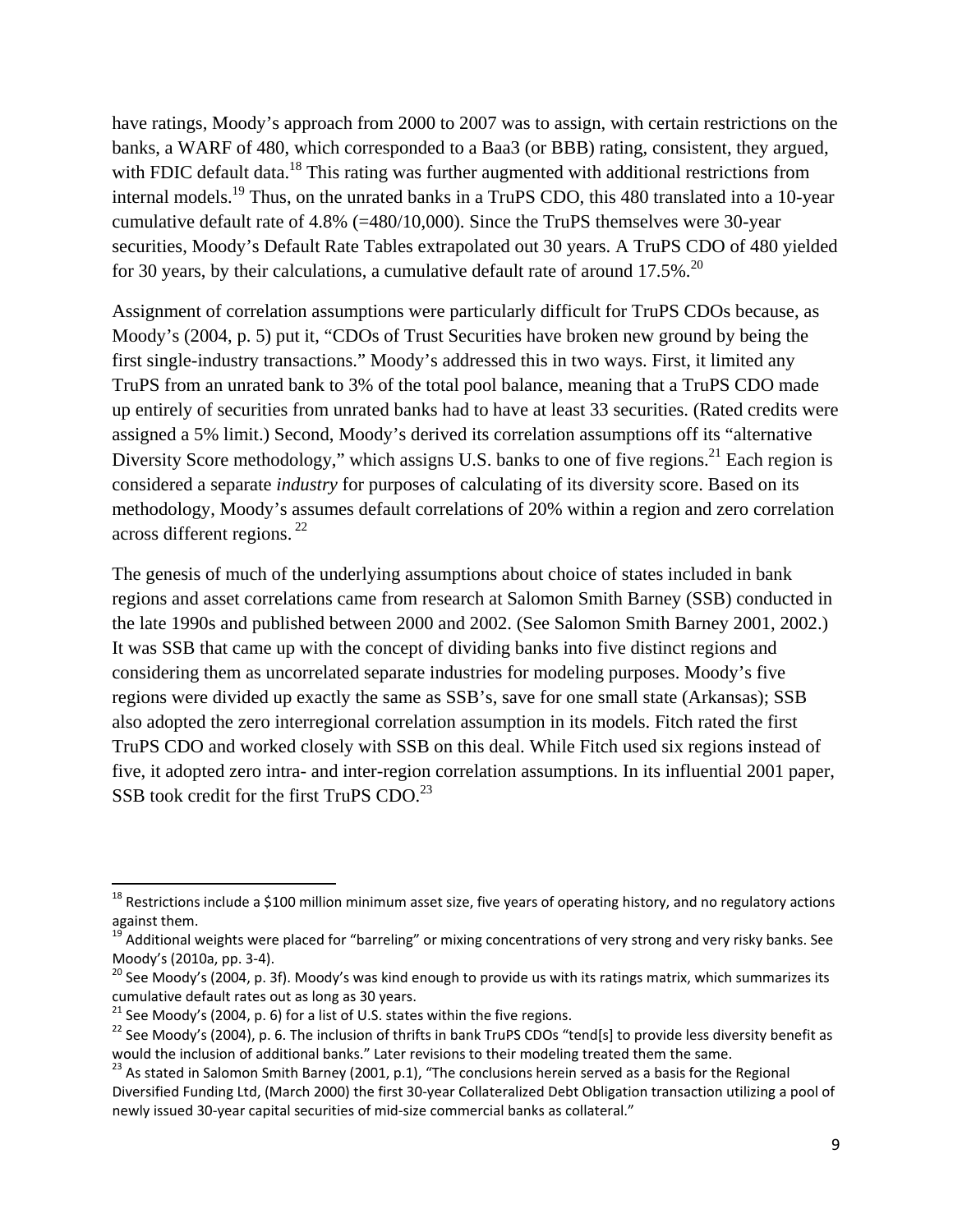have ratings, Moody's approach from 2000 to 2007 was to assign, with certain restrictions on the banks, a WARF of 480, which corresponded to a Baa3 (or BBB) rating, consistent, they argued, with FDIC default data.[18] This rating was further augmented with additional restrictions from internal models.[19] Thus, on the unrated banks in a TruPS CDO, this 480 translated into a 10-year cumulative default rate of 4.8% (=480/10,000). Since the TruPS themselves were 30-year securities, Moody's Default Rate Tables extrapolated out 30 years. A TruPS CDO of 480 yielded for 30 years, by their calculations, a cumulative default rate of around 17.5%.[20]

Assignment of correlation assumptions were particularly difficult for TruPS CDOs because, as Moody's (2004, p. 5) put it, "CDOs of Trust Securities have broken new ground by being the first single-industry transactions." Moody's addressed this in two ways. First, it limited any TruPS from an unrated bank to 3% of the total pool balance, meaning that a TruPS CDO made up entirely of securities from unrated banks had to have at least 33 securities. (Rated credits were assigned a 5% limit.) Second, Moody's derived its correlation assumptions off its "alternative Diversity Score methodology," which assigns U.S. banks to one of five regions.[21] Each region is considered a separate *industry* for purposes of calculating of its diversity score. Based on its methodology, Moody's assumes default correlations of 20% within a region and zero correlation across different regions.[22]

The genesis of much of the underlying assumptions about choice of states included in bank regions and asset correlations came from research at Salomon Smith Barney (SSB) conducted in the late 1990s and published between 2000 and 2002. (See Salomon Smith Barney 2001, 2002.) It was SSB that came up with the concept of dividing banks into five distinct regions and considering them as uncorrelated separate industries for modeling purposes. Moody's five regions were divided up exactly the same as SSB's, save for one small state (Arkansas); SSB also adopted the zero interregional correlation assumption in its models. Fitch rated the first TruPS CDO and worked closely with SSB on this deal. While Fitch used six regions instead of five, it adopted zero intra- and inter-region correlation assumptions. In its influential 2001 paper, SSB took credit for the first TruPS CDO.[23]

---

[18] Restrictions include a $100 million minimum asset size, five years of operating history, and no regulatory actions against them.

[19] Additional weights were placed for "barreling" or mixing concentrations of very strong and very risky banks. See Moody's (2010a, pp. 3-4).

[20] See Moody's (2004, p. 3f). Moody's was kind enough to provide us with its ratings matrix, which summarizes its cumulative default rates out as long as 30 years.

[21] See Moody's (2004, p. 6) for a list of U.S. states within the five regions.

[22] See Moody's (2004), p. 6. The inclusion of thrifts in bank TruPS CDOs "tend[s] to provide less diversity benefit as would the inclusion of additional banks." Later revisions to their modeling treated them the same.

[23] As stated in Salomon Smith Barney (2001, p.1), "The conclusions herein served as a basis for the Regional Diversified Funding Ltd, (March 2000) the first 30-year Collateralized Debt Obligation transaction utilizing a pool of newly issued 30-year capital securities of mid-size commercial banks as collateral."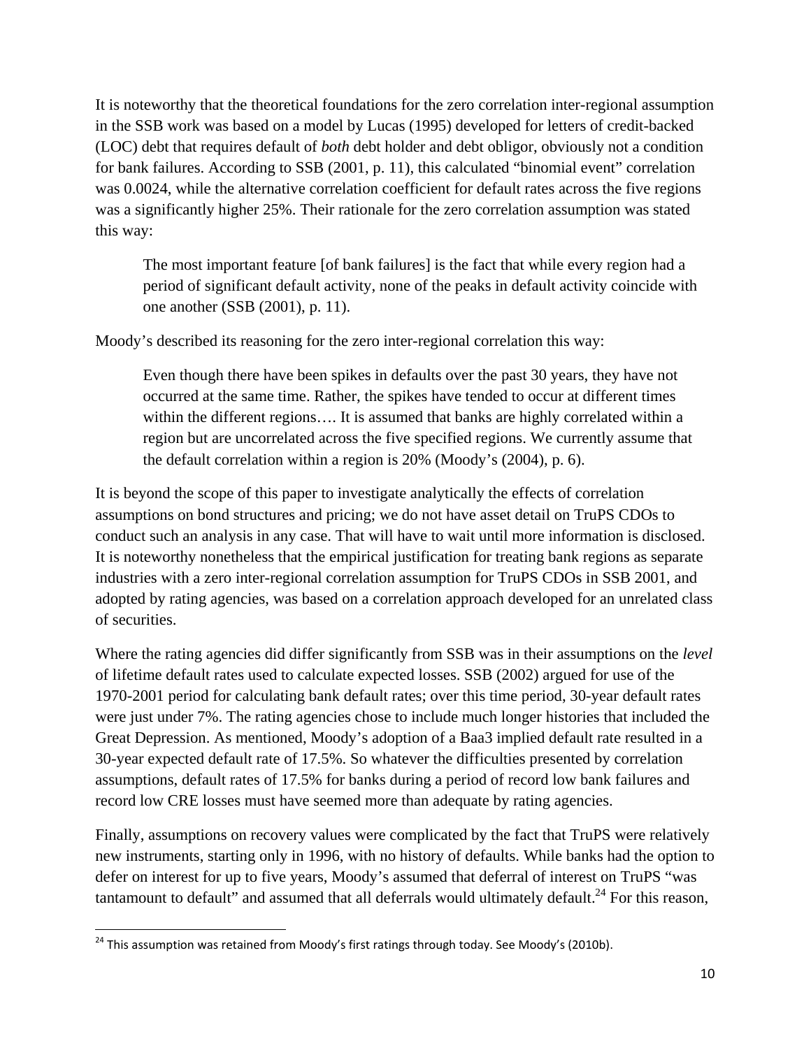It is noteworthy that the theoretical foundations for the zero correlation inter-regional assumption in the SSB work was based on a model by Lucas (1995) developed for letters of credit-backed (LOC) debt that requires default of *both* debt holder and debt obligor, obviously not a condition for bank failures. According to SSB (2001, p. 11), this calculated "binomial event" correlation was 0.0024, while the alternative correlation coefficient for default rates across the five regions was a significantly higher 25%. Their rationale for the zero correlation assumption was stated this way:

> The most important feature [of bank failures] is the fact that while every region had a period of significant default activity, none of the peaks in default activity coincide with one another (SSB (2001), p. 11).

Moody's described its reasoning for the zero inter-regional correlation this way:

> Even though there have been spikes in defaults over the past 30 years, they have not occurred at the same time. Rather, the spikes have tended to occur at different times within the different regions…. It is assumed that banks are highly correlated within a region but are uncorrelated across the five specified regions. We currently assume that the default correlation within a region is 20% (Moody's (2004), p. 6).

It is beyond the scope of this paper to investigate analytically the effects of correlation assumptions on bond structures and pricing; we do not have asset detail on TruPS CDOs to conduct such an analysis in any case. That will have to wait until more information is disclosed. It is noteworthy nonetheless that the empirical justification for treating bank regions as separate industries with a zero inter-regional correlation assumption for TruPS CDOs in SSB 2001, and adopted by rating agencies, was based on a correlation approach developed for an unrelated class of securities.

Where the rating agencies did differ significantly from SSB was in their assumptions on the *level* of lifetime default rates used to calculate expected losses. SSB (2002) argued for use of the 1970-2001 period for calculating bank default rates; over this time period, 30-year default rates were just under 7%. The rating agencies chose to include much longer histories that included the Great Depression. As mentioned, Moody's adoption of a Baa3 implied default rate resulted in a 30-year expected default rate of 17.5%. So whatever the difficulties presented by correlation assumptions, default rates of 17.5% for banks during a period of record low bank failures and record low CRE losses must have seemed more than adequate by rating agencies.

Finally, assumptions on recovery values were complicated by the fact that TruPS were relatively new instruments, starting only in 1996, with no history of defaults. While banks had the option to defer on interest for up to five years, Moody's assumed that deferral of interest on TruPS "was tantamount to default" and assumed that all deferrals would ultimately default.[24] For this reason,

---

[24] This assumption was retained from Moody's first ratings through today. See Moody's (2010b).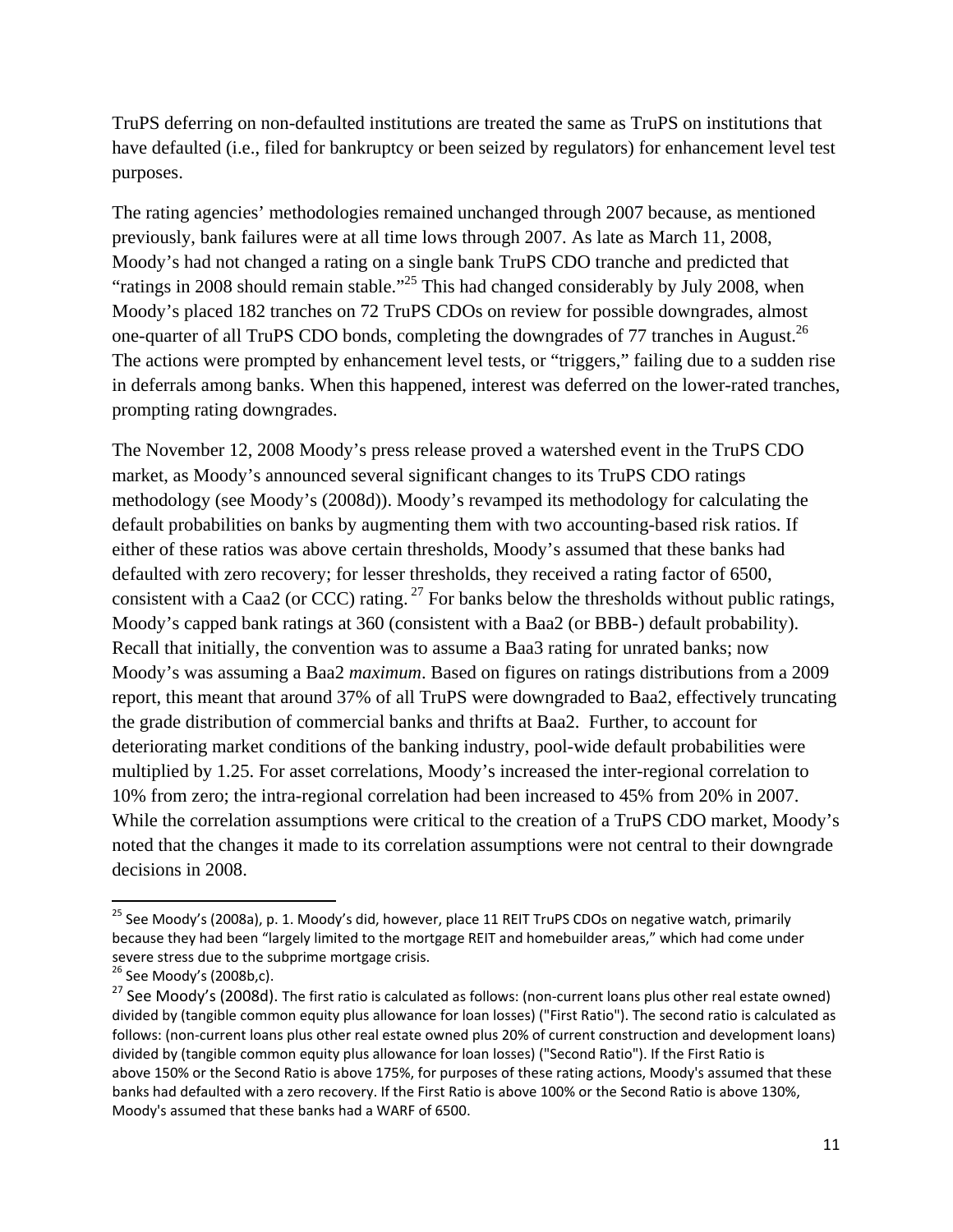TruPS deferring on non-defaulted institutions are treated the same as TruPS on institutions that have defaulted (i.e., filed for bankruptcy or been seized by regulators) for enhancement level test purposes.

The rating agencies' methodologies remained unchanged through 2007 because, as mentioned previously, bank failures were at all time lows through 2007. As late as March 11, 2008, Moody's had not changed a rating on a single bank TruPS CDO tranche and predicted that "ratings in 2008 should remain stable."[25] This had changed considerably by July 2008, when Moody's placed 182 tranches on 72 TruPS CDOs on review for possible downgrades, almost one-quarter of all TruPS CDO bonds, completing the downgrades of 77 tranches in August.[26] The actions were prompted by enhancement level tests, or "triggers," failing due to a sudden rise in deferrals among banks. When this happened, interest was deferred on the lower-rated tranches, prompting rating downgrades.

The November 12, 2008 Moody's press release proved a watershed event in the TruPS CDO market, as Moody's announced several significant changes to its TruPS CDO ratings methodology (see Moody's (2008d)). Moody's revamped its methodology for calculating the default probabilities on banks by augmenting them with two accounting-based risk ratios. If either of these ratios was above certain thresholds, Moody's assumed that these banks had defaulted with zero recovery; for lesser thresholds, they received a rating factor of 6500, consistent with a Caa2 (or CCC) rating.[27] For banks below the thresholds without public ratings, Moody's capped bank ratings at 360 (consistent with a Baa2 (or BBB-) default probability). Recall that initially, the convention was to assume a Baa3 rating for unrated banks; now Moody's was assuming a Baa2 *maximum*. Based on figures on ratings distributions from a 2009 report, this meant that around 37% of all TruPS were downgraded to Baa2, effectively truncating the grade distribution of commercial banks and thrifts at Baa2. Further, to account for deteriorating market conditions of the banking industry, pool-wide default probabilities were multiplied by 1.25. For asset correlations, Moody's increased the inter-regional correlation to 10% from zero; the intra-regional correlation had been increased to 45% from 20% in 2007. While the correlation assumptions were critical to the creation of a TruPS CDO market, Moody's noted that the changes it made to its correlation assumptions were not central to their downgrade decisions in 2008.

---

[25] See Moody's (2008a), p. 1. Moody's did, however, place 11 REIT TruPS CDOs on negative watch, primarily because they had been "largely limited to the mortgage REIT and homebuilder areas," which had come under severe stress due to the subprime mortgage crisis.

[26] See Moody's (2008b,c).

[27] See Moody's (2008d). The first ratio is calculated as follows: (non-current loans plus other real estate owned) divided by (tangible common equity plus allowance for loan losses) ("First Ratio"). The second ratio is calculated as follows: (non-current loans plus other real estate owned plus 20% of current construction and development loans) divided by (tangible common equity plus allowance for loan losses) ("Second Ratio"). If the First Ratio is above 150% or the Second Ratio is above 175%, for purposes of these rating actions, Moody's assumed that these banks had defaulted with a zero recovery. If the First Ratio is above 100% or the Second Ratio is above 130%, Moody's assumed that these banks had a WARF of 6500.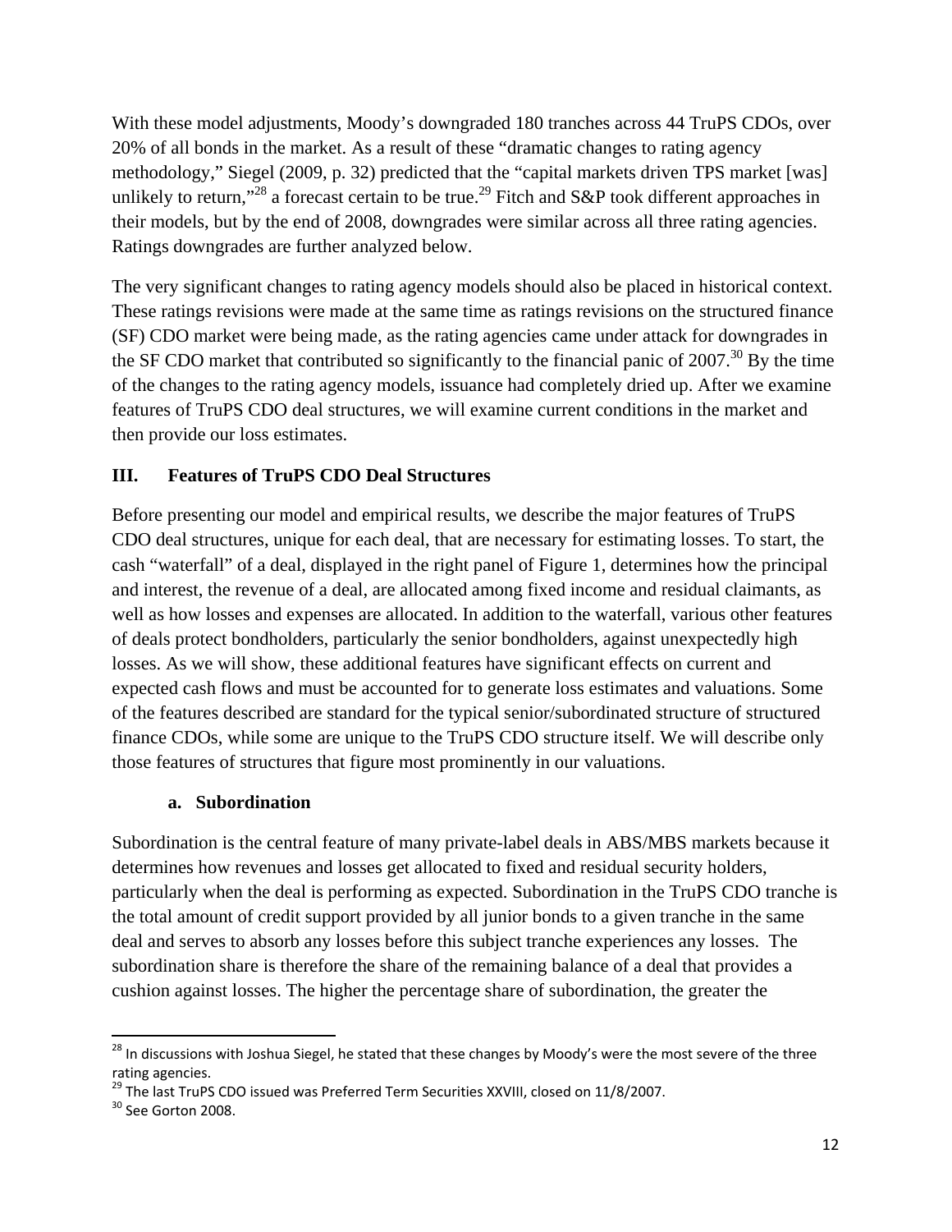With these model adjustments, Moody's downgraded 180 tranches across 44 TruPS CDOs, over 20% of all bonds in the market. As a result of these "dramatic changes to rating agency methodology," Siegel (2009, p. 32) predicted that the "capital markets driven TPS market [was] unlikely to return,"[28] a forecast certain to be true.[29] Fitch and S&P took different approaches in their models, but by the end of 2008, downgrades were similar across all three rating agencies. Ratings downgrades are further analyzed below.

The very significant changes to rating agency models should also be placed in historical context. These ratings revisions were made at the same time as ratings revisions on the structured finance (SF) CDO market were being made, as the rating agencies came under attack for downgrades in the SF CDO market that contributed so significantly to the financial panic of 2007.[30] By the time of the changes to the rating agency models, issuance had completely dried up. After we examine features of TruPS CDO deal structures, we will examine current conditions in the market and then provide our loss estimates.

## III. Features of TruPS CDO Deal Structures

Before presenting our model and empirical results, we describe the major features of TruPS CDO deal structures, unique for each deal, that are necessary for estimating losses. To start, the cash "waterfall" of a deal, displayed in the right panel of Figure 1, determines how the principal and interest, the revenue of a deal, are allocated among fixed income and residual claimants, as well as how losses and expenses are allocated. In addition to the waterfall, various other features of deals protect bondholders, particularly the senior bondholders, against unexpectedly high losses. As we will show, these additional features have significant effects on current and expected cash flows and must be accounted for to generate loss estimates and valuations. Some of the features described are standard for the typical senior/subordinated structure of structured finance CDOs, while some are unique to the TruPS CDO structure itself. We will describe only those features of structures that figure most prominently in our valuations.

### a. Subordination

Subordination is the central feature of many private-label deals in ABS/MBS markets because it determines how revenues and losses get allocated to fixed and residual security holders, particularly when the deal is performing as expected. Subordination in the TruPS CDO tranche is the total amount of credit support provided by all junior bonds to a given tranche in the same deal and serves to absorb any losses before this subject tranche experiences any losses. The subordination share is therefore the share of the remaining balance of a deal that provides a cushion against losses. The higher the percentage share of subordination, the greater the

---

[28] In discussions with Joshua Siegel, he stated that these changes by Moody's were the most severe of the three rating agencies.

[29] The last TruPS CDO issued was Preferred Term Securities XXVIII, closed on 11/8/2007.

[30] See Gorton 2008.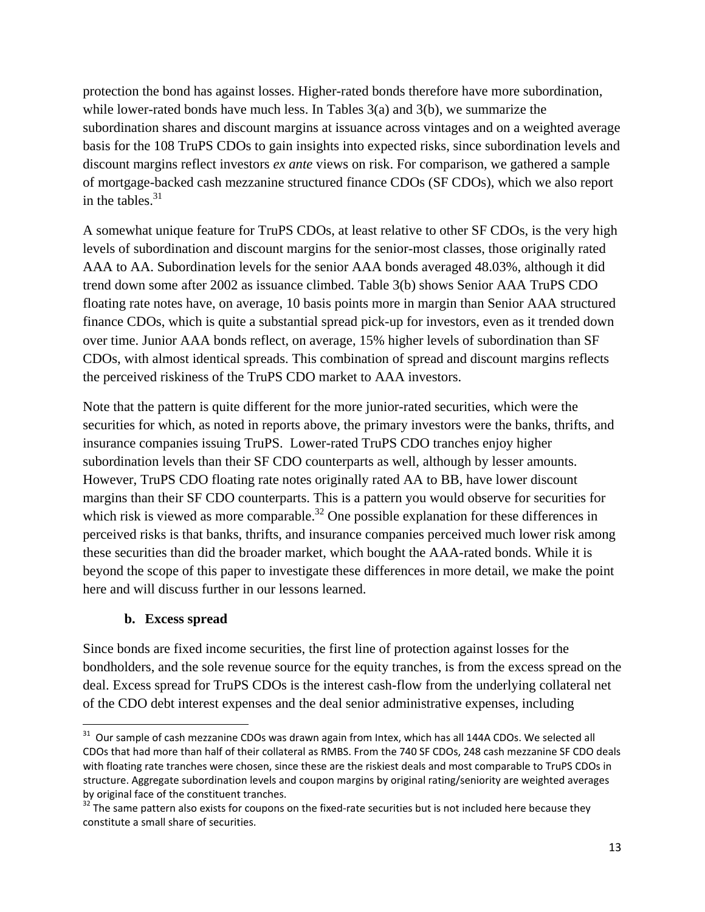protection the bond has against losses. Higher-rated bonds therefore have more subordination, while lower-rated bonds have much less. In Tables 3(a) and 3(b), we summarize the subordination shares and discount margins at issuance across vintages and on a weighted average basis for the 108 TruPS CDOs to gain insights into expected risks, since subordination levels and discount margins reflect investors *ex ante* views on risk. For comparison, we gathered a sample of mortgage-backed cash mezzanine structured finance CDOs (SF CDOs), which we also report in the tables.[31]

A somewhat unique feature for TruPS CDOs, at least relative to other SF CDOs, is the very high levels of subordination and discount margins for the senior-most classes, those originally rated AAA to AA. Subordination levels for the senior AAA bonds averaged 48.03%, although it did trend down some after 2002 as issuance climbed. Table 3(b) shows Senior AAA TruPS CDO floating rate notes have, on average, 10 basis points more in margin than Senior AAA structured finance CDOs, which is quite a substantial spread pick-up for investors, even as it trended down over time. Junior AAA bonds reflect, on average, 15% higher levels of subordination than SF CDOs, with almost identical spreads. This combination of spread and discount margins reflects the perceived riskiness of the TruPS CDO market to AAA investors.

Note that the pattern is quite different for the more junior-rated securities, which were the securities for which, as noted in reports above, the primary investors were the banks, thrifts, and insurance companies issuing TruPS. Lower-rated TruPS CDO tranches enjoy higher subordination levels than their SF CDO counterparts as well, although by lesser amounts. However, TruPS CDO floating rate notes originally rated AA to BB, have lower discount margins than their SF CDO counterparts. This is a pattern you would observe for securities for which risk is viewed as more comparable.[32] One possible explanation for these differences in perceived risks is that banks, thrifts, and insurance companies perceived much lower risk among these securities than did the broader market, which bought the AAA-rated bonds. While it is beyond the scope of this paper to investigate these differences in more detail, we make the point here and will discuss further in our lessons learned.

### b. Excess spread

Since bonds are fixed income securities, the first line of protection against losses for the bondholders, and the sole revenue source for the equity tranches, is from the excess spread on the deal. Excess spread for TruPS CDOs is the interest cash-flow from the underlying collateral net of the CDO debt interest expenses and the deal senior administrative expenses, including

[31] Our sample of cash mezzanine CDOs was drawn again from Intex, which has all 144A CDOs. We selected all CDOs that had more than half of their collateral as RMBS. From the 740 SF CDOs, 248 cash mezzanine SF CDO deals with floating rate tranches were chosen, since these are the riskiest deals and most comparable to TruPS CDOs in structure. Aggregate subordination levels and coupon margins by original rating/seniority are weighted averages by original face of the constituent tranches.

[32] The same pattern also exists for coupons on the fixed-rate securities but is not included here because they constitute a small share of securities.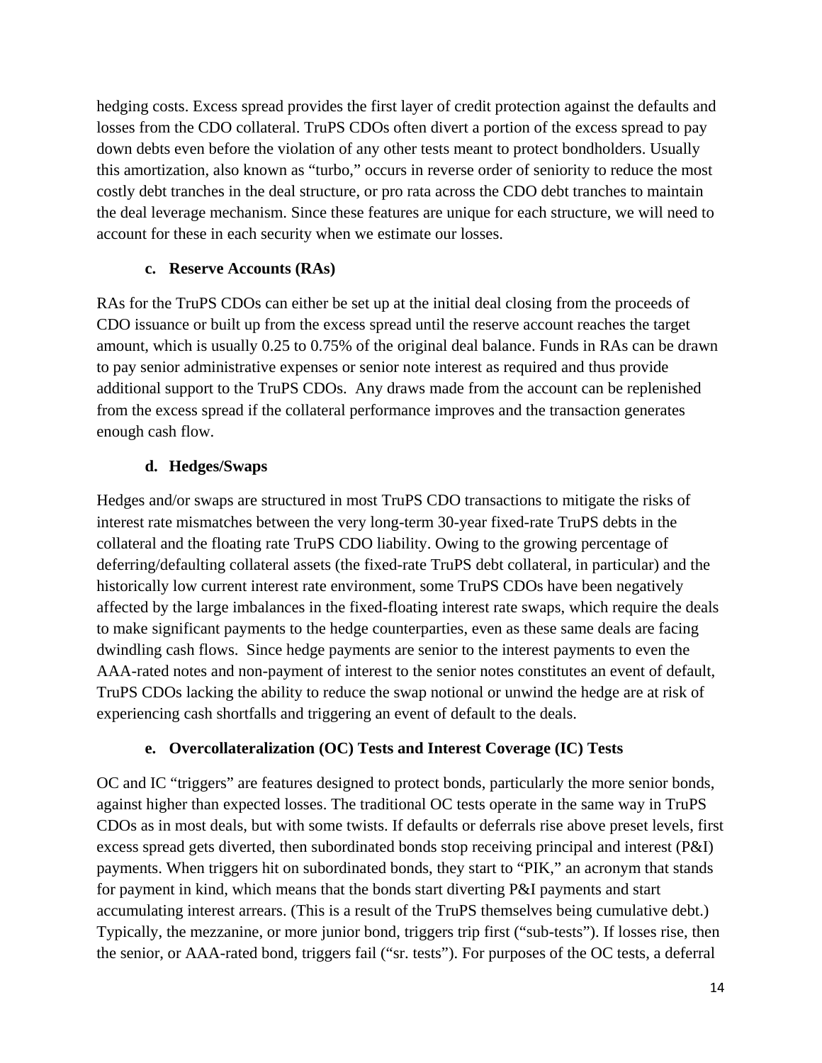hedging costs. Excess spread provides the first layer of credit protection against the defaults and losses from the CDO collateral. TruPS CDOs often divert a portion of the excess spread to pay down debts even before the violation of any other tests meant to protect bondholders. Usually this amortization, also known as "turbo," occurs in reverse order of seniority to reduce the most costly debt tranches in the deal structure, or pro rata across the CDO debt tranches to maintain the deal leverage mechanism. Since these features are unique for each structure, we will need to account for these in each security when we estimate our losses.

### c. Reserve Accounts (RAs)

RAs for the TruPS CDOs can either be set up at the initial deal closing from the proceeds of CDO issuance or built up from the excess spread until the reserve account reaches the target amount, which is usually 0.25 to 0.75% of the original deal balance. Funds in RAs can be drawn to pay senior administrative expenses or senior note interest as required and thus provide additional support to the TruPS CDOs. Any draws made from the account can be replenished from the excess spread if the collateral performance improves and the transaction generates enough cash flow.

### d. Hedges/Swaps

Hedges and/or swaps are structured in most TruPS CDO transactions to mitigate the risks of interest rate mismatches between the very long-term 30-year fixed-rate TruPS debts in the collateral and the floating rate TruPS CDO liability. Owing to the growing percentage of deferring/defaulting collateral assets (the fixed-rate TruPS debt collateral, in particular) and the historically low current interest rate environment, some TruPS CDOs have been negatively affected by the large imbalances in the fixed-floating interest rate swaps, which require the deals to make significant payments to the hedge counterparties, even as these same deals are facing dwindling cash flows. Since hedge payments are senior to the interest payments to even the AAA-rated notes and non-payment of interest to the senior notes constitutes an event of default, TruPS CDOs lacking the ability to reduce the swap notional or unwind the hedge are at risk of experiencing cash shortfalls and triggering an event of default to the deals.

### e. Overcollateralization (OC) Tests and Interest Coverage (IC) Tests

OC and IC "triggers" are features designed to protect bonds, particularly the more senior bonds, against higher than expected losses. The traditional OC tests operate in the same way in TruPS CDOs as in most deals, but with some twists. If defaults or deferrals rise above preset levels, first excess spread gets diverted, then subordinated bonds stop receiving principal and interest (P&I) payments. When triggers hit on subordinated bonds, they start to "PIK," an acronym that stands for payment in kind, which means that the bonds start diverting P&I payments and start accumulating interest arrears. (This is a result of the TruPS themselves being cumulative debt.) Typically, the mezzanine, or more junior bond, triggers trip first ("sub-tests"). If losses rise, then the senior, or AAA-rated bond, triggers fail ("sr. tests"). For purposes of the OC tests, a deferral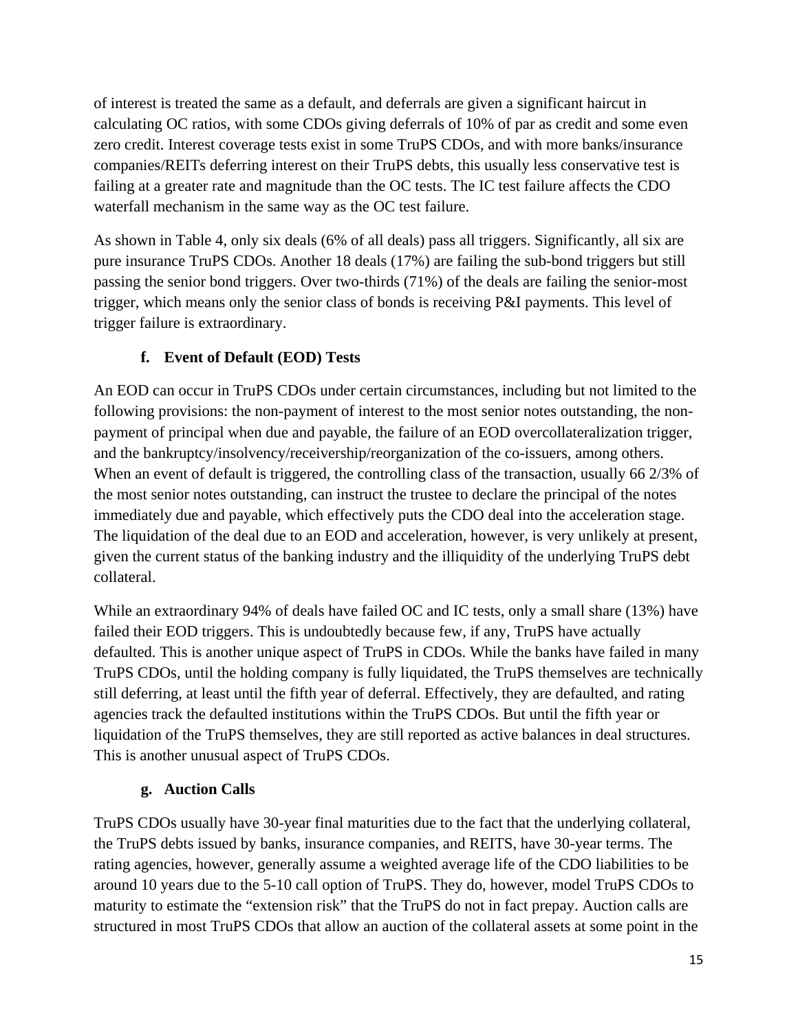of interest is treated the same as a default, and deferrals are given a significant haircut in calculating OC ratios, with some CDOs giving deferrals of 10% of par as credit and some even zero credit. Interest coverage tests exist in some TruPS CDOs, and with more banks/insurance companies/REITs deferring interest on their TruPS debts, this usually less conservative test is failing at a greater rate and magnitude than the OC tests. The IC test failure affects the CDO waterfall mechanism in the same way as the OC test failure.

As shown in Table 4, only six deals (6% of all deals) pass all triggers. Significantly, all six are pure insurance TruPS CDOs. Another 18 deals (17%) are failing the sub-bond triggers but still passing the senior bond triggers. Over two-thirds (71%) of the deals are failing the senior-most trigger, which means only the senior class of bonds is receiving P&I payments. This level of trigger failure is extraordinary.

### f. Event of Default (EOD) Tests

An EOD can occur in TruPS CDOs under certain circumstances, including but not limited to the following provisions: the non-payment of interest to the most senior notes outstanding, the non-payment of principal when due and payable, the failure of an EOD overcollateralization trigger, and the bankruptcy/insolvency/receivership/reorganization of the co-issuers, among others. When an event of default is triggered, the controlling class of the transaction, usually 66 2/3% of the most senior notes outstanding, can instruct the trustee to declare the principal of the notes immediately due and payable, which effectively puts the CDO deal into the acceleration stage. The liquidation of the deal due to an EOD and acceleration, however, is very unlikely at present, given the current status of the banking industry and the illiquidity of the underlying TruPS debt collateral.

While an extraordinary 94% of deals have failed OC and IC tests, only a small share (13%) have failed their EOD triggers. This is undoubtedly because few, if any, TruPS have actually defaulted. This is another unique aspect of TruPS in CDOs. While the banks have failed in many TruPS CDOs, until the holding company is fully liquidated, the TruPS themselves are technically still deferring, at least until the fifth year of deferral. Effectively, they are defaulted, and rating agencies track the defaulted institutions within the TruPS CDOs. But until the fifth year or liquidation of the TruPS themselves, they are still reported as active balances in deal structures. This is another unusual aspect of TruPS CDOs.

### g. Auction Calls

TruPS CDOs usually have 30-year final maturities due to the fact that the underlying collateral, the TruPS debts issued by banks, insurance companies, and REITS, have 30-year terms. The rating agencies, however, generally assume a weighted average life of the CDO liabilities to be around 10 years due to the 5-10 call option of TruPS. They do, however, model TruPS CDOs to maturity to estimate the "extension risk" that the TruPS do not in fact prepay. Auction calls are structured in most TruPS CDOs that allow an auction of the collateral assets at some point in the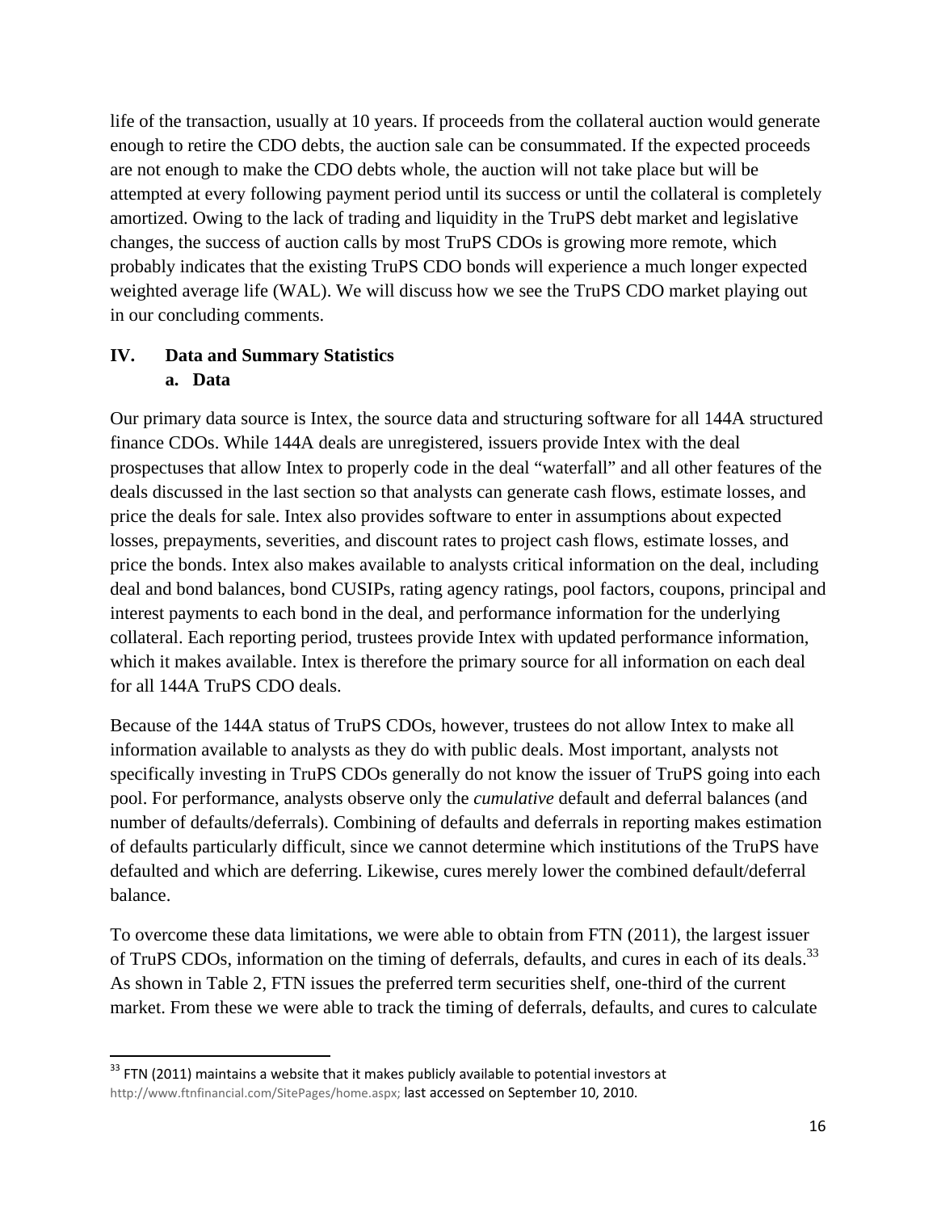life of the transaction, usually at 10 years. If proceeds from the collateral auction would generate enough to retire the CDO debts, the auction sale can be consummated. If the expected proceeds are not enough to make the CDO debts whole, the auction will not take place but will be attempted at every following payment period until its success or until the collateral is completely amortized. Owing to the lack of trading and liquidity in the TruPS debt market and legislative changes, the success of auction calls by most TruPS CDOs is growing more remote, which probably indicates that the existing TruPS CDO bonds will experience a much longer expected weighted average life (WAL). We will discuss how we see the TruPS CDO market playing out in our concluding comments.

## IV. Data and Summary Statistics

### a. Data

Our primary data source is Intex, the source data and structuring software for all 144A structured finance CDOs. While 144A deals are unregistered, issuers provide Intex with the deal prospectuses that allow Intex to properly code in the deal "waterfall" and all other features of the deals discussed in the last section so that analysts can generate cash flows, estimate losses, and price the deals for sale. Intex also provides software to enter in assumptions about expected losses, prepayments, severities, and discount rates to project cash flows, estimate losses, and price the bonds. Intex also makes available to analysts critical information on the deal, including deal and bond balances, bond CUSIPs, rating agency ratings, pool factors, coupons, principal and interest payments to each bond in the deal, and performance information for the underlying collateral. Each reporting period, trustees provide Intex with updated performance information, which it makes available. Intex is therefore the primary source for all information on each deal for all 144A TruPS CDO deals.

Because of the 144A status of TruPS CDOs, however, trustees do not allow Intex to make all information available to analysts as they do with public deals. Most important, analysts not specifically investing in TruPS CDOs generally do not know the issuer of TruPS going into each pool. For performance, analysts observe only the *cumulative* default and deferral balances (and number of defaults/deferrals). Combining of defaults and deferrals in reporting makes estimation of defaults particularly difficult, since we cannot determine which institutions of the TruPS have defaulted and which are deferring. Likewise, cures merely lower the combined default/deferral balance.

To overcome these data limitations, we were able to obtain from FTN (2011), the largest issuer of TruPS CDOs, information on the timing of deferrals, defaults, and cures in each of its deals.[33] As shown in Table 2, FTN issues the preferred term securities shelf, one-third of the current market. From these we were able to track the timing of deferrals, defaults, and cures to calculate

[33] FTN (2011) maintains a website that it makes publicly available to potential investors at http://www.ftnfinancial.com/SitePages/home.aspx; last accessed on September 10, 2010.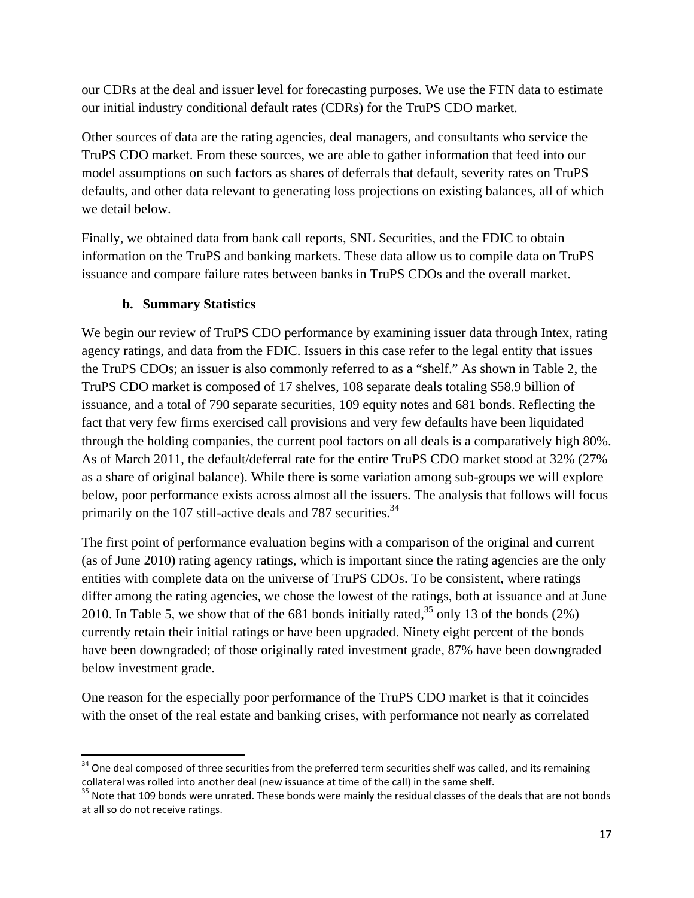our CDRs at the deal and issuer level for forecasting purposes. We use the FTN data to estimate our initial industry conditional default rates (CDRs) for the TruPS CDO market.

Other sources of data are the rating agencies, deal managers, and consultants who service the TruPS CDO market. From these sources, we are able to gather information that feed into our model assumptions on such factors as shares of deferrals that default, severity rates on TruPS defaults, and other data relevant to generating loss projections on existing balances, all of which we detail below.

Finally, we obtained data from bank call reports, SNL Securities, and the FDIC to obtain information on the TruPS and banking markets. These data allow us to compile data on TruPS issuance and compare failure rates between banks in TruPS CDOs and the overall market.

### b. Summary Statistics

We begin our review of TruPS CDO performance by examining issuer data through Intex, rating agency ratings, and data from the FDIC. Issuers in this case refer to the legal entity that issues the TruPS CDOs; an issuer is also commonly referred to as a "shelf." As shown in Table 2, the TruPS CDO market is composed of 17 shelves, 108 separate deals totaling $58.9 billion of issuance, and a total of 790 separate securities, 109 equity notes and 681 bonds. Reflecting the fact that very few firms exercised call provisions and very few defaults have been liquidated through the holding companies, the current pool factors on all deals is a comparatively high 80%. As of March 2011, the default/deferral rate for the entire TruPS CDO market stood at 32% (27% as a share of original balance). While there is some variation among sub-groups we will explore below, poor performance exists across almost all the issuers. The analysis that follows will focus primarily on the 107 still-active deals and 787 securities.[34]

The first point of performance evaluation begins with a comparison of the original and current (as of June 2010) rating agency ratings, which is important since the rating agencies are the only entities with complete data on the universe of TruPS CDOs. To be consistent, where ratings differ among the rating agencies, we chose the lowest of the ratings, both at issuance and at June 2010. In Table 5, we show that of the 681 bonds initially rated,[35] only 13 of the bonds (2%) currently retain their initial ratings or have been upgraded. Ninety eight percent of the bonds have been downgraded; of those originally rated investment grade, 87% have been downgraded below investment grade.

One reason for the especially poor performance of the TruPS CDO market is that it coincides with the onset of the real estate and banking crises, with performance not nearly as correlated

---

[34] One deal composed of three securities from the preferred term securities shelf was called, and its remaining collateral was rolled into another deal (new issuance at time of the call) in the same shelf.

[35] Note that 109 bonds were unrated. These bonds were mainly the residual classes of the deals that are not bonds at all so do not receive ratings.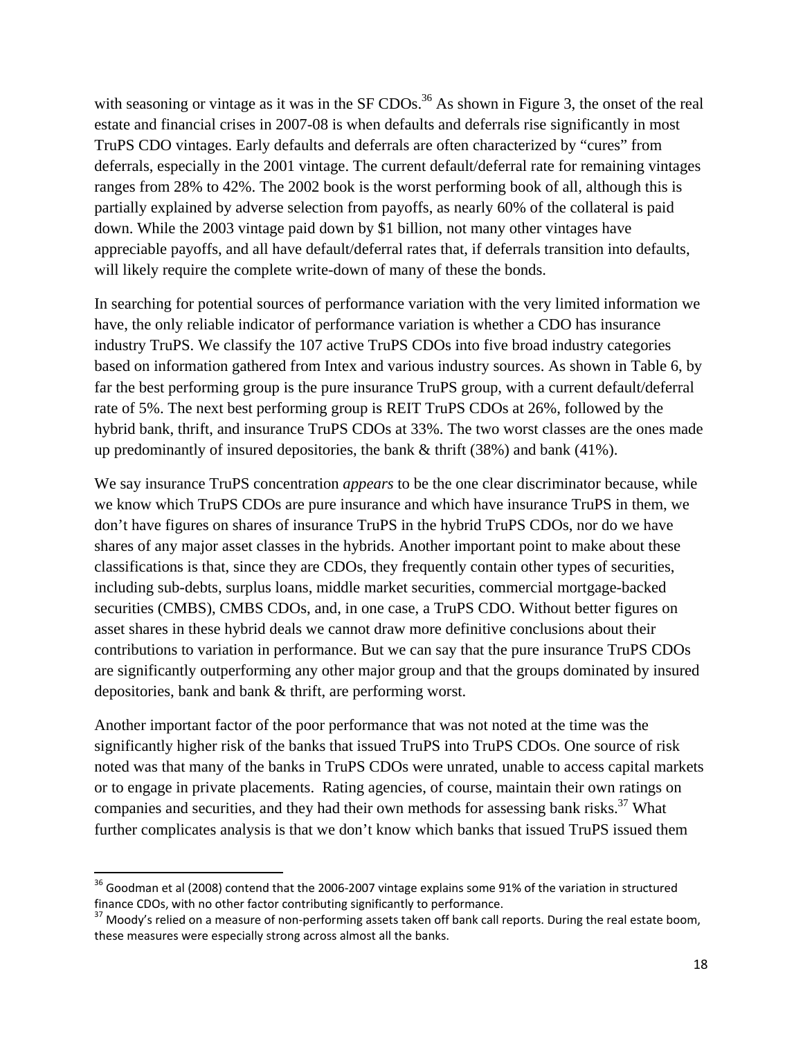with seasoning or vintage as it was in the SF CDOs.[36] As shown in Figure 3, the onset of the real estate and financial crises in 2007-08 is when defaults and deferrals rise significantly in most TruPS CDO vintages. Early defaults and deferrals are often characterized by "cures" from deferrals, especially in the 2001 vintage. The current default/deferral rate for remaining vintages ranges from 28% to 42%. The 2002 book is the worst performing book of all, although this is partially explained by adverse selection from payoffs, as nearly 60% of the collateral is paid down. While the 2003 vintage paid down by $1 billion, not many other vintages have appreciable payoffs, and all have default/deferral rates that, if deferrals transition into defaults, will likely require the complete write-down of many of these the bonds.

In searching for potential sources of performance variation with the very limited information we have, the only reliable indicator of performance variation is whether a CDO has insurance industry TruPS. We classify the 107 active TruPS CDOs into five broad industry categories based on information gathered from Intex and various industry sources. As shown in Table 6, by far the best performing group is the pure insurance TruPS group, with a current default/deferral rate of 5%. The next best performing group is REIT TruPS CDOs at 26%, followed by the hybrid bank, thrift, and insurance TruPS CDOs at 33%. The two worst classes are the ones made up predominantly of insured depositories, the bank & thrift (38%) and bank (41%).

We say insurance TruPS concentration *appears* to be the one clear discriminator because, while we know which TruPS CDOs are pure insurance and which have insurance TruPS in them, we don't have figures on shares of insurance TruPS in the hybrid TruPS CDOs, nor do we have shares of any major asset classes in the hybrids. Another important point to make about these classifications is that, since they are CDOs, they frequently contain other types of securities, including sub-debts, surplus loans, middle market securities, commercial mortgage-backed securities (CMBS), CMBS CDOs, and, in one case, a TruPS CDO. Without better figures on asset shares in these hybrid deals we cannot draw more definitive conclusions about their contributions to variation in performance. But we can say that the pure insurance TruPS CDOs are significantly outperforming any other major group and that the groups dominated by insured depositories, bank and bank & thrift, are performing worst.

Another important factor of the poor performance that was not noted at the time was the significantly higher risk of the banks that issued TruPS into TruPS CDOs. One source of risk noted was that many of the banks in TruPS CDOs were unrated, unable to access capital markets or to engage in private placements. Rating agencies, of course, maintain their own ratings on companies and securities, and they had their own methods for assessing bank risks.[37] What further complicates analysis is that we don't know which banks that issued TruPS issued them

[36] Goodman et al (2008) contend that the 2006-2007 vintage explains some 91% of the variation in structured finance CDOs, with no other factor contributing significantly to performance.

[37] Moody's relied on a measure of non-performing assets taken off bank call reports. During the real estate boom, these measures were especially strong across almost all the banks.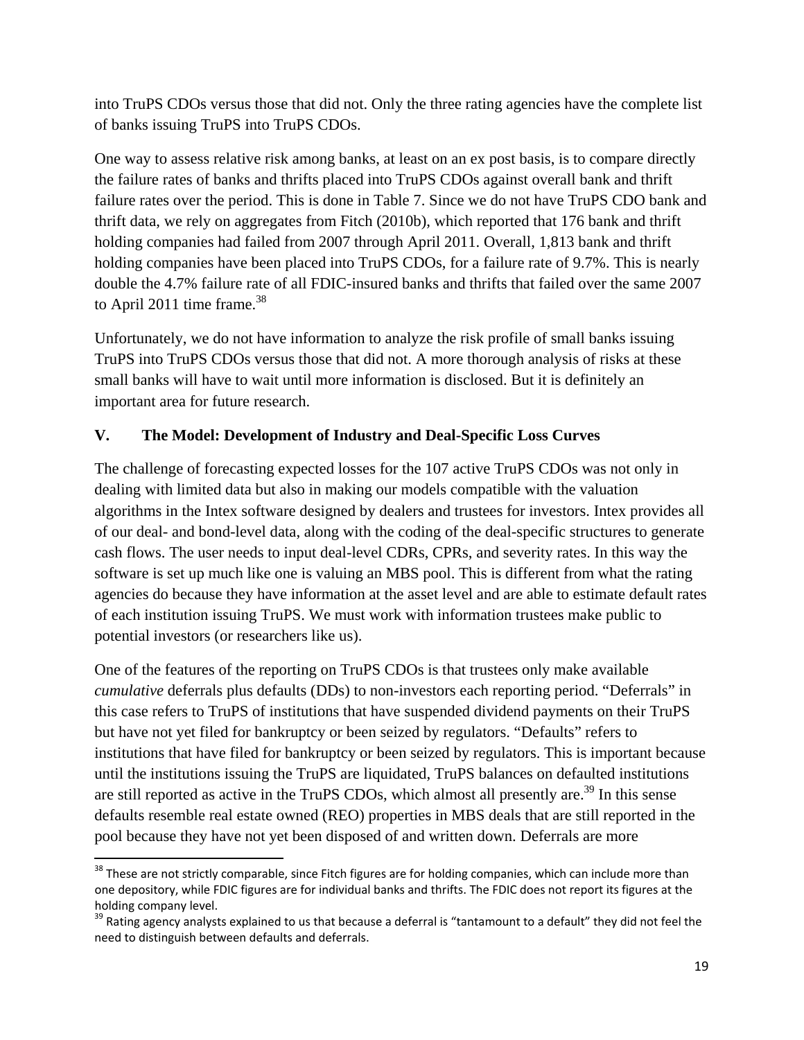into TruPS CDOs versus those that did not. Only the three rating agencies have the complete list of banks issuing TruPS into TruPS CDOs.

One way to assess relative risk among banks, at least on an ex post basis, is to compare directly the failure rates of banks and thrifts placed into TruPS CDOs against overall bank and thrift failure rates over the period. This is done in Table 7. Since we do not have TruPS CDO bank and thrift data, we rely on aggregates from Fitch (2010b), which reported that 176 bank and thrift holding companies had failed from 2007 through April 2011. Overall, 1,813 bank and thrift holding companies have been placed into TruPS CDOs, for a failure rate of 9.7%. This is nearly double the 4.7% failure rate of all FDIC-insured banks and thrifts that failed over the same 2007 to April 2011 time frame.[38]

Unfortunately, we do not have information to analyze the risk profile of small banks issuing TruPS into TruPS CDOs versus those that did not. A more thorough analysis of risks at these small banks will have to wait until more information is disclosed. But it is definitely an important area for future research.

## V. The Model: Development of Industry and Deal-Specific Loss Curves

The challenge of forecasting expected losses for the 107 active TruPS CDOs was not only in dealing with limited data but also in making our models compatible with the valuation algorithms in the Intex software designed by dealers and trustees for investors. Intex provides all of our deal- and bond-level data, along with the coding of the deal-specific structures to generate cash flows. The user needs to input deal-level CDRs, CPRs, and severity rates. In this way the software is set up much like one is valuing an MBS pool. This is different from what the rating agencies do because they have information at the asset level and are able to estimate default rates of each institution issuing TruPS. We must work with information trustees make public to potential investors (or researchers like us).

One of the features of the reporting on TruPS CDOs is that trustees only make available *cumulative* deferrals plus defaults (DDs) to non-investors each reporting period. "Deferrals" in this case refers to TruPS of institutions that have suspended dividend payments on their TruPS but have not yet filed for bankruptcy or been seized by regulators. "Defaults" refers to institutions that have filed for bankruptcy or been seized by regulators. This is important because until the institutions issuing the TruPS are liquidated, TruPS balances on defaulted institutions are still reported as active in the TruPS CDOs, which almost all presently are.[39] In this sense defaults resemble real estate owned (REO) properties in MBS deals that are still reported in the pool because they have not yet been disposed of and written down. Deferrals are more

[38] These are not strictly comparable, since Fitch figures are for holding companies, which can include more than one depository, while FDIC figures are for individual banks and thrifts. The FDIC does not report its figures at the holding company level.

[39] Rating agency analysts explained to us that because a deferral is "tantamount to a default" they did not feel the need to distinguish between defaults and deferrals.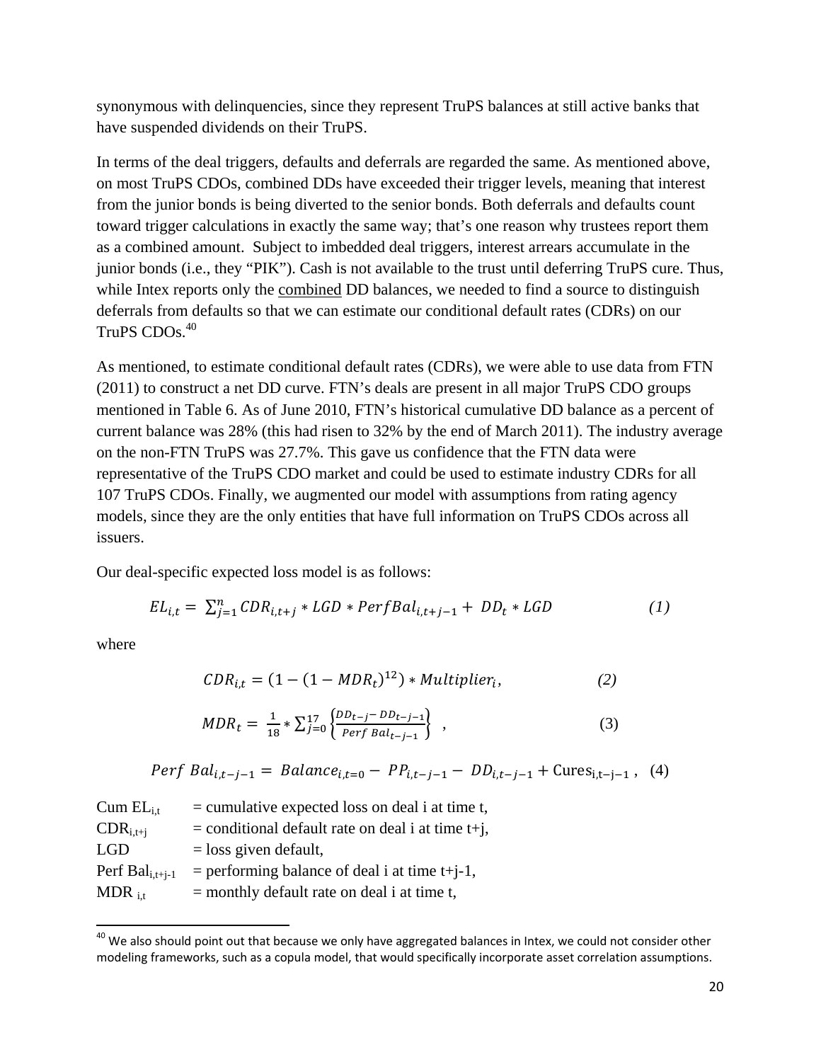synonymous with delinquencies, since they represent TruPS balances at still active banks that have suspended dividends on their TruPS.

In terms of the deal triggers, defaults and deferrals are regarded the same. As mentioned above, on most TruPS CDOs, combined DDs have exceeded their trigger levels, meaning that interest from the junior bonds is being diverted to the senior bonds. Both deferrals and defaults count toward trigger calculations in exactly the same way; that's one reason why trustees report them as a combined amount. Subject to imbedded deal triggers, interest arrears accumulate in the junior bonds (i.e., they "PIK"). Cash is not available to the trust until deferring TruPS cure. Thus, while Intex reports only the combined DD balances, we needed to find a source to distinguish deferrals from defaults so that we can estimate our conditional default rates (CDRs) on our TruPS CDOs.[40]

As mentioned, to estimate conditional default rates (CDRs), we were able to use data from FTN (2011) to construct a net DD curve. FTN's deals are present in all major TruPS CDO groups mentioned in Table 6. As of June 2010, FTN's historical cumulative DD balance as a percent of current balance was 28% (this had risen to 32% by the end of March 2011). The industry average on the non-FTN TruPS was 27.7%. This gave us confidence that the FTN data were representative of the TruPS CDO market and could be used to estimate industry CDRs for all 107 TruPS CDOs. Finally, we augmented our model with assumptions from rating agency models, since they are the only entities that have full information on TruPS CDOs across all issuers.

Our deal-specific expected loss model is as follows:

$$EL_{i,t} = \sum_{j=1}^{n} CDR_{i,t+j} * LGD * PerfBal_{i,t+j-1} + DD_t * LGD \qquad (1)$$

where

$$CDR_{i,t} = (1 - (1 - MDR_t)^{12}) * Multiplier_i, \qquad (2)$$

$$MDR_t = \frac{1}{18} * \sum_{j=0}^{17} \left\{ \frac{DD_{t-j} - DD_{t-j-1}}{Perf\ Bal_{t-j-1}} \right\} \ , \qquad (3)$$

$$Perf\ Bal_{i,t-j-1} = Balance_{i,t=0} - PP_{i,t-j-1} - DD_{i,t-j-1} + \text{Cures}_{i,t-j-1} \ , \quad (4)$$

Cum $EL_{i,t}$ = cumulative expected loss on deal i at time t,
$CDR_{i,t+j}$ = conditional default rate on deal i at time t+j,
LGD = loss given default,
Perf $Bal_{i,t+j-1}$ = performing balance of deal i at time t+j-1,
$MDR_{i,t}$ = monthly default rate on deal i at time t,

[40] We also should point out that because we only have aggregated balances in Intex, we could not consider other modeling frameworks, such as a copula model, that would specifically incorporate asset correlation assumptions.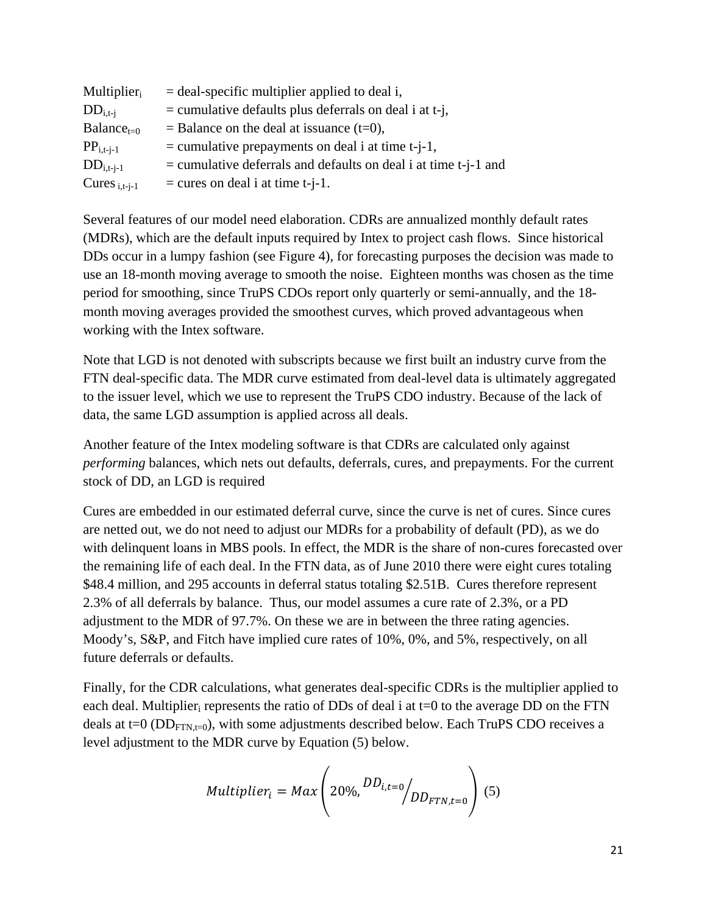$Multiplier_i$ = deal-specific multiplier applied to deal i,
$DD_{i,t-j}$ = cumulative defaults plus deferrals on deal i at t-j,
$Balance_{t=0}$ = Balance on the deal at issuance (t=0),
$PP_{i,t-j-1}$ = cumulative prepayments on deal i at time t-j-1,
$DD_{i,t-j-1}$ = cumulative deferrals and defaults on deal i at time t-j-1 and
$Cures_{i,t-j-1}$ = cures on deal i at time t-j-1.

Several features of our model need elaboration. CDRs are annualized monthly default rates (MDRs), which are the default inputs required by Intex to project cash flows. Since historical DDs occur in a lumpy fashion (see Figure 4), for forecasting purposes the decision was made to use an 18-month moving average to smooth the noise. Eighteen months was chosen as the time period for smoothing, since TruPS CDOs report only quarterly or semi-annually, and the 18-month moving averages provided the smoothest curves, which proved advantageous when working with the Intex software.

Note that LGD is not denoted with subscripts because we first built an industry curve from the FTN deal-specific data. The MDR curve estimated from deal-level data is ultimately aggregated to the issuer level, which we use to represent the TruPS CDO industry. Because of the lack of data, the same LGD assumption is applied across all deals.

Another feature of the Intex modeling software is that CDRs are calculated only against *performing* balances, which nets out defaults, deferrals, cures, and prepayments. For the current stock of DD, an LGD is required

Cures are embedded in our estimated deferral curve, since the curve is net of cures. Since cures are netted out, we do not need to adjust our MDRs for a probability of default (PD), as we do with delinquent loans in MBS pools. In effect, the MDR is the share of non-cures forecasted over the remaining life of each deal. In the FTN data, as of June 2010 there were eight cures totaling \$48.4 million, and 295 accounts in deferral status totaling \$2.51B. Cures therefore represent 2.3% of all deferrals by balance. Thus, our model assumes a cure rate of 2.3%, or a PD adjustment to the MDR of 97.7%. On these we are in between the three rating agencies. Moody's, S&P, and Fitch have implied cure rates of 10%, 0%, and 5%, respectively, on all future deferrals or defaults.

Finally, for the CDR calculations, what generates deal-specific CDRs is the multiplier applied to each deal. $Multiplier_i$ represents the ratio of DDs of deal i at t=0 to the average DD on the FTN deals at t=0 ($DD_{FTN,t=0}$), with some adjustments described below. Each TruPS CDO receives a level adjustment to the MDR curve by Equation (5) below.

$$Multiplier_i = Max\left(20\%, {}^{DD_{i,t=0}}\!\Big/_{DD_{FTN,t=0}}\right) \quad (5)$$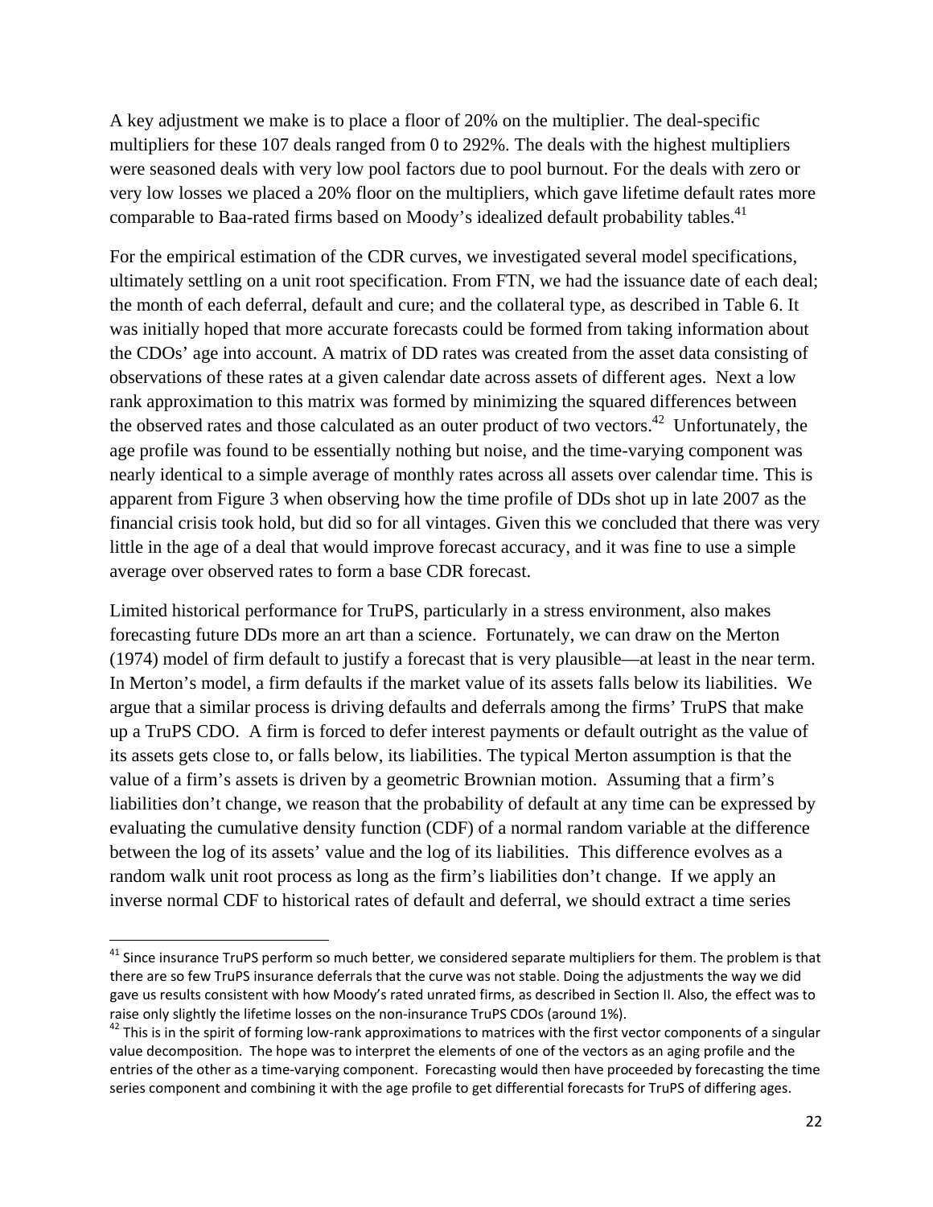A key adjustment we make is to place a floor of 20% on the multiplier. The deal-specific multipliers for these 107 deals ranged from 0 to 292%. The deals with the highest multipliers were seasoned deals with very low pool factors due to pool burnout. For the deals with zero or very low losses we placed a 20% floor on the multipliers, which gave lifetime default rates more comparable to Baa-rated firms based on Moody's idealized default probability tables.[41]

For the empirical estimation of the CDR curves, we investigated several model specifications, ultimately settling on a unit root specification. From FTN, we had the issuance date of each deal; the month of each deferral, default and cure; and the collateral type, as described in Table 6. It was initially hoped that more accurate forecasts could be formed from taking information about the CDOs' age into account. A matrix of DD rates was created from the asset data consisting of observations of these rates at a given calendar date across assets of different ages. Next a low rank approximation to this matrix was formed by minimizing the squared differences between the observed rates and those calculated as an outer product of two vectors.[42] Unfortunately, the age profile was found to be essentially nothing but noise, and the time-varying component was nearly identical to a simple average of monthly rates across all assets over calendar time. This is apparent from Figure 3 when observing how the time profile of DDs shot up in late 2007 as the financial crisis took hold, but did so for all vintages. Given this we concluded that there was very little in the age of a deal that would improve forecast accuracy, and it was fine to use a simple average over observed rates to form a base CDR forecast.

Limited historical performance for TruPS, particularly in a stress environment, also makes forecasting future DDs more an art than a science. Fortunately, we can draw on the Merton (1974) model of firm default to justify a forecast that is very plausible—at least in the near term. In Merton's model, a firm defaults if the market value of its assets falls below its liabilities. We argue that a similar process is driving defaults and deferrals among the firms' TruPS that make up a TruPS CDO. A firm is forced to defer interest payments or default outright as the value of its assets gets close to, or falls below, its liabilities. The typical Merton assumption is that the value of a firm's assets is driven by a geometric Brownian motion. Assuming that a firm's liabilities don't change, we reason that the probability of default at any time can be expressed by evaluating the cumulative density function (CDF) of a normal random variable at the difference between the log of its assets' value and the log of its liabilities. This difference evolves as a random walk unit root process as long as the firm's liabilities don't change. If we apply an inverse normal CDF to historical rates of default and deferral, we should extract a time series

---

[41] Since insurance TruPS perform so much better, we considered separate multipliers for them. The problem is that there are so few TruPS insurance deferrals that the curve was not stable. Doing the adjustments the way we did gave us results consistent with how Moody's rated unrated firms, as described in Section II. Also, the effect was to raise only slightly the lifetime losses on the non-insurance TruPS CDOs (around 1%).

[42] This is in the spirit of forming low-rank approximations to matrices with the first vector components of a singular value decomposition. The hope was to interpret the elements of one of the vectors as an aging profile and the entries of the other as a time-varying component. Forecasting would then have proceeded by forecasting the time series component and combining it with the age profile to get differential forecasts for TruPS of differing ages.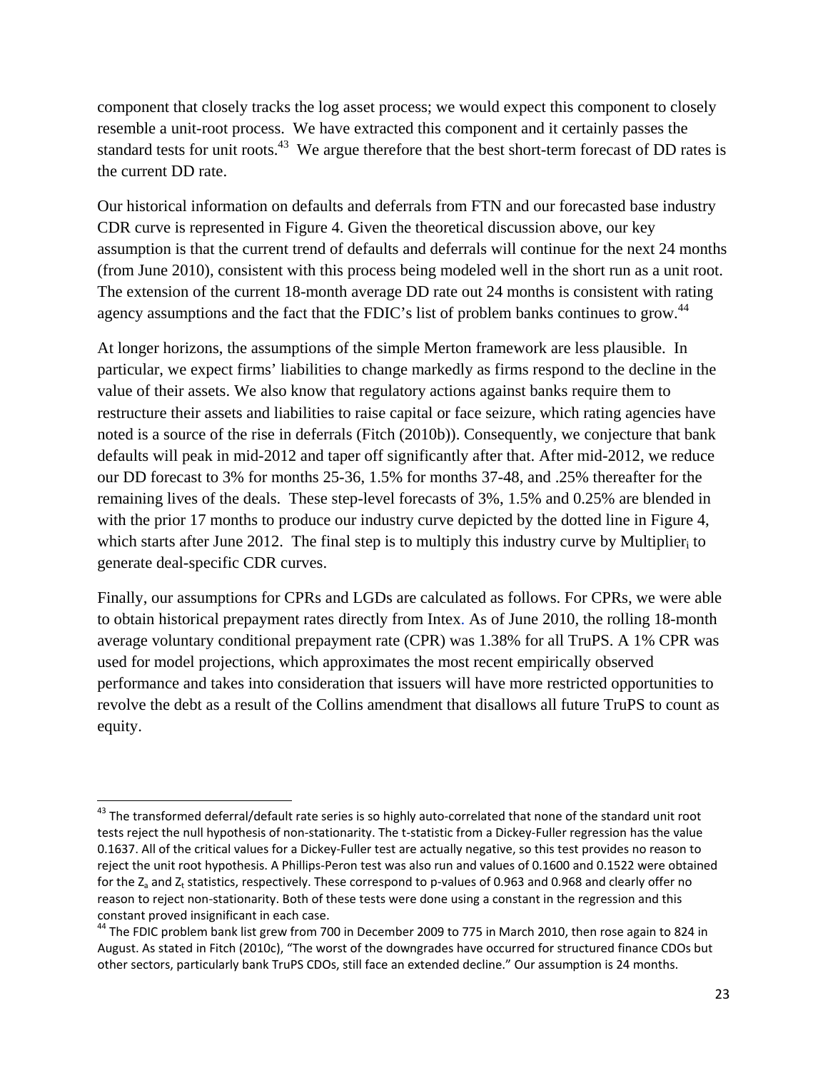component that closely tracks the log asset process; we would expect this component to closely resemble a unit-root process. We have extracted this component and it certainly passes the standard tests for unit roots.[43] We argue therefore that the best short-term forecast of DD rates is the current DD rate.

Our historical information on defaults and deferrals from FTN and our forecasted base industry CDR curve is represented in Figure 4. Given the theoretical discussion above, our key assumption is that the current trend of defaults and deferrals will continue for the next 24 months (from June 2010), consistent with this process being modeled well in the short run as a unit root. The extension of the current 18-month average DD rate out 24 months is consistent with rating agency assumptions and the fact that the FDIC's list of problem banks continues to grow.[44]

At longer horizons, the assumptions of the simple Merton framework are less plausible. In particular, we expect firms' liabilities to change markedly as firms respond to the decline in the value of their assets. We also know that regulatory actions against banks require them to restructure their assets and liabilities to raise capital or face seizure, which rating agencies have noted is a source of the rise in deferrals (Fitch (2010b)). Consequently, we conjecture that bank defaults will peak in mid-2012 and taper off significantly after that. After mid-2012, we reduce our DD forecast to 3% for months 25-36, 1.5% for months 37-48, and .25% thereafter for the remaining lives of the deals. These step-level forecasts of 3%, 1.5% and 0.25% are blended in with the prior 17 months to produce our industry curve depicted by the dotted line in Figure 4, which starts after June 2012. The final step is to multiply this industry curve by $\text{Multiplier}_i$ to generate deal-specific CDR curves.

Finally, our assumptions for CPRs and LGDs are calculated as follows. For CPRs, we were able to obtain historical prepayment rates directly from Intex. As of June 2010, the rolling 18-month average voluntary conditional prepayment rate (CPR) was 1.38% for all TruPS. A 1% CPR was used for model projections, which approximates the most recent empirically observed performance and takes into consideration that issuers will have more restricted opportunities to revolve the debt as a result of the Collins amendment that disallows all future TruPS to count as equity.

---

[43] The transformed deferral/default rate series is so highly auto-correlated that none of the standard unit root tests reject the null hypothesis of non-stationarity. The t-statistic from a Dickey-Fuller regression has the value 0.1637. All of the critical values for a Dickey-Fuller test are actually negative, so this test provides no reason to reject the unit root hypothesis. A Phillips-Peron test was also run and values of 0.1600 and 0.1522 were obtained for the $Z_a$ and $Z_t$ statistics, respectively. These correspond to p-values of 0.963 and 0.968 and clearly offer no reason to reject non-stationarity. Both of these tests were done using a constant in the regression and this constant proved insignificant in each case.

[44] The FDIC problem bank list grew from 700 in December 2009 to 775 in March 2010, then rose again to 824 in August. As stated in Fitch (2010c), "The worst of the downgrades have occurred for structured finance CDOs but other sectors, particularly bank TruPS CDOs, still face an extended decline." Our assumption is 24 months.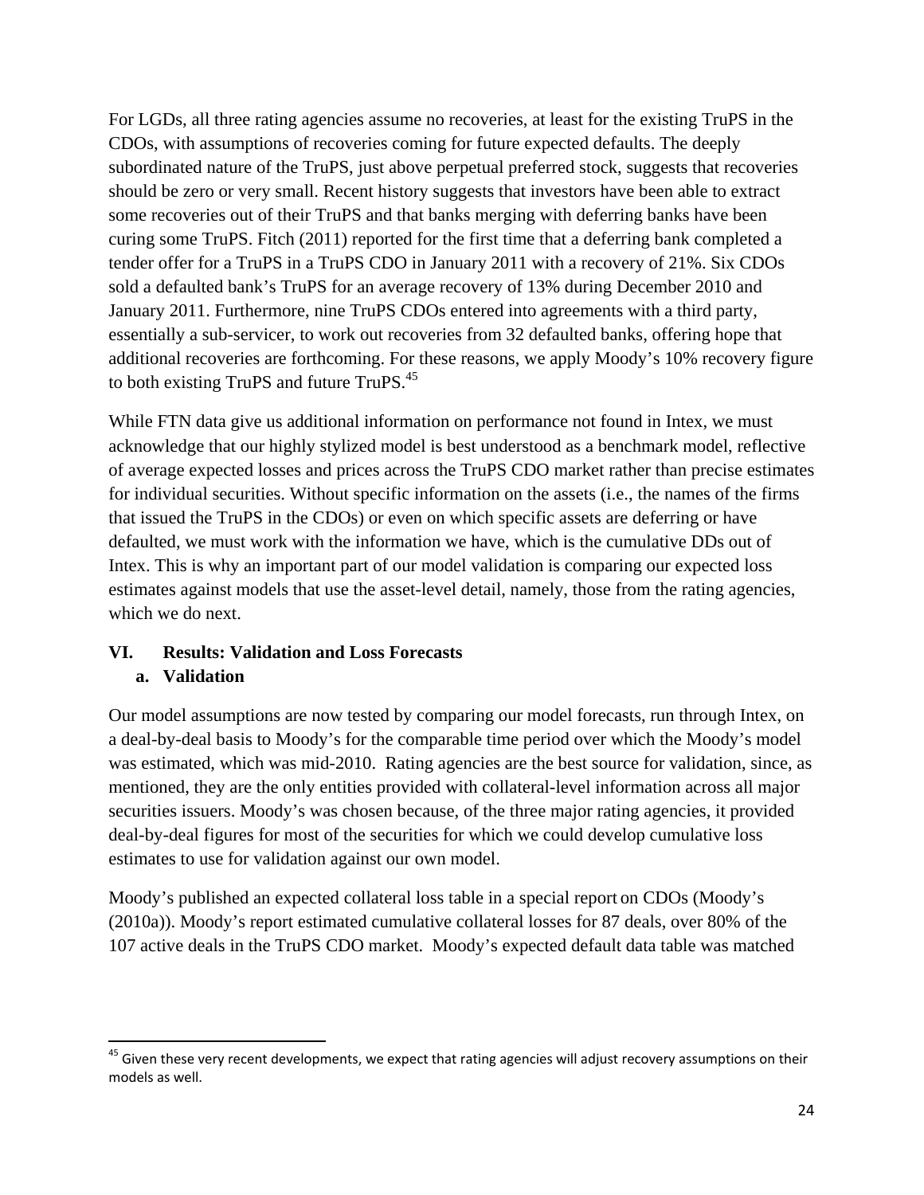For LGDs, all three rating agencies assume no recoveries, at least for the existing TruPS in the CDOs, with assumptions of recoveries coming for future expected defaults. The deeply subordinated nature of the TruPS, just above perpetual preferred stock, suggests that recoveries should be zero or very small. Recent history suggests that investors have been able to extract some recoveries out of their TruPS and that banks merging with deferring banks have been curing some TruPS. Fitch (2011) reported for the first time that a deferring bank completed a tender offer for a TruPS in a TruPS CDO in January 2011 with a recovery of 21%. Six CDOs sold a defaulted bank's TruPS for an average recovery of 13% during December 2010 and January 2011. Furthermore, nine TruPS CDOs entered into agreements with a third party, essentially a sub-servicer, to work out recoveries from 32 defaulted banks, offering hope that additional recoveries are forthcoming. For these reasons, we apply Moody's 10% recovery figure to both existing TruPS and future TruPS.[45]

While FTN data give us additional information on performance not found in Intex, we must acknowledge that our highly stylized model is best understood as a benchmark model, reflective of average expected losses and prices across the TruPS CDO market rather than precise estimates for individual securities. Without specific information on the assets (i.e., the names of the firms that issued the TruPS in the CDOs) or even on which specific assets are deferring or have defaulted, we must work with the information we have, which is the cumulative DDs out of Intex. This is why an important part of our model validation is comparing our expected loss estimates against models that use the asset-level detail, namely, those from the rating agencies, which we do next.

## VI. Results: Validation and Loss Forecasts

### a. Validation

Our model assumptions are now tested by comparing our model forecasts, run through Intex, on a deal-by-deal basis to Moody's for the comparable time period over which the Moody's model was estimated, which was mid-2010. Rating agencies are the best source for validation, since, as mentioned, they are the only entities provided with collateral-level information across all major securities issuers. Moody's was chosen because, of the three major rating agencies, it provided deal-by-deal figures for most of the securities for which we could develop cumulative loss estimates to use for validation against our own model.

Moody's published an expected collateral loss table in a special report on CDOs (Moody's (2010a)). Moody's report estimated cumulative collateral losses for 87 deals, over 80% of the 107 active deals in the TruPS CDO market. Moody's expected default data table was matched

---

[45] Given these very recent developments, we expect that rating agencies will adjust recovery assumptions on their models as well.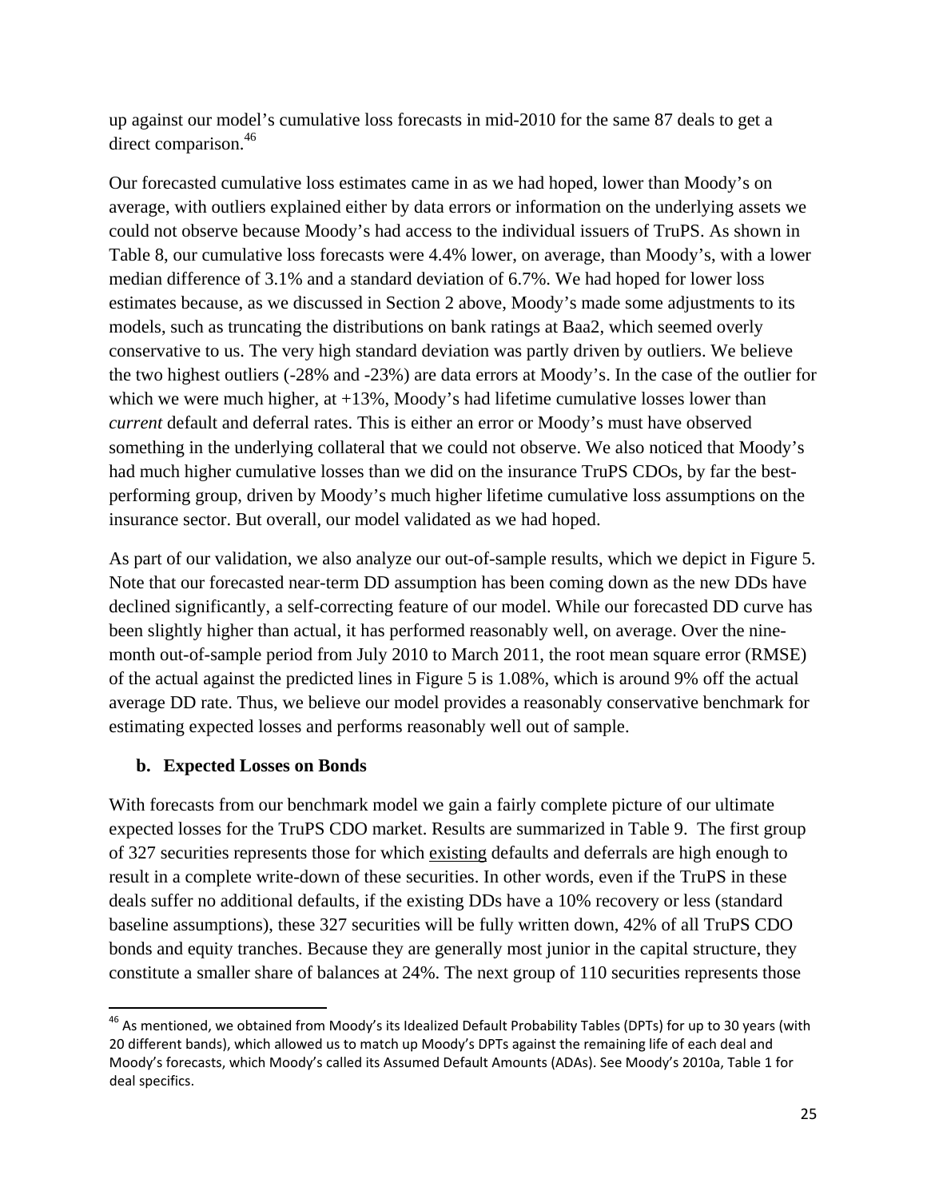up against our model's cumulative loss forecasts in mid-2010 for the same 87 deals to get a direct comparison.[46]

Our forecasted cumulative loss estimates came in as we had hoped, lower than Moody's on average, with outliers explained either by data errors or information on the underlying assets we could not observe because Moody's had access to the individual issuers of TruPS. As shown in Table 8, our cumulative loss forecasts were 4.4% lower, on average, than Moody's, with a lower median difference of 3.1% and a standard deviation of 6.7%. We had hoped for lower loss estimates because, as we discussed in Section 2 above, Moody's made some adjustments to its models, such as truncating the distributions on bank ratings at Baa2, which seemed overly conservative to us. The very high standard deviation was partly driven by outliers. We believe the two highest outliers (-28% and -23%) are data errors at Moody's. In the case of the outlier for which we were much higher, at +13%, Moody's had lifetime cumulative losses lower than *current* default and deferral rates. This is either an error or Moody's must have observed something in the underlying collateral that we could not observe. We also noticed that Moody's had much higher cumulative losses than we did on the insurance TruPS CDOs, by far the best-performing group, driven by Moody's much higher lifetime cumulative loss assumptions on the insurance sector. But overall, our model validated as we had hoped.

As part of our validation, we also analyze our out-of-sample results, which we depict in Figure 5. Note that our forecasted near-term DD assumption has been coming down as the new DDs have declined significantly, a self-correcting feature of our model. While our forecasted DD curve has been slightly higher than actual, it has performed reasonably well, on average. Over the nine-month out-of-sample period from July 2010 to March 2011, the root mean square error (RMSE) of the actual against the predicted lines in Figure 5 is 1.08%, which is around 9% off the actual average DD rate. Thus, we believe our model provides a reasonably conservative benchmark for estimating expected losses and performs reasonably well out of sample.

### b. Expected Losses on Bonds

With forecasts from our benchmark model we gain a fairly complete picture of our ultimate expected losses for the TruPS CDO market. Results are summarized in Table 9. The first group of 327 securities represents those for which existing defaults and deferrals are high enough to result in a complete write-down of these securities. In other words, even if the TruPS in these deals suffer no additional defaults, if the existing DDs have a 10% recovery or less (standard baseline assumptions), these 327 securities will be fully written down, 42% of all TruPS CDO bonds and equity tranches. Because they are generally most junior in the capital structure, they constitute a smaller share of balances at 24%. The next group of 110 securities represents those

[46] As mentioned, we obtained from Moody's its Idealized Default Probability Tables (DPTs) for up to 30 years (with 20 different bands), which allowed us to match up Moody's DPTs against the remaining life of each deal and Moody's forecasts, which Moody's called its Assumed Default Amounts (ADAs). See Moody's 2010a, Table 1 for deal specifics.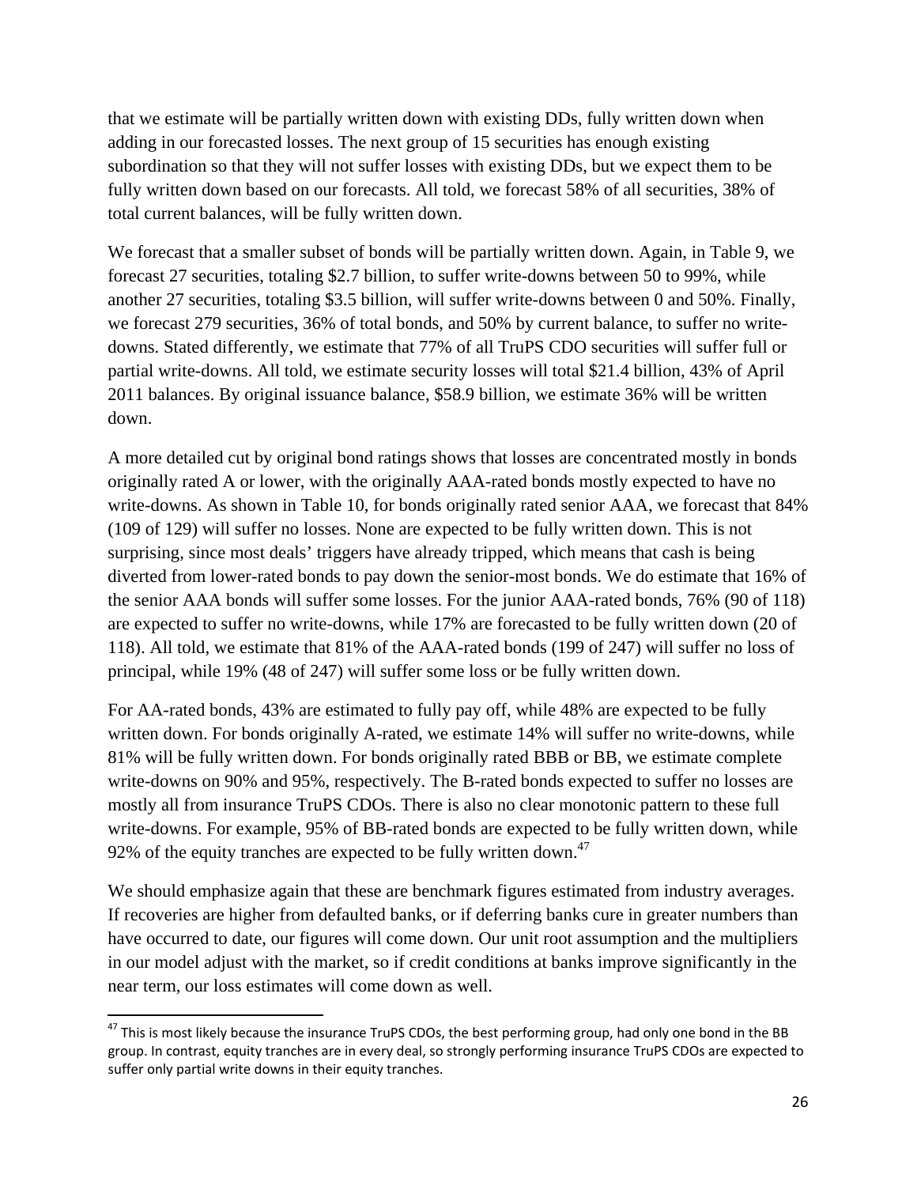that we estimate will be partially written down with existing DDs, fully written down when adding in our forecasted losses. The next group of 15 securities has enough existing subordination so that they will not suffer losses with existing DDs, but we expect them to be fully written down based on our forecasts. All told, we forecast 58% of all securities, 38% of total current balances, will be fully written down.

We forecast that a smaller subset of bonds will be partially written down. Again, in Table 9, we forecast 27 securities, totaling $2.7 billion, to suffer write-downs between 50 to 99%, while another 27 securities, totaling $3.5 billion, will suffer write-downs between 0 and 50%. Finally, we forecast 279 securities, 36% of total bonds, and 50% by current balance, to suffer no write-downs. Stated differently, we estimate that 77% of all TruPS CDO securities will suffer full or partial write-downs. All told, we estimate security losses will total $21.4 billion, 43% of April 2011 balances. By original issuance balance, $58.9 billion, we estimate 36% will be written down.

A more detailed cut by original bond ratings shows that losses are concentrated mostly in bonds originally rated A or lower, with the originally AAA-rated bonds mostly expected to have no write-downs. As shown in Table 10, for bonds originally rated senior AAA, we forecast that 84% (109 of 129) will suffer no losses. None are expected to be fully written down. This is not surprising, since most deals' triggers have already tripped, which means that cash is being diverted from lower-rated bonds to pay down the senior-most bonds. We do estimate that 16% of the senior AAA bonds will suffer some losses. For the junior AAA-rated bonds, 76% (90 of 118) are expected to suffer no write-downs, while 17% are forecasted to be fully written down (20 of 118). All told, we estimate that 81% of the AAA-rated bonds (199 of 247) will suffer no loss of principal, while 19% (48 of 247) will suffer some loss or be fully written down.

For AA-rated bonds, 43% are estimated to fully pay off, while 48% are expected to be fully written down. For bonds originally A-rated, we estimate 14% will suffer no write-downs, while 81% will be fully written down. For bonds originally rated BBB or BB, we estimate complete write-downs on 90% and 95%, respectively. The B-rated bonds expected to suffer no losses are mostly all from insurance TruPS CDOs. There is also no clear monotonic pattern to these full write-downs. For example, 95% of BB-rated bonds are expected to be fully written down, while 92% of the equity tranches are expected to be fully written down.[47]

We should emphasize again that these are benchmark figures estimated from industry averages. If recoveries are higher from defaulted banks, or if deferring banks cure in greater numbers than have occurred to date, our figures will come down. Our unit root assumption and the multipliers in our model adjust with the market, so if credit conditions at banks improve significantly in the near term, our loss estimates will come down as well.

[47] This is most likely because the insurance TruPS CDOs, the best performing group, had only one bond in the BB group. In contrast, equity tranches are in every deal, so strongly performing insurance TruPS CDOs are expected to suffer only partial write downs in their equity tranches.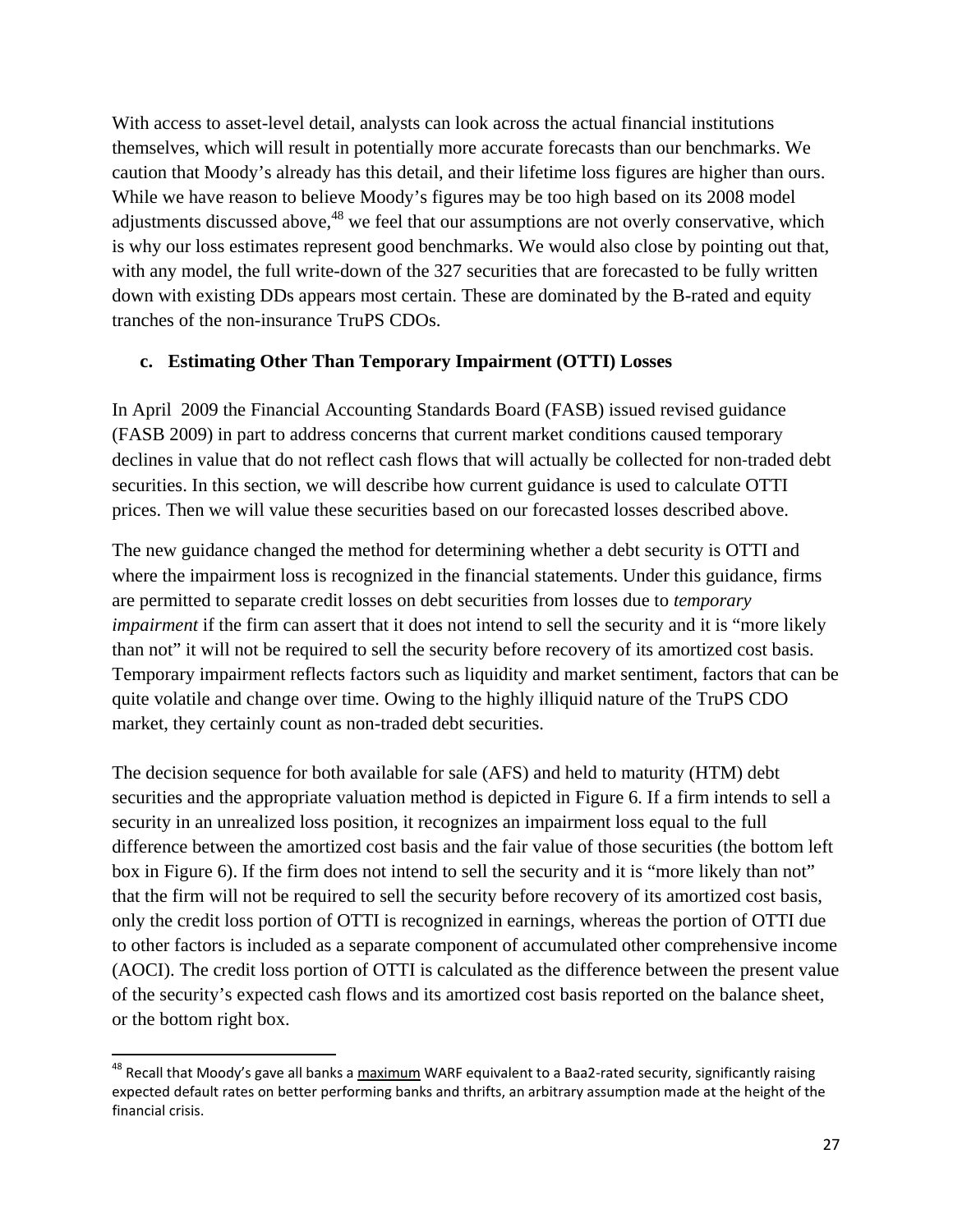With access to asset-level detail, analysts can look across the actual financial institutions themselves, which will result in potentially more accurate forecasts than our benchmarks. We caution that Moody's already has this detail, and their lifetime loss figures are higher than ours. While we have reason to believe Moody's figures may be too high based on its 2008 model adjustments discussed above,[48] we feel that our assumptions are not overly conservative, which is why our loss estimates represent good benchmarks. We would also close by pointing out that, with any model, the full write-down of the 327 securities that are forecasted to be fully written down with existing DDs appears most certain. These are dominated by the B-rated and equity tranches of the non-insurance TruPS CDOs.

### c. Estimating Other Than Temporary Impairment (OTTI) Losses

In April 2009 the Financial Accounting Standards Board (FASB) issued revised guidance (FASB 2009) in part to address concerns that current market conditions caused temporary declines in value that do not reflect cash flows that will actually be collected for non-traded debt securities. In this section, we will describe how current guidance is used to calculate OTTI prices. Then we will value these securities based on our forecasted losses described above.

The new guidance changed the method for determining whether a debt security is OTTI and where the impairment loss is recognized in the financial statements. Under this guidance, firms are permitted to separate credit losses on debt securities from losses due to *temporary impairment* if the firm can assert that it does not intend to sell the security and it is "more likely than not" it will not be required to sell the security before recovery of its amortized cost basis. Temporary impairment reflects factors such as liquidity and market sentiment, factors that can be quite volatile and change over time. Owing to the highly illiquid nature of the TruPS CDO market, they certainly count as non-traded debt securities.

The decision sequence for both available for sale (AFS) and held to maturity (HTM) debt securities and the appropriate valuation method is depicted in Figure 6. If a firm intends to sell a security in an unrealized loss position, it recognizes an impairment loss equal to the full difference between the amortized cost basis and the fair value of those securities (the bottom left box in Figure 6). If the firm does not intend to sell the security and it is "more likely than not" that the firm will not be required to sell the security before recovery of its amortized cost basis, only the credit loss portion of OTTI is recognized in earnings, whereas the portion of OTTI due to other factors is included as a separate component of accumulated other comprehensive income (AOCI). The credit loss portion of OTTI is calculated as the difference between the present value of the security's expected cash flows and its amortized cost basis reported on the balance sheet, or the bottom right box.

[48] Recall that Moody's gave all banks a maximum WARF equivalent to a Baa2-rated security, significantly raising expected default rates on better performing banks and thrifts, an arbitrary assumption made at the height of the financial crisis.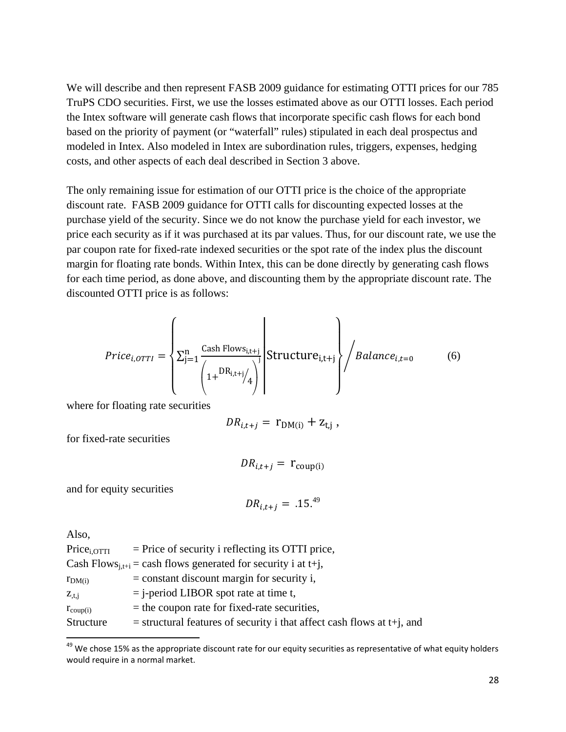We will describe and then represent FASB 2009 guidance for estimating OTTI prices for our 785 TruPS CDO securities. First, we use the losses estimated above as our OTTI losses. Each period the Intex software will generate cash flows that incorporate specific cash flows for each bond based on the priority of payment (or "waterfall" rules) stipulated in each deal prospectus and modeled in Intex. Also modeled in Intex are subordination rules, triggers, expenses, hedging costs, and other aspects of each deal described in Section 3 above.

The only remaining issue for estimation of our OTTI price is the choice of the appropriate discount rate. FASB 2009 guidance for OTTI calls for discounting expected losses at the purchase yield of the security. Since we do not know the purchase yield for each investor, we price each security as if it was purchased at its par values. Thus, for our discount rate, we use the par coupon rate for fixed-rate indexed securities or the spot rate of the index plus the discount margin for floating rate bonds. Within Intex, this can be done directly by generating cash flows for each time period, as done above, and discounting them by the appropriate discount rate. The discounted OTTI price is as follows:

$$Price_{i,OTTI} = \left\{ \sum_{j=1}^{n} \frac{\text{Cash Flows}_{i,t+j}}{\left(1+{}^{DR_{i,t+j}}/_{4}\right)^{j}} \middle| \text{Structure}_{i,t+j} \right\} \Big/ Balance_{i,t=0} \qquad (6)$$

where for floating rate securities

$$DR_{i,t+j} = r_{DM(i)} + z_{t,j} \ ,$$

for fixed-rate securities

$$DR_{i,t+j} = r_{coup(i)}$$

and for equity securities

$$DR_{i,t+j} = .15.$$ [49]

Also,

$Price_{i,OTTI}$ = Price of security i reflecting its OTTI price,
$\text{Cash Flows}_{j,t+i}$ = cash flows generated for security i at t+j,
$r_{DM(i)}$ = constant discount margin for security i,
$z_{,t,j}$ = j-period LIBOR spot rate at time t,
$r_{coup(i)}$ = the coupon rate for fixed-rate securities,
Structure = structural features of security i that affect cash flows at t+j, and

[49] We chose 15% as the appropriate discount rate for our equity securities as representative of what equity holders would require in a normal market.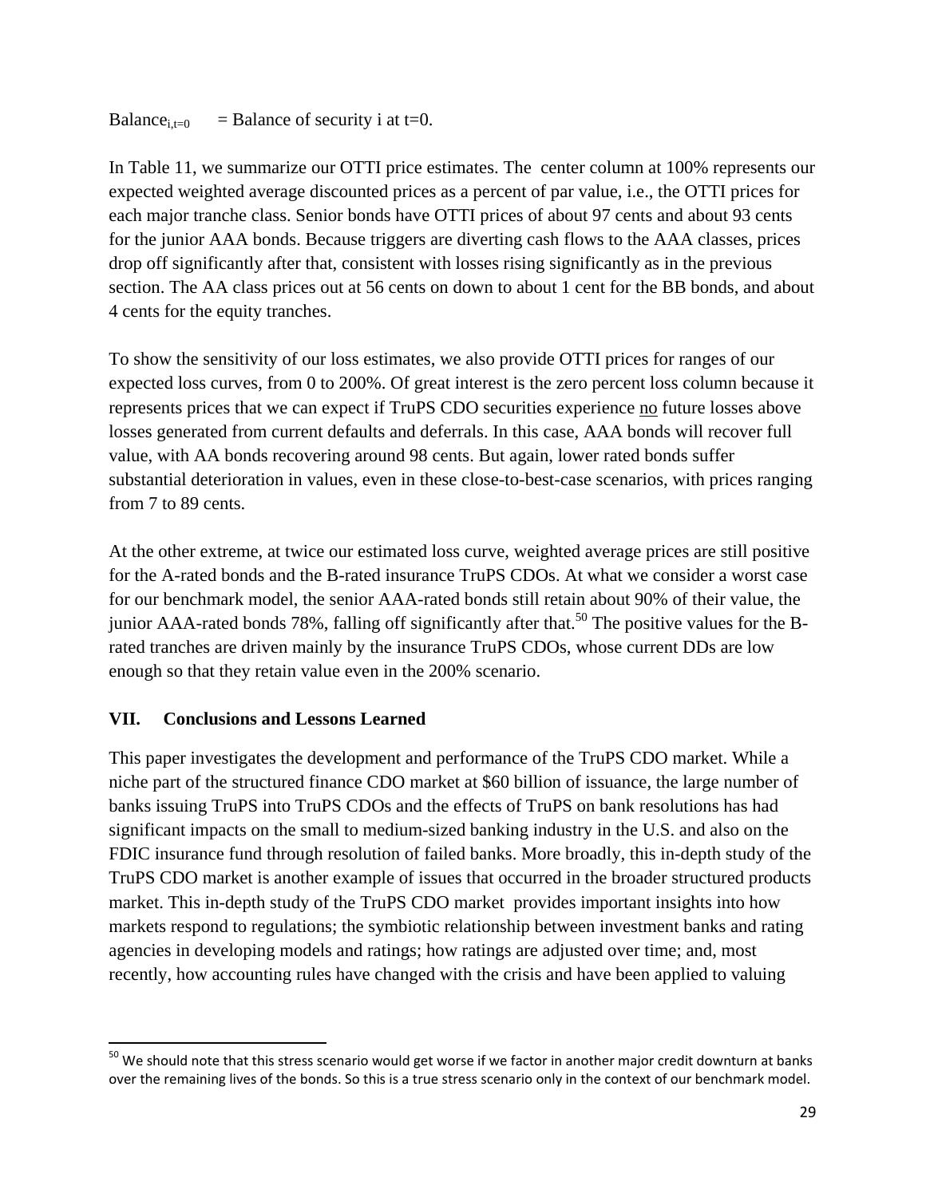$\text{Balance}_{i,t=0}$ = Balance of security i at t=0.

In Table 11, we summarize our OTTI price estimates. The center column at 100% represents our expected weighted average discounted prices as a percent of par value, i.e., the OTTI prices for each major tranche class. Senior bonds have OTTI prices of about 97 cents and about 93 cents for the junior AAA bonds. Because triggers are diverting cash flows to the AAA classes, prices drop off significantly after that, consistent with losses rising significantly as in the previous section. The AA class prices out at 56 cents on down to about 1 cent for the BB bonds, and about 4 cents for the equity tranches.

To show the sensitivity of our loss estimates, we also provide OTTI prices for ranges of our expected loss curves, from 0 to 200%. Of great interest is the zero percent loss column because it represents prices that we can expect if TruPS CDO securities experience no future losses above losses generated from current defaults and deferrals. In this case, AAA bonds will recover full value, with AA bonds recovering around 98 cents. But again, lower rated bonds suffer substantial deterioration in values, even in these close-to-best-case scenarios, with prices ranging from 7 to 89 cents.

At the other extreme, at twice our estimated loss curve, weighted average prices are still positive for the A-rated bonds and the B-rated insurance TruPS CDOs. At what we consider a worst case for our benchmark model, the senior AAA-rated bonds still retain about 90% of their value, the junior AAA-rated bonds 78%, falling off significantly after that.[50] The positive values for the B-rated tranches are driven mainly by the insurance TruPS CDOs, whose current DDs are low enough so that they retain value even in the 200% scenario.

## VII. Conclusions and Lessons Learned

This paper investigates the development and performance of the TruPS CDO market. While a niche part of the structured finance CDO market at $60 billion of issuance, the large number of banks issuing TruPS into TruPS CDOs and the effects of TruPS on bank resolutions has had significant impacts on the small to medium-sized banking industry in the U.S. and also on the FDIC insurance fund through resolution of failed banks. More broadly, this in-depth study of the TruPS CDO market is another example of issues that occurred in the broader structured products market. This in-depth study of the TruPS CDO market provides important insights into how markets respond to regulations; the symbiotic relationship between investment banks and rating agencies in developing models and ratings; how ratings are adjusted over time; and, most recently, how accounting rules have changed with the crisis and have been applied to valuing

[50] We should note that this stress scenario would get worse if we factor in another major credit downturn at banks over the remaining lives of the bonds. So this is a true stress scenario only in the context of our benchmark model.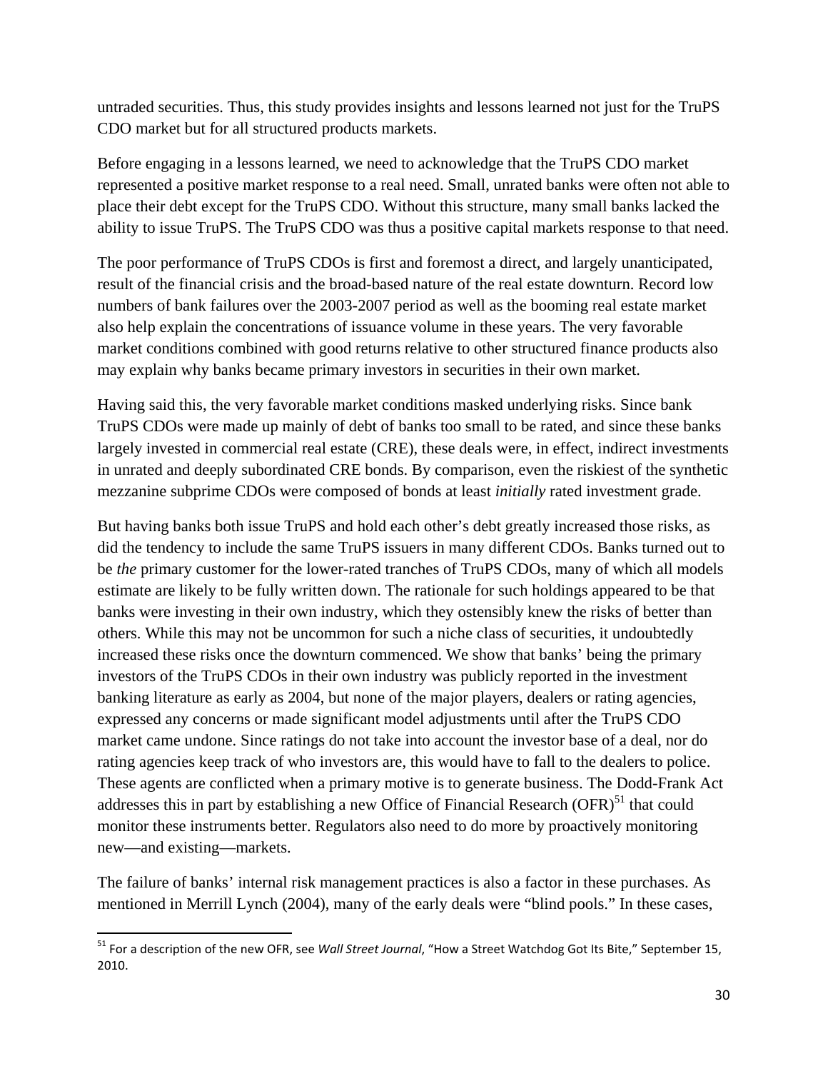untraded securities. Thus, this study provides insights and lessons learned not just for the TruPS CDO market but for all structured products markets.

Before engaging in a lessons learned, we need to acknowledge that the TruPS CDO market represented a positive market response to a real need. Small, unrated banks were often not able to place their debt except for the TruPS CDO. Without this structure, many small banks lacked the ability to issue TruPS. The TruPS CDO was thus a positive capital markets response to that need.

The poor performance of TruPS CDOs is first and foremost a direct, and largely unanticipated, result of the financial crisis and the broad-based nature of the real estate downturn. Record low numbers of bank failures over the 2003-2007 period as well as the booming real estate market also help explain the concentrations of issuance volume in these years. The very favorable market conditions combined with good returns relative to other structured finance products also may explain why banks became primary investors in securities in their own market.

Having said this, the very favorable market conditions masked underlying risks. Since bank TruPS CDOs were made up mainly of debt of banks too small to be rated, and since these banks largely invested in commercial real estate (CRE), these deals were, in effect, indirect investments in unrated and deeply subordinated CRE bonds. By comparison, even the riskiest of the synthetic mezzanine subprime CDOs were composed of bonds at least *initially* rated investment grade.

But having banks both issue TruPS and hold each other's debt greatly increased those risks, as did the tendency to include the same TruPS issuers in many different CDOs. Banks turned out to be *the* primary customer for the lower-rated tranches of TruPS CDOs, many of which all models estimate are likely to be fully written down. The rationale for such holdings appeared to be that banks were investing in their own industry, which they ostensibly knew the risks of better than others. While this may not be uncommon for such a niche class of securities, it undoubtedly increased these risks once the downturn commenced. We show that banks' being the primary investors of the TruPS CDOs in their own industry was publicly reported in the investment banking literature as early as 2004, but none of the major players, dealers or rating agencies, expressed any concerns or made significant model adjustments until after the TruPS CDO market came undone. Since ratings do not take into account the investor base of a deal, nor do rating agencies keep track of who investors are, this would have to fall to the dealers to police. These agents are conflicted when a primary motive is to generate business. The Dodd-Frank Act addresses this in part by establishing a new Office of Financial Research (OFR)[51] that could monitor these instruments better. Regulators also need to do more by proactively monitoring new—and existing—markets.

The failure of banks' internal risk management practices is also a factor in these purchases. As mentioned in Merrill Lynch (2004), many of the early deals were "blind pools." In these cases,

[51] For a description of the new OFR, see *Wall Street Journal*, "How a Street Watchdog Got Its Bite," September 15, 2010.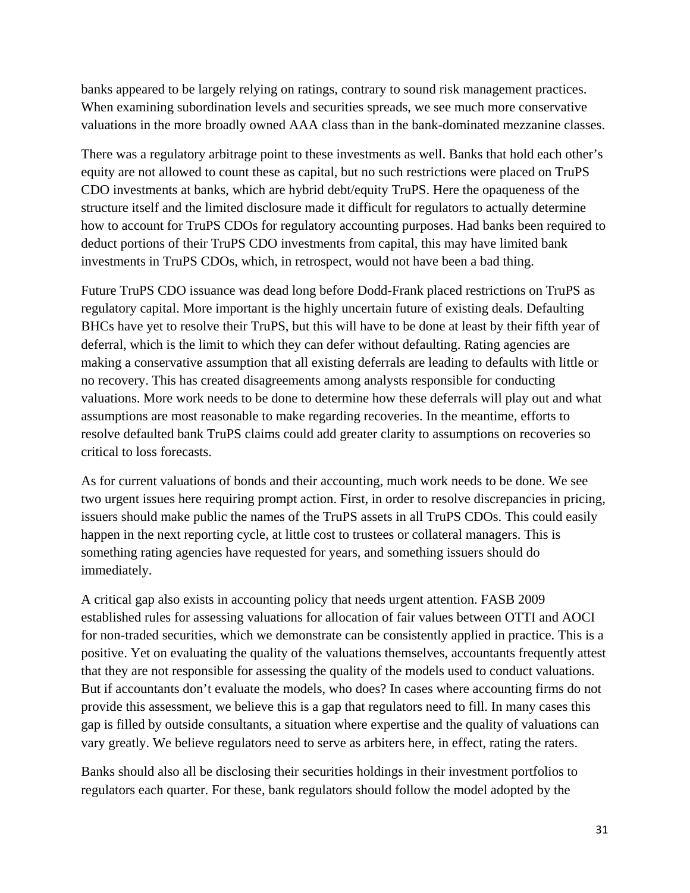banks appeared to be largely relying on ratings, contrary to sound risk management practices. When examining subordination levels and securities spreads, we see much more conservative valuations in the more broadly owned AAA class than in the bank-dominated mezzanine classes.

There was a regulatory arbitrage point to these investments as well. Banks that hold each other's equity are not allowed to count these as capital, but no such restrictions were placed on TruPS CDO investments at banks, which are hybrid debt/equity TruPS. Here the opaqueness of the structure itself and the limited disclosure made it difficult for regulators to actually determine how to account for TruPS CDOs for regulatory accounting purposes. Had banks been required to deduct portions of their TruPS CDO investments from capital, this may have limited bank investments in TruPS CDOs, which, in retrospect, would not have been a bad thing.

Future TruPS CDO issuance was dead long before Dodd-Frank placed restrictions on TruPS as regulatory capital. More important is the highly uncertain future of existing deals. Defaulting BHCs have yet to resolve their TruPS, but this will have to be done at least by their fifth year of deferral, which is the limit to which they can defer without defaulting. Rating agencies are making a conservative assumption that all existing deferrals are leading to defaults with little or no recovery. This has created disagreements among analysts responsible for conducting valuations. More work needs to be done to determine how these deferrals will play out and what assumptions are most reasonable to make regarding recoveries. In the meantime, efforts to resolve defaulted bank TruPS claims could add greater clarity to assumptions on recoveries so critical to loss forecasts.

As for current valuations of bonds and their accounting, much work needs to be done. We see two urgent issues here requiring prompt action. First, in order to resolve discrepancies in pricing, issuers should make public the names of the TruPS assets in all TruPS CDOs. This could easily happen in the next reporting cycle, at little cost to trustees or collateral managers. This is something rating agencies have requested for years, and something issuers should do immediately.

A critical gap also exists in accounting policy that needs urgent attention. FASB 2009 established rules for assessing valuations for allocation of fair values between OTTI and AOCI for non-traded securities, which we demonstrate can be consistently applied in practice. This is a positive. Yet on evaluating the quality of the valuations themselves, accountants frequently attest that they are not responsible for assessing the quality of the models used to conduct valuations. But if accountants don't evaluate the models, who does? In cases where accounting firms do not provide this assessment, we believe this is a gap that regulators need to fill. In many cases this gap is filled by outside consultants, a situation where expertise and the quality of valuations can vary greatly. We believe regulators need to serve as arbiters here, in effect, rating the raters.

Banks should also all be disclosing their securities holdings in their investment portfolios to regulators each quarter. For these, bank regulators should follow the model adopted by the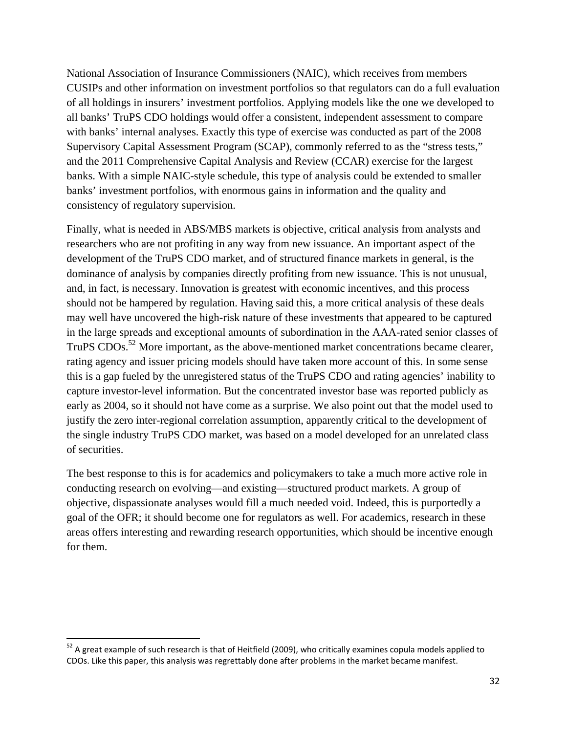National Association of Insurance Commissioners (NAIC), which receives from members CUSIPs and other information on investment portfolios so that regulators can do a full evaluation of all holdings in insurers' investment portfolios. Applying models like the one we developed to all banks' TruPS CDO holdings would offer a consistent, independent assessment to compare with banks' internal analyses. Exactly this type of exercise was conducted as part of the 2008 Supervisory Capital Assessment Program (SCAP), commonly referred to as the "stress tests," and the 2011 Comprehensive Capital Analysis and Review (CCAR) exercise for the largest banks. With a simple NAIC-style schedule, this type of analysis could be extended to smaller banks' investment portfolios, with enormous gains in information and the quality and consistency of regulatory supervision.

Finally, what is needed in ABS/MBS markets is objective, critical analysis from analysts and researchers who are not profiting in any way from new issuance. An important aspect of the development of the TruPS CDO market, and of structured finance markets in general, is the dominance of analysis by companies directly profiting from new issuance. This is not unusual, and, in fact, is necessary. Innovation is greatest with economic incentives, and this process should not be hampered by regulation. Having said this, a more critical analysis of these deals may well have uncovered the high-risk nature of these investments that appeared to be captured in the large spreads and exceptional amounts of subordination in the AAA-rated senior classes of TruPS CDOs.[52] More important, as the above-mentioned market concentrations became clearer, rating agency and issuer pricing models should have taken more account of this. In some sense this is a gap fueled by the unregistered status of the TruPS CDO and rating agencies' inability to capture investor-level information. But the concentrated investor base was reported publicly as early as 2004, so it should not have come as a surprise. We also point out that the model used to justify the zero inter-regional correlation assumption, apparently critical to the development of the single industry TruPS CDO market, was based on a model developed for an unrelated class of securities.

The best response to this is for academics and policymakers to take a much more active role in conducting research on evolving—and existing—structured product markets. A group of objective, dispassionate analyses would fill a much needed void. Indeed, this is purportedly a goal of the OFR; it should become one for regulators as well. For academics, research in these areas offers interesting and rewarding research opportunities, which should be incentive enough for them.

---

[52] A great example of such research is that of Heitfield (2009), who critically examines copula models applied to CDOs. Like this paper, this analysis was regrettably done after problems in the market became manifest.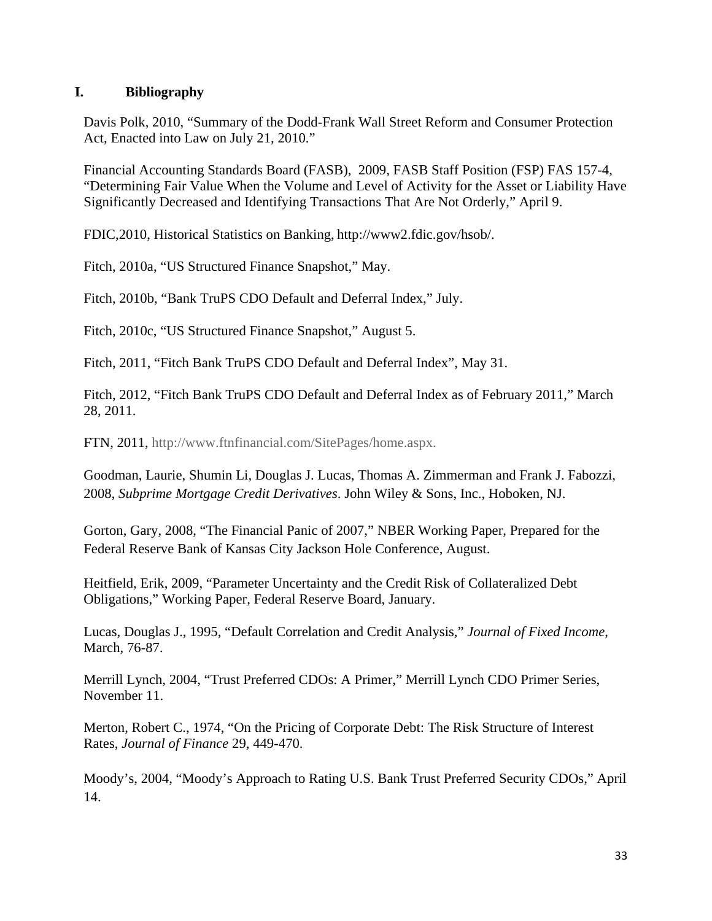## I. Bibliography

Davis Polk, 2010, "Summary of the Dodd-Frank Wall Street Reform and Consumer Protection Act, Enacted into Law on July 21, 2010."

Financial Accounting Standards Board (FASB), 2009, FASB Staff Position (FSP) FAS 157-4, "Determining Fair Value When the Volume and Level of Activity for the Asset or Liability Have Significantly Decreased and Identifying Transactions That Are Not Orderly," April 9.

FDIC,2010, Historical Statistics on Banking, http://www2.fdic.gov/hsob/.

Fitch, 2010a, "US Structured Finance Snapshot," May.

Fitch, 2010b, "Bank TruPS CDO Default and Deferral Index," July.

Fitch, 2010c, "US Structured Finance Snapshot," August 5.

Fitch, 2011, "Fitch Bank TruPS CDO Default and Deferral Index", May 31.

Fitch, 2012, "Fitch Bank TruPS CDO Default and Deferral Index as of February 2011," March 28, 2011.

FTN, 2011, http://www.ftnfinancial.com/SitePages/home.aspx.

Goodman, Laurie, Shumin Li, Douglas J. Lucas, Thomas A. Zimmerman and Frank J. Fabozzi, 2008, *Subprime Mortgage Credit Derivatives*. John Wiley & Sons, Inc., Hoboken, NJ.

Gorton, Gary, 2008, "The Financial Panic of 2007," NBER Working Paper, Prepared for the Federal Reserve Bank of Kansas City Jackson Hole Conference, August.

Heitfield, Erik, 2009, "Parameter Uncertainty and the Credit Risk of Collateralized Debt Obligations," Working Paper, Federal Reserve Board, January.

Lucas, Douglas J., 1995, "Default Correlation and Credit Analysis," *Journal of Fixed Income*, March, 76-87.

Merrill Lynch, 2004, "Trust Preferred CDOs: A Primer," Merrill Lynch CDO Primer Series, November 11.

Merton, Robert C., 1974, "On the Pricing of Corporate Debt: The Risk Structure of Interest Rates, *Journal of Finance* 29, 449-470.

Moody's, 2004, "Moody's Approach to Rating U.S. Bank Trust Preferred Security CDOs," April 14.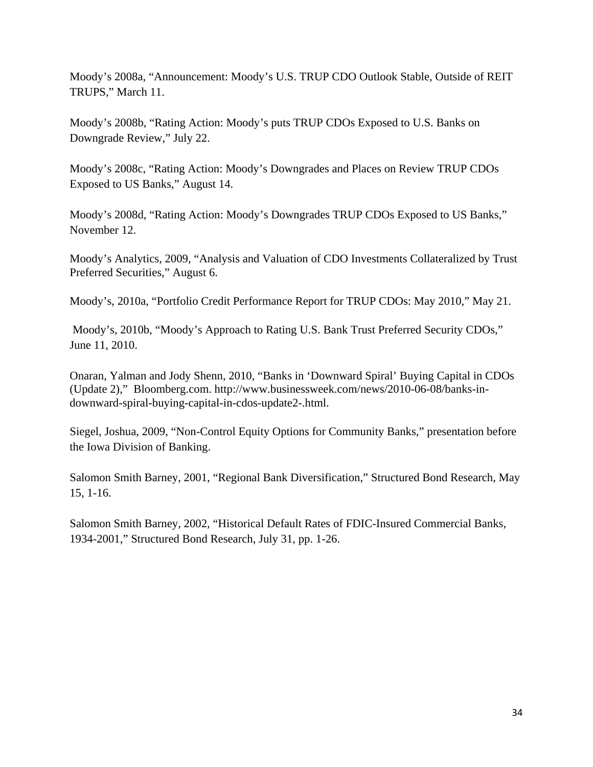Moody's 2008a, "Announcement: Moody's U.S. TRUP CDO Outlook Stable, Outside of REIT TRUPS," March 11.

Moody's 2008b, "Rating Action: Moody's puts TRUP CDOs Exposed to U.S. Banks on Downgrade Review," July 22.

Moody's 2008c, "Rating Action: Moody's Downgrades and Places on Review TRUP CDOs Exposed to US Banks," August 14.

Moody's 2008d, "Rating Action: Moody's Downgrades TRUP CDOs Exposed to US Banks," November 12.

Moody's Analytics, 2009, "Analysis and Valuation of CDO Investments Collateralized by Trust Preferred Securities," August 6.

Moody's, 2010a, "Portfolio Credit Performance Report for TRUP CDOs: May 2010," May 21.

Moody's, 2010b, "Moody's Approach to Rating U.S. Bank Trust Preferred Security CDOs," June 11, 2010.

Onaran, Yalman and Jody Shenn, 2010, "Banks in 'Downward Spiral' Buying Capital in CDOs (Update 2)," Bloomberg.com. http://www.businessweek.com/news/2010-06-08/banks-in-downward-spiral-buying-capital-in-cdos-update2-.html.

Siegel, Joshua, 2009, "Non-Control Equity Options for Community Banks," presentation before the Iowa Division of Banking.

Salomon Smith Barney, 2001, "Regional Bank Diversification," Structured Bond Research, May 15, 1-16.

Salomon Smith Barney, 2002, "Historical Default Rates of FDIC-Insured Commercial Banks, 1934-2001," Structured Bond Research, July 31, pp. 1-26.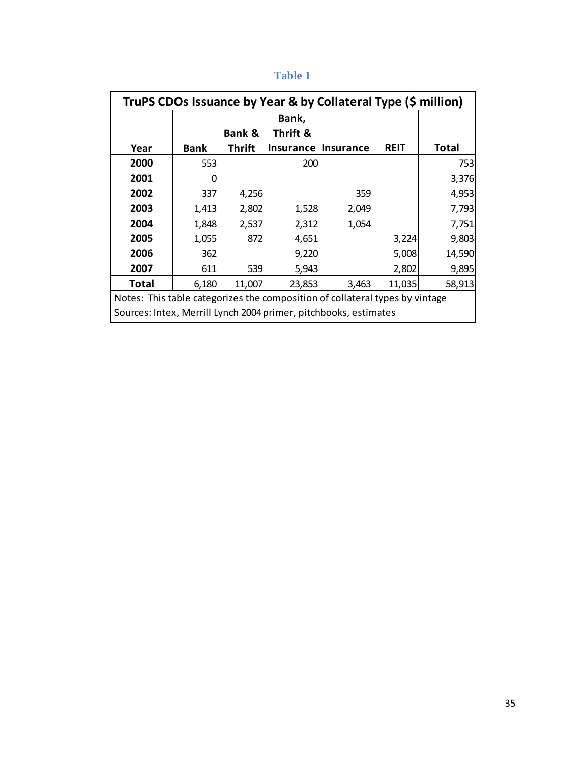# Table 1

| TruPS CDOs Issuance by Year & by Collateral Type ($ million) | | | | | | |
|---|---|---|---|---|---|---|
| Year | Bank | Bank & Thrift | Bank, Thrift & Insurance | Insurance | REIT | Total |
| **2000** | 553 | | 200 | | | 753 |
| **2001** | 0 | | | | | 3,376 |
| **2002** | 337 | 4,256 | | 359 | | 4,953 |
| **2003** | 1,413 | 2,802 | 1,528 | 2,049 | | 7,793 |
| **2004** | 1,848 | 2,537 | 2,312 | 1,054 | | 7,751 |
| **2005** | 1,055 | 872 | 4,651 | | 3,224 | 9,803 |
| **2006** | 362 | | 9,220 | | 5,008 | 14,590 |
| **2007** | 611 | 539 | 5,943 | | 2,802 | 9,895 |
| **Total** | 6,180 | 11,007 | 23,853 | 3,463 | 11,035 | 58,913 |

Notes: This table categorizes the composition of collateral types by vintage

Sources: Intex, Merrill Lynch 2004 primer, pitchbooks, estimates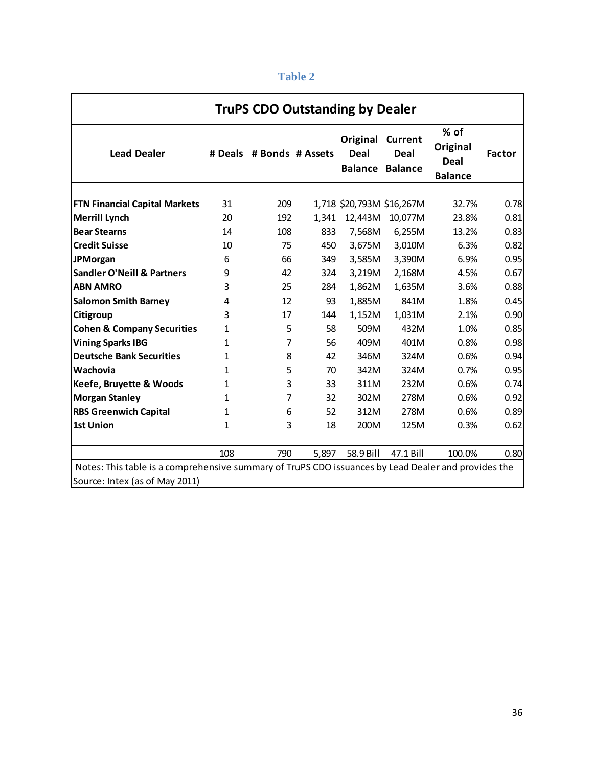**Table 2**

**TruPS CDO Outstanding by Dealer**

| Lead Dealer | # Deals | # Bonds | # Assets | Original Deal Balance | Current Deal Balance | % of Original Deal Balance | Factor |
|---|---|---|---|---|---|---|---|
| **FTN Financial Capital Markets** | 31 | 209 | 1,718 | $20,793M | $16,267M | 32.7% | 0.78 |
| **Merrill Lynch** | 20 | 192 | 1,341 | 12,443M | 10,077M | 23.8% | 0.81 |
| **Bear Stearns** | 14 | 108 | 833 | 7,568M | 6,255M | 13.2% | 0.83 |
| **Credit Suisse** | 10 | 75 | 450 | 3,675M | 3,010M | 6.3% | 0.82 |
| **JPMorgan** | 6 | 66 | 349 | 3,585M | 3,390M | 6.9% | 0.95 |
| **Sandler O'Neill & Partners** | 9 | 42 | 324 | 3,219M | 2,168M | 4.5% | 0.67 |
| **ABN AMRO** | 3 | 25 | 284 | 1,862M | 1,635M | 3.6% | 0.88 |
| **Salomon Smith Barney** | 4 | 12 | 93 | 1,885M | 841M | 1.8% | 0.45 |
| **Citigroup** | 3 | 17 | 144 | 1,152M | 1,031M | 2.1% | 0.90 |
| **Cohen & Company Securities** | 1 | 5 | 58 | 509M | 432M | 1.0% | 0.85 |
| **Vining Sparks IBG** | 1 | 7 | 56 | 409M | 401M | 0.8% | 0.98 |
| **Deutsche Bank Securities** | 1 | 8 | 42 | 346M | 324M | 0.6% | 0.94 |
| **Wachovia** | 1 | 5 | 70 | 342M | 324M | 0.7% | 0.95 |
| **Keefe, Bruyette & Woods** | 1 | 3 | 33 | 311M | 232M | 0.6% | 0.74 |
| **Morgan Stanley** | 1 | 7 | 32 | 302M | 278M | 0.6% | 0.92 |
| **RBS Greenwich Capital** | 1 | 6 | 52 | 312M | 278M | 0.6% | 0.89 |
| **1st Union** | 1 | 3 | 18 | 200M | 125M | 0.3% | 0.62 |
| | 108 | 790 | 5,897 | 58.9 Bill | 47.1 Bill | 100.0% | 0.80 |

Notes: This table is a comprehensive summary of TruPS CDO issuances by Lead Dealer and provides the

Source: Intex (as of May 2011)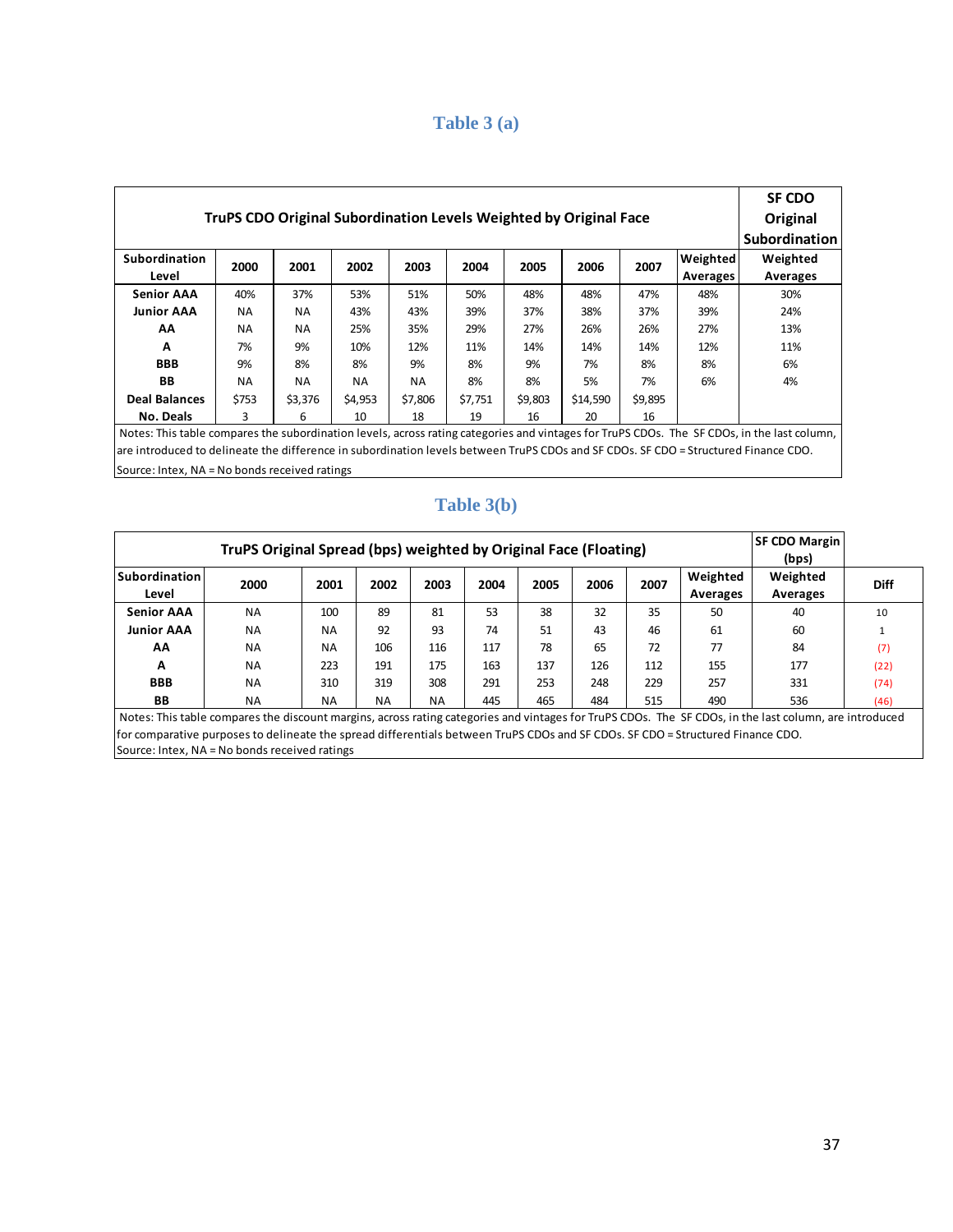## Table 3 (a)

| TruPS CDO Original Subordination Levels Weighted by Original Face | | | | | | | | | | SF CDO Original Subordination |
|---|---|---|---|---|---|---|---|---|---|---|
| Subordination Level | 2000 | 2001 | 2002 | 2003 | 2004 | 2005 | 2006 | 2007 | Weighted Averages | Weighted Averages |
| Senior AAA | 40% | 37% | 53% | 51% | 50% | 48% | 48% | 47% | 48% | 30% |
| Junior AAA | NA | NA | 43% | 43% | 39% | 37% | 38% | 37% | 39% | 24% |
| AA | NA | NA | 25% | 35% | 29% | 27% | 26% | 26% | 27% | 13% |
| A | 7% | 9% | 10% | 12% | 11% | 14% | 14% | 14% | 12% | 11% |
| BBB | 9% | 8% | 8% | 9% | 8% | 9% | 7% | 8% | 8% | 6% |
| BB | NA | NA | NA | NA | 8% | 8% | 5% | 7% | 6% | 4% |
| Deal Balances | $753 | $3,376 | $4,953 | $7,806 | $7,751 | $9,803 | $14,590 | $9,895 | | |
| No. Deals | 3 | 6 | 10 | 18 | 19 | 16 | 20 | 16 | | |

Notes: This table compares the subordination levels, across rating categories and vintages for TruPS CDOs. The SF CDOs, in the last column, are introduced to delineate the difference in subordination levels between TruPS CDOs and SF CDOs. SF CDO = Structured Finance CDO.
Source: Intex, NA = No bonds received ratings

## Table 3(b)

| TruPS Original Spread (bps) weighted by Original Face (Floating) | | | | | | | | | | SF CDO Margin (bps) | |
|---|---|---|---|---|---|---|---|---|---|---|---|
| Subordination Level | 2000 | 2001 | 2002 | 2003 | 2004 | 2005 | 2006 | 2007 | Weighted Averages | Weighted Averages | Diff |
| Senior AAA | NA | 100 | 89 | 81 | 53 | 38 | 32 | 35 | 50 | 40 | 10 |
| Junior AAA | NA | NA | 92 | 93 | 74 | 51 | 43 | 46 | 61 | 60 | 1 |
| AA | NA | NA | 106 | 116 | 117 | 78 | 65 | 72 | 77 | 84 | (7) |
| A | NA | 223 | 191 | 175 | 163 | 137 | 126 | 112 | 155 | 177 | (22) |
| BBB | NA | 310 | 319 | 308 | 291 | 253 | 248 | 229 | 257 | 331 | (74) |
| BB | NA | NA | NA | NA | 445 | 465 | 484 | 515 | 490 | 536 | (46) |

Notes: This table compares the discount margins, across rating categories and vintages for TruPS CDOs. The SF CDOs, in the last column, are introduced for comparative purposes to delineate the spread differentials between TruPS CDOs and SF CDOs. SF CDO = Structured Finance CDO.
Source: Intex, NA = No bonds received ratings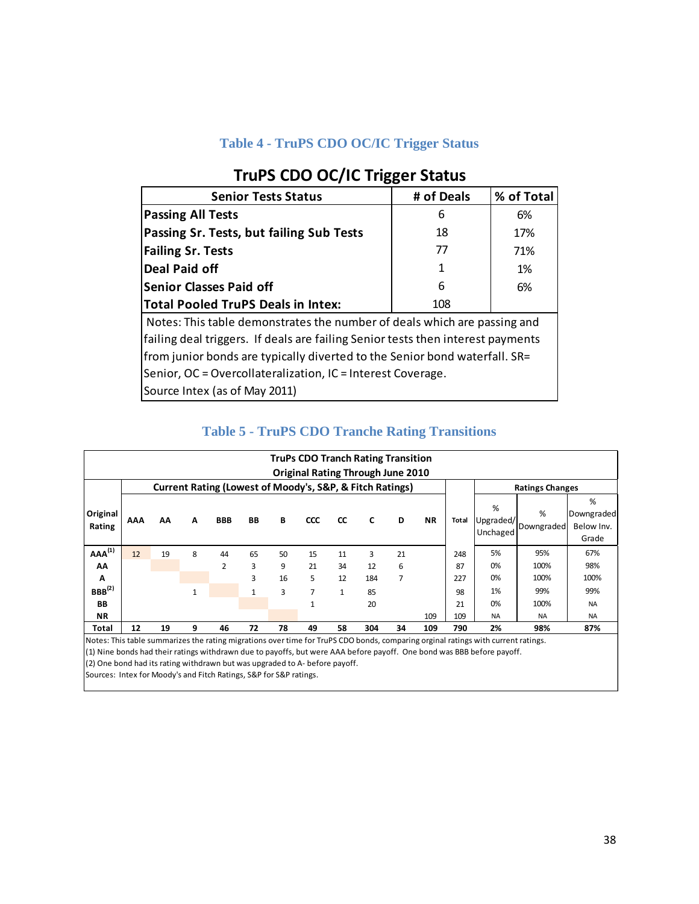### Table 4 - TruPS CDO OC/IC Trigger Status

**TruPS CDO OC/IC Trigger Status**

| Senior Tests Status | # of Deals | % of Total |
|---|---|---|
| **Passing All Tests** | 6 | 6% |
| **Passing Sr. Tests, but failing Sub Tests** | 18 | 17% |
| **Failing Sr. Tests** | 77 | 71% |
| **Deal Paid off** | 1 | 1% |
| **Senior Classes Paid off** | 6 | 6% |
| **Total Pooled TruPS Deals in Intex:** | 108 | |

Notes: This table demonstrates the number of deals which are passing and failing deal triggers. If deals are failing Senior tests then interest payments from junior bonds are typically diverted to the Senior bond waterfall. SR= Senior, OC = Overcollateralization, IC = Interest Coverage.
Source Intex (as of May 2011)

### Table 5 - TruPS CDO Tranche Rating Transitions

**TruPs CDO Tranch Rating Transition**
**Original Rating Through June 2010**

| | Current Rating (Lowest of Moody's, S&P, & Fitch Ratings) | | | | | | | | | | | | Ratings Changes | | |
|---|---|---|---|---|---|---|---|---|---|---|---|---|---|---|---|
| **Original Rating** | **AAA** | **AA** | **A** | **BBB** | **BB** | **B** | **CCC** | **CC** | **C** | **D** | **NR** | **Total** | % Upgraded/ Unchaged | % Downgraded | % Downgraded Below Inv. Grade |
| **AAA[1]** | 12 | 19 | 8 | 44 | 65 | 50 | 15 | 11 | 3 | 21 | | 248 | 5% | 95% | 67% |
| **AA** | | | | 2 | 3 | 9 | 21 | 34 | 12 | 6 | | 87 | 0% | 100% | 98% |
| **A** | | | | | 3 | 16 | 5 | 12 | 184 | 7 | | 227 | 0% | 100% | 100% |
| **BBB[2]** | | | 1 | | 1 | 3 | 7 | 1 | 85 | | | 98 | 1% | 99% | 99% |
| **BB** | | | | | | | 1 | | 20 | | | 21 | 0% | 100% | NA |
| **NR** | | | | | | | | | | | 109 | 109 | NA | NA | NA |
| **Total** | **12** | **19** | **9** | **46** | **72** | **78** | **49** | **58** | **304** | **34** | **109** | **790** | **2%** | **98%** | **87%** |

Notes: This table summarizes the rating migrations over time for TruPS CDO bonds, comparing orginal ratings with current ratings.
(1) Nine bonds had their ratings withdrawn due to payoffs, but were AAA before payoff. One bond was BBB before payoff.
(2) One bond had its rating withdrawn but was upgraded to A- before payoff.
Sources: Intex for Moody's and Fitch Ratings, S&P for S&P ratings.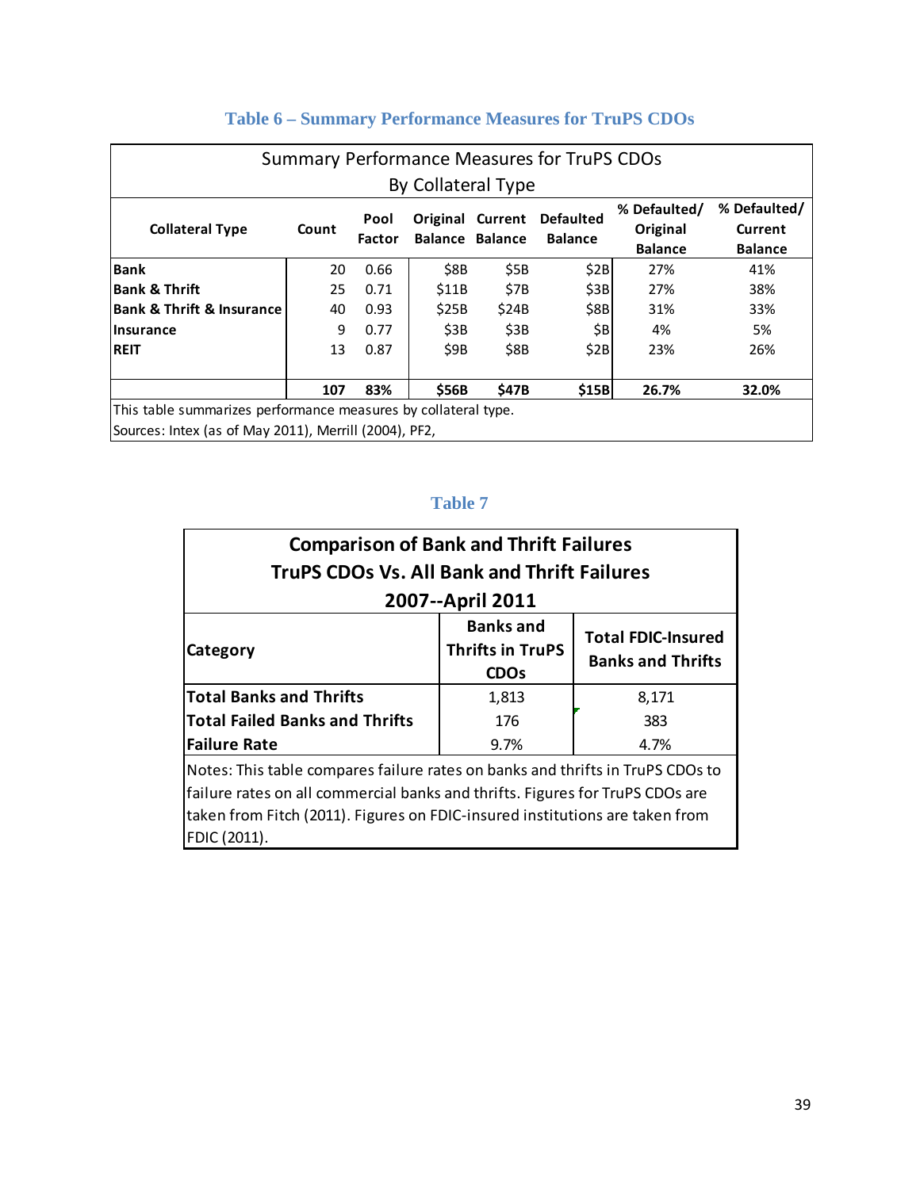### Table 6 – Summary Performance Measures for TruPS CDOs

| Summary Performance Measures for TruPS CDOs By Collateral Type | | | | | | | |
|---|---|---|---|---|---|---|---|
| **Collateral Type** | **Count** | **Pool Factor** | **Original Balance** | **Current Balance** | **Defaulted Balance** | **% Defaulted/ Original Balance** | **% Defaulted/ Current Balance** |
| **Bank** | 20 | 0.66 | $8B | $5B | $2B | 27% | 41% |
| **Bank & Thrift** | 25 | 0.71 | $11B | $7B | $3B | 27% | 38% |
| **Bank & Thrift & Insurance** | 40 | 0.93 | $25B | $24B | $8B | 31% | 33% |
| **Insurance** | 9 | 0.77 | $3B | $3B | $B | 4% | 5% |
| **REIT** | 13 | 0.87 | $9B | $8B | $2B | 23% | 26% |
| | **107** | **83%** | **$56B** | **$47B** | **$15B** | **26.7%** | **32.0%** |

This table summarizes performance measures by collateral type.
Sources: Intex (as of May 2011), Merrill (2004), PF2,

### Table 7

| Comparison of Bank and Thrift Failures TruPS CDOs Vs. All Bank and Thrift Failures 2007--April 2011 | | |
|---|---|---|
| **Category** | **Banks and Thrifts in TruPS CDOs** | **Total FDIC-Insured Banks and Thrifts** |
| **Total Banks and Thrifts** | 1,813 | 8,171 |
| **Total Failed Banks and Thrifts** | 176 | 383 |
| **Failure Rate** | 9.7% | 4.7% |

Notes: This table compares failure rates on banks and thrifts in TruPS CDOs to failure rates on all commercial banks and thrifts. Figures for TruPS CDOs are taken from Fitch (2011). Figures on FDIC-insured institutions are taken from FDIC (2011).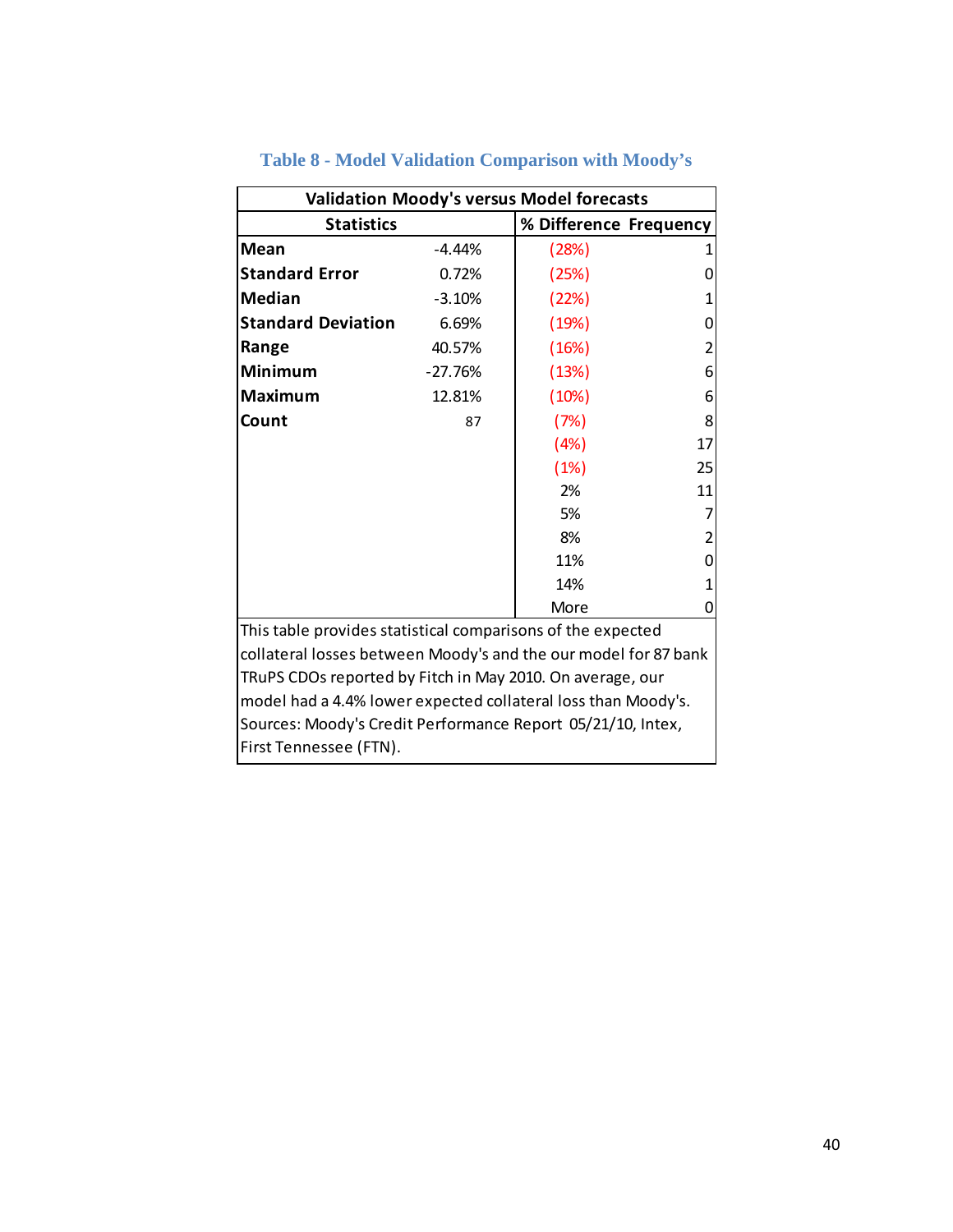**Table 8 - Model Validation Comparison with Moody's**

| Validation Moody's versus Model forecasts | | | |
|---|---|---|---|
| **Statistics** | | **% Difference** | **Frequency** |
| **Mean** | -4.44% | (28%) | 1 |
| **Standard Error** | 0.72% | (25%) | 0 |
| **Median** | -3.10% | (22%) | 1 |
| **Standard Deviation** | 6.69% | (19%) | 0 |
| **Range** | 40.57% | (16%) | 2 |
| **Minimum** | -27.76% | (13%) | 6 |
| **Maximum** | 12.81% | (10%) | 6 |
| **Count** | 87 | (7%) | 8 |
| | | (4%) | 17 |
| | | (1%) | 25 |
| | | 2% | 11 |
| | | 5% | 7 |
| | | 8% | 2 |
| | | 11% | 0 |
| | | 14% | 1 |
| | | More | 0 |

This table provides statistical comparisons of the expected collateral losses between Moody's and the our model for 87 bank TRuPS CDOs reported by Fitch in May 2010. On average, our model had a 4.4% lower expected collateral loss than Moody's. Sources: Moody's Credit Performance Report 05/21/10, Intex, First Tennessee (FTN).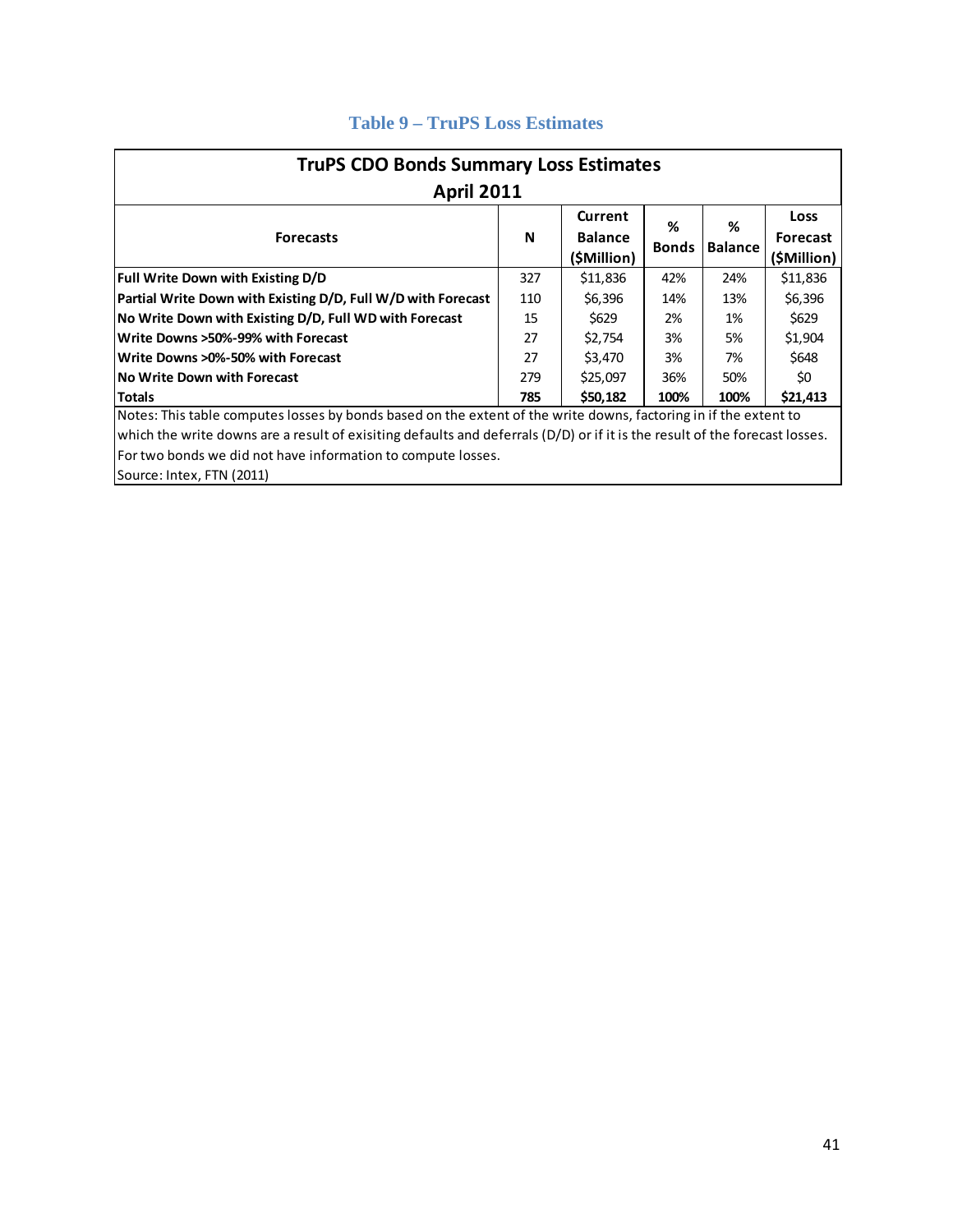### Table 9 – TruPS Loss Estimates

| TruPS CDO Bonds Summary Loss Estimates April 2011 | | | | | |
|---|---|---|---|---|---|
| **Forecasts** | **N** | **Current Balance ($Million)** | **% Bonds** | **% Balance** | **Loss Forecast ($Million)** |
| **Full Write Down with Existing D/D** | 327 | $11,836 | 42% | 24% | $11,836 |
| **Partial Write Down with Existing D/D, Full W/D with Forecast** | 110 | $6,396 | 14% | 13% | $6,396 |
| **No Write Down with Existing D/D, Full WD with Forecast** | 15 | $629 | 2% | 1% | $629 |
| **Write Downs >50%-99% with Forecast** | 27 | $2,754 | 3% | 5% | $1,904 |
| **Write Downs >0%-50% with Forecast** | 27 | $3,470 | 3% | 7% | $648 |
| **No Write Down with Forecast** | 279 | $25,097 | 36% | 50% | $0 |
| **Totals** | **785** | **$50,182** | **100%** | **100%** | **$21,413** |

Notes: This table computes losses by bonds based on the extent of the write downs, factoring in if the extent to which the write downs are a result of exisiting defaults and deferrals (D/D) or if it is the result of the forecast losses. For two bonds we did not have information to compute losses.

Source: Intex, FTN (2011)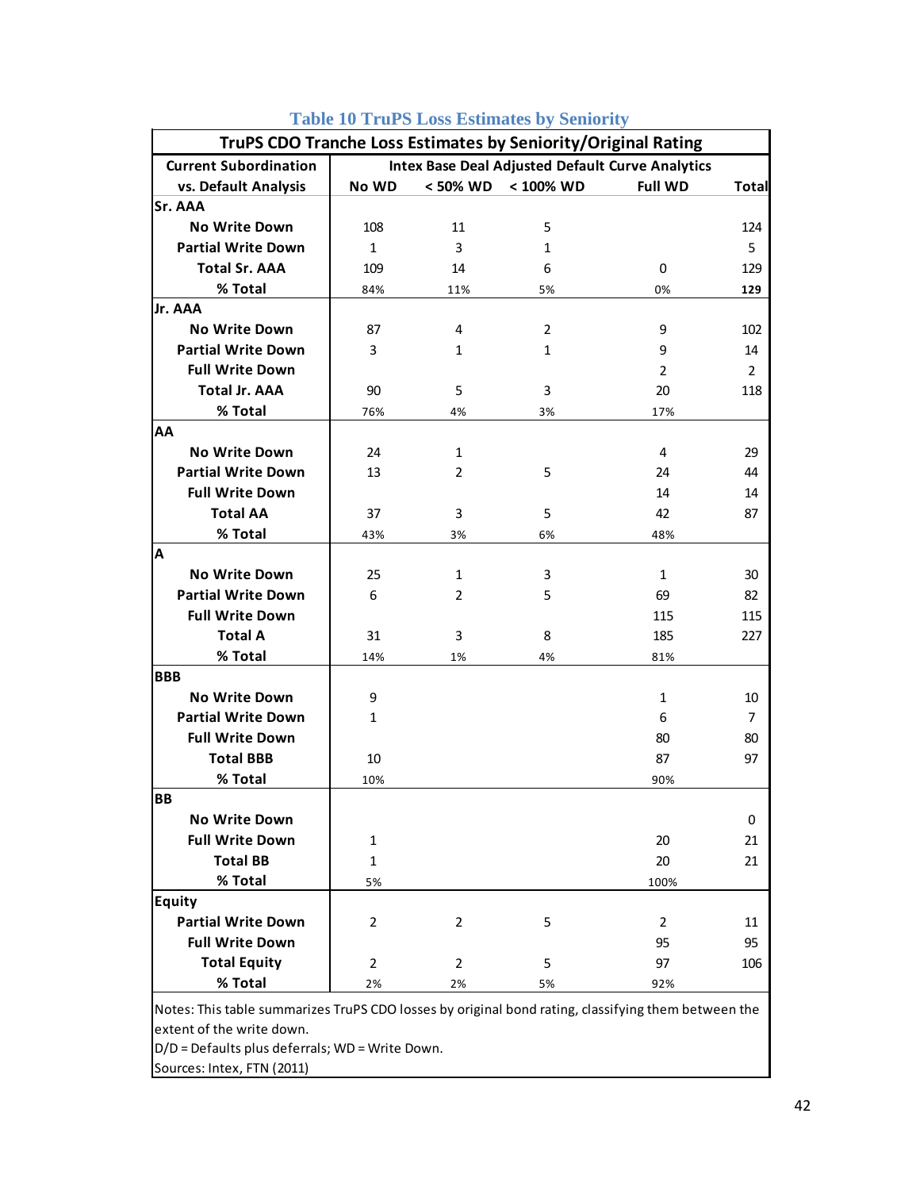### Table 10 TruPS Loss Estimates by Seniority

| TruPS CDO Tranche Loss Estimates by Seniority/Original Rating | | | | | |
|---|---|---|---|---|---|
| Current Subordination vs. Default Analysis | Intex Base Deal Adjusted Default Curve Analytics | | | | |
| | No WD | < 50% WD | < 100% WD | Full WD | Total |
| **Sr. AAA** | | | | | |
| No Write Down | 108 | 11 | 5 | | 124 |
| Partial Write Down | 1 | 3 | 1 | | 5 |
| Total Sr. AAA | 109 | 14 | 6 | 0 | 129 |
| % Total | 84% | 11% | 5% | 0% | 129 |
| **Jr. AAA** | | | | | |
| No Write Down | 87 | 4 | 2 | 9 | 102 |
| Partial Write Down | 3 | 1 | 1 | 9 | 14 |
| Full Write Down | | | | 2 | 2 |
| Total Jr. AAA | 90 | 5 | 3 | 20 | 118 |
| % Total | 76% | 4% | 3% | 17% | |
| **AA** | | | | | |
| No Write Down | 24 | 1 | | 4 | 29 |
| Partial Write Down | 13 | 2 | 5 | 24 | 44 |
| Full Write Down | | | | 14 | 14 |
| Total AA | 37 | 3 | 5 | 42 | 87 |
| % Total | 43% | 3% | 6% | 48% | |
| **A** | | | | | |
| No Write Down | 25 | 1 | 3 | 1 | 30 |
| Partial Write Down | 6 | 2 | 5 | 69 | 82 |
| Full Write Down | | | | 115 | 115 |
| Total A | 31 | 3 | 8 | 185 | 227 |
| % Total | 14% | 1% | 4% | 81% | |
| **BBB** | | | | | |
| No Write Down | 9 | | | 1 | 10 |
| Partial Write Down | 1 | | | 6 | 7 |
| Full Write Down | | | | 80 | 80 |
| Total BBB | 10 | | | 87 | 97 |
| % Total | 10% | | | 90% | |
| **BB** | | | | | |
| No Write Down | | | | | 0 |
| Full Write Down | 1 | | | 20 | 21 |
| Total BB | 1 | | | 20 | 21 |
| % Total | 5% | | | 100% | |
| **Equity** | | | | | |
| Partial Write Down | 2 | 2 | 5 | 2 | 11 |
| Full Write Down | | | | 95 | 95 |
| Total Equity | 2 | 2 | 5 | 97 | 106 |
| % Total | 2% | 2% | 5% | 92% | |

Notes: This table summarizes TruPS CDO losses by original bond rating, classifying them between the extent of the write down.
D/D = Defaults plus deferrals; WD = Write Down.
Sources: Intex, FTN (2011)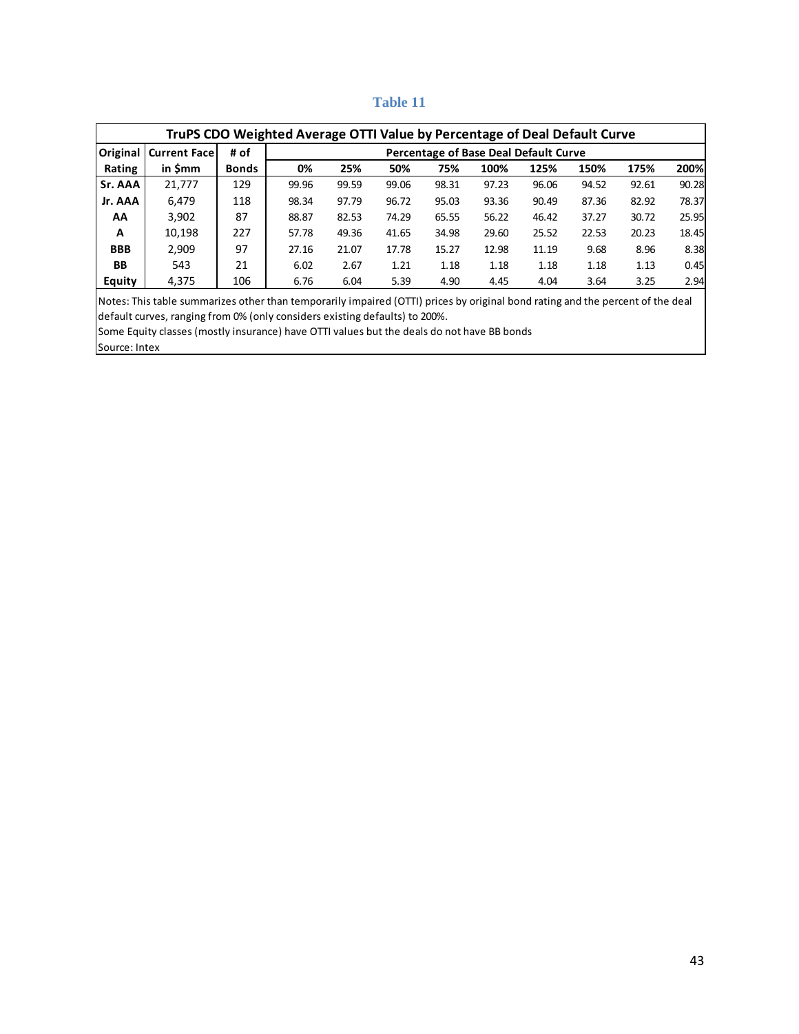**Table 11**

| TruPS CDO Weighted Average OTTI Value by Percentage of Deal Default Curve | | | | | | | | | | | |
|---|---|---|---|---|---|---|---|---|---|---|---|
| Original | Current Face | # of | Percentage of Base Deal Default Curve | | | | | | | | |
| Rating | in $mm | Bonds | 0% | 25% | 50% | 75% | 100% | 125% | 150% | 175% | 200% |
| Sr. AAA | 21,777 | 129 | 99.96 | 99.59 | 99.06 | 98.31 | 97.23 | 96.06 | 94.52 | 92.61 | 90.28 |
| Jr. AAA | 6,479 | 118 | 98.34 | 97.79 | 96.72 | 95.03 | 93.36 | 90.49 | 87.36 | 82.92 | 78.37 |
| AA | 3,902 | 87 | 88.87 | 82.53 | 74.29 | 65.55 | 56.22 | 46.42 | 37.27 | 30.72 | 25.95 |
| A | 10,198 | 227 | 57.78 | 49.36 | 41.65 | 34.98 | 29.60 | 25.52 | 22.53 | 20.23 | 18.45 |
| BBB | 2,909 | 97 | 27.16 | 21.07 | 17.78 | 15.27 | 12.98 | 11.19 | 9.68 | 8.96 | 8.38 |
| BB | 543 | 21 | 6.02 | 2.67 | 1.21 | 1.18 | 1.18 | 1.18 | 1.18 | 1.13 | 0.45 |
| Equity | 4,375 | 106 | 6.76 | 6.04 | 5.39 | 4.90 | 4.45 | 4.04 | 3.64 | 3.25 | 2.94 |

Notes: This table summarizes other than temporarily impaired (OTTI) prices by original bond rating and the percent of the deal default curves, ranging from 0% (only considers existing defaults) to 200%.
Some Equity classes (mostly insurance) have OTTI values but the deals do not have BB bonds
Source: Intex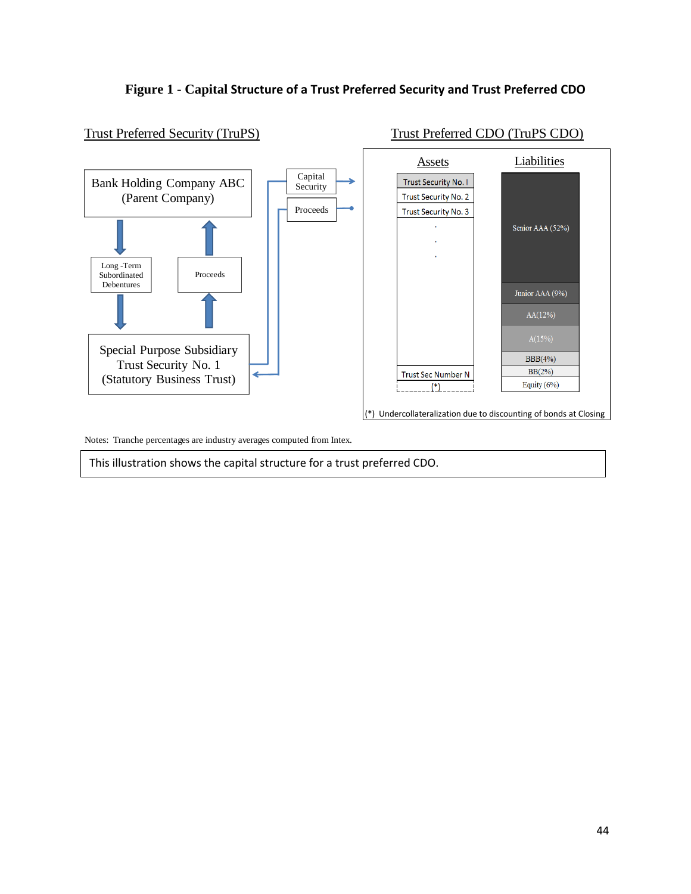**Figure 1 - Capital Structure of a Trust Preferred Security and Trust Preferred CDO**

Trust Preferred Security (TruPS)

Bank Holding Company ABC (Parent Company)

Long -Term Subordinated Debentures

Proceeds

Special Purpose Subsidiary Trust Security No. 1 (Statutory Business Trust)

Capital Security

Proceeds

Trust Preferred CDO (TruPS CDO)

| Assets | Liabilities |
|---|---|
| Trust Security No. I | Senior AAA (52%) |
| Trust Security No. 2 | Junior AAA (9%) |
| Trust Security No. 3 | AA(12%) |
| . . . | A(15%) |
| Trust Sec Number N | BBB(4%) |
| (*) | BB(2%) |
| | Equity (6%) |

(*) Undercollateralization due to discounting of bonds at Closing

Notes: Tranche percentages are industry averages computed from Intex.

This illustration shows the capital structure for a trust preferred CDO.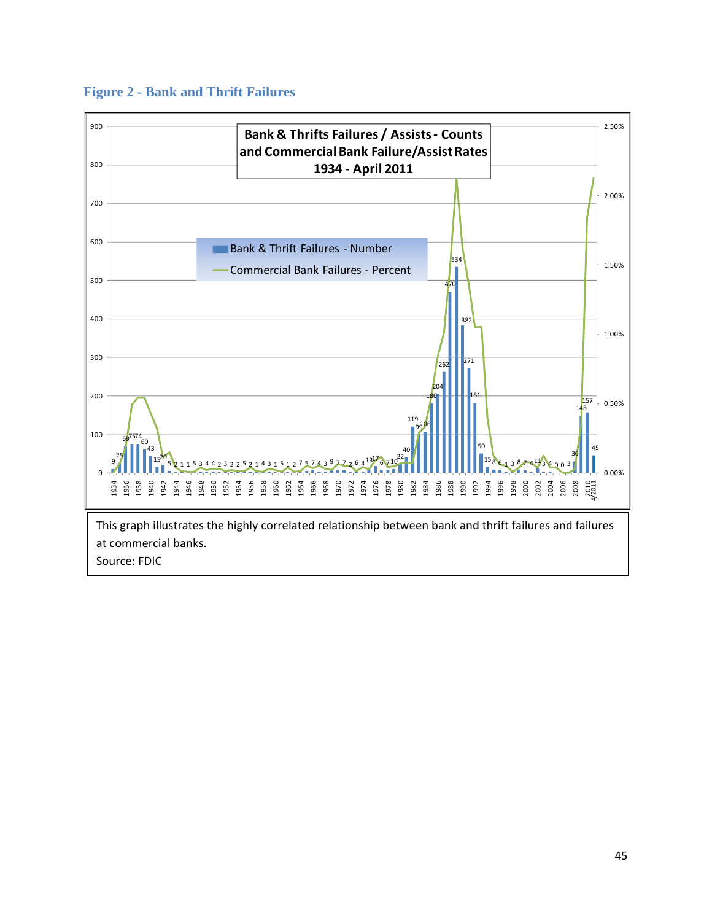## Figure 2 - Bank and Thrift Failures

**Bank & Thrifts Failures / Assists - Counts and Commercial Bank Failure/Assist Rates 1934 - April 2011**

This graph illustrates the highly correlated relationship between bank and thrift failures and failures at commercial banks.

Source: FDIC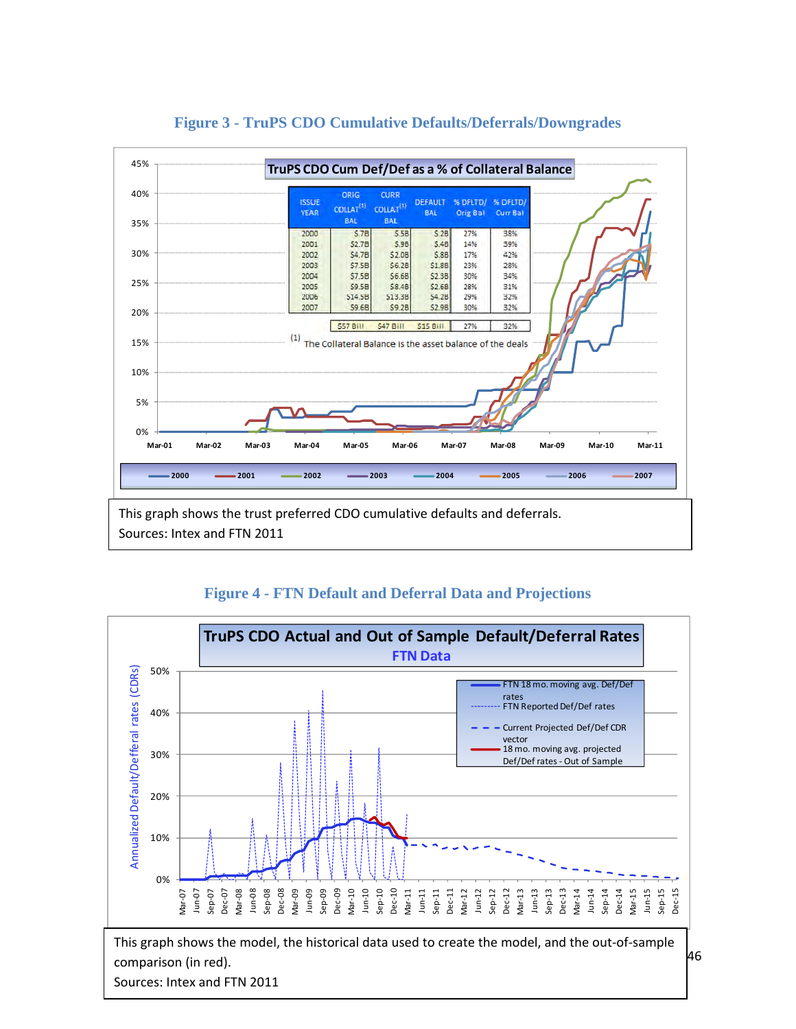## Figure 3 - TruPS CDO Cumulative Defaults/Deferrals/Downgrades

**TruPS CDO Cum Def/Def as a % of Collateral Balance**

| ISSUE YEAR | ORIG COLLAT[1] BAL | CURR COLLAT[1] BAL | DEFAULT BAL | % DFLTD/ Orig Bal | % DFLTD/ Curr Bal |
|---|---|---|---|---|---|
| 2000 | $.7B | $.5B | $.2B | 27% | 38% |
| 2001 | $2.7B | $.9B | $.4B | 14% | 39% |
| 2002 | $4.7B | $2.0B | $.8B | 17% | 42% |
| 2003 | $7.5B | $6.2B | $1.8B | 23% | 28% |
| 2004 | $7.5B | $6.6B | $2.3B | 30% | 34% |
| 2005 | $9.5B | $8.4B | $2.6B | 28% | 31% |
| 2006 | $14.5B | $13.3B | $4.2B | 29% | 32% |
| 2007 | $9.6B | $9.2B | $2.9B | 30% | 32% |
| | $57 Bill | $47 Bill | $15 Bill | 27% | 32% |

(1) The Collateral Balance is the asset balance of the deals

This graph shows the trust preferred CDO cumulative defaults and deferrals.
Sources: Intex and FTN 2011

## Figure 4 - FTN Default and Deferral Data and Projections

**TruPS CDO Actual and Out of Sample Default/Deferral Rates**
**FTN Data**

This graph shows the model, the historical data used to create the model, and the out-of-sample comparison (in red).
Sources: Intex and FTN 2011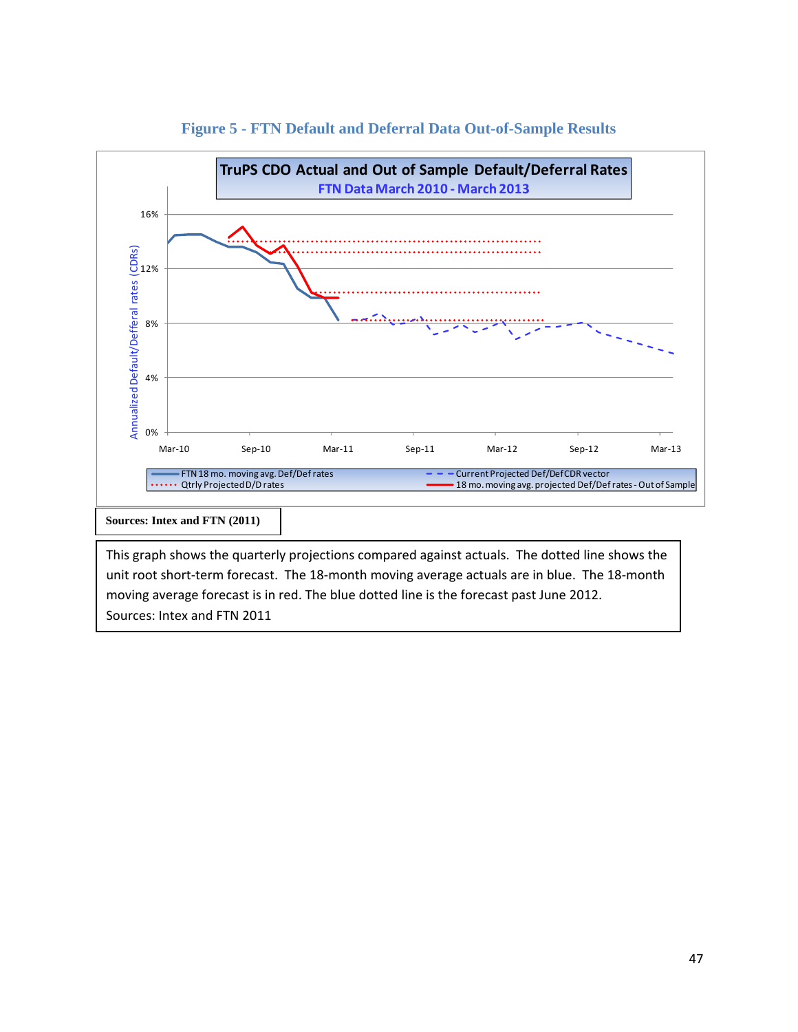### Figure 5 - FTN Default and Deferral Data Out-of-Sample Results

**Sources: Intex and FTN (2011)**

This graph shows the quarterly projections compared against actuals. The dotted line shows the unit root short-term forecast. The 18-month moving average actuals are in blue. The 18-month moving average forecast is in red. The blue dotted line is the forecast past June 2012.
Sources: Intex and FTN 2011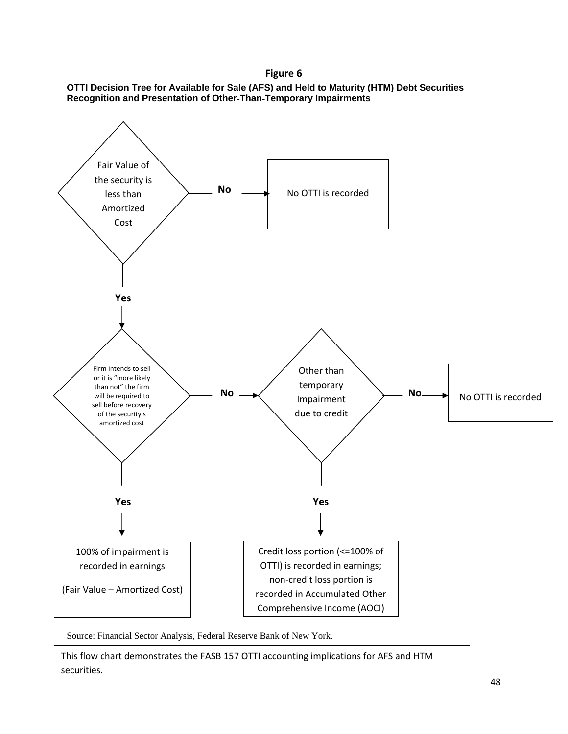**Figure 6**

**OTTI Decision Tree for Available for Sale (AFS) and Held to Maturity (HTM) Debt Securities Recognition and Presentation of Other-Than-Temporary Impairments**

Fair Value of the security is less than Amortized Cost

No

No OTTI is recorded

Yes

Firm Intends to sell or it is "more likely than not" the firm will be required to sell before recovery of the security's amortized cost

No

Other than temporary Impairment due to credit

No

No OTTI is recorded

Yes

Yes

100% of impairment is recorded in earnings

(Fair Value – Amortized Cost)

Credit loss portion (<=100% of OTTI) is recorded in earnings; non-credit loss portion is recorded in Accumulated Other Comprehensive Income (AOCI)

Source: Financial Sector Analysis, Federal Reserve Bank of New York.

This flow chart demonstrates the FASB 157 OTTI accounting implications for AFS and HTM securities.